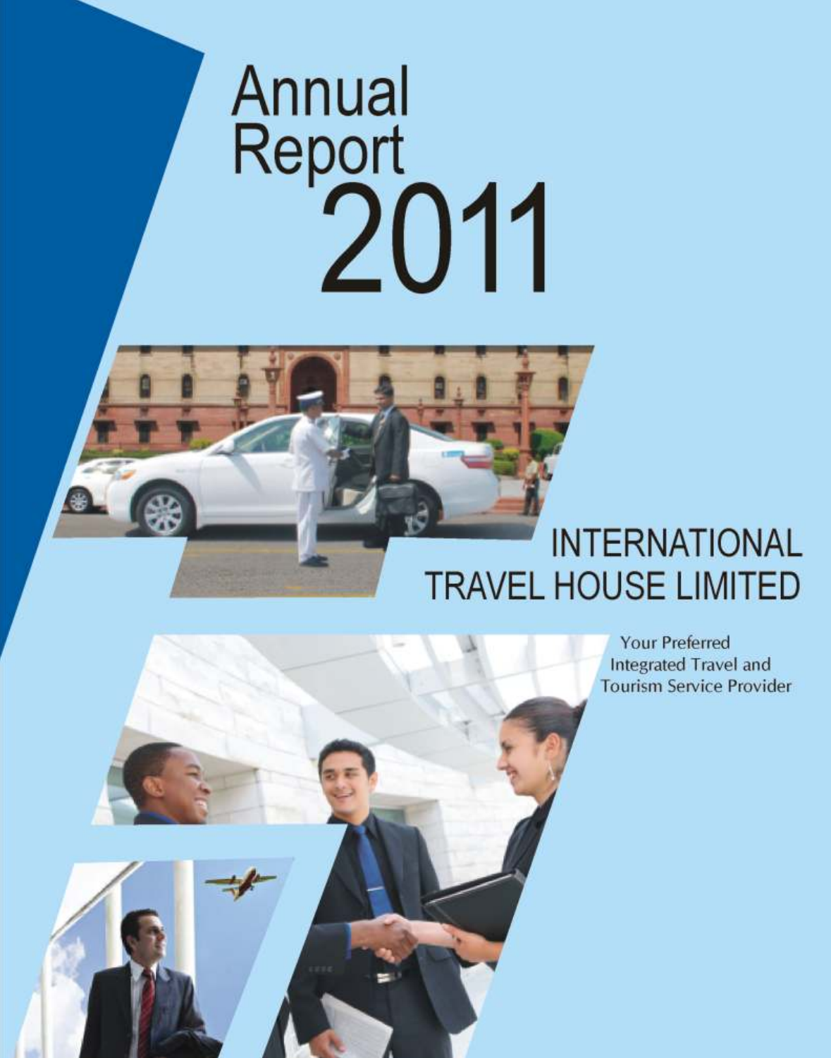# Annual Report 2011

## INTERNATIONAL TRAVEL HOUSE LIMITED

Your Preferred Integrated Travel and Tourism Service Provider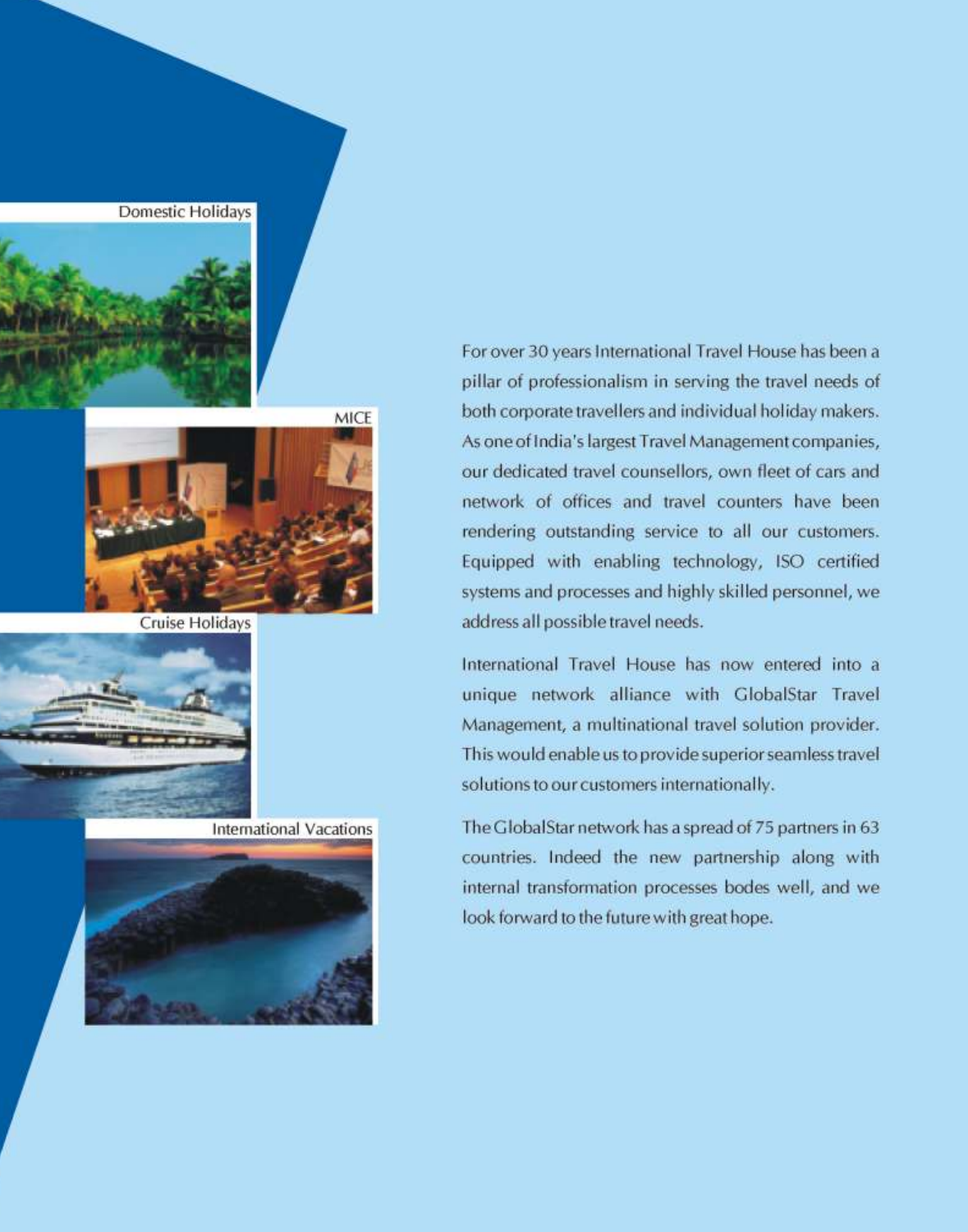Domestic Holidays

MICE

Cruise Holidays

International Vacations

For over 30 years International Travel House has been a pillar of professionalism in serving the travel needs of both corporate travellers and individual holiday makers. As one of India's largest Travel Management companies, our dedicated travel counsellors, own fleet of cars and network of offices and travel counters have been rendering outstanding service to all our customers. Equipped with enabling technology, ISO certified systems and processes and highly skilled personnel, we address all possible travel needs.

International Travel House has now entered into a unique network alliance with GlobalStar Travel Management, a multinational travel solution provider. This would enable us to provide superior seamless travel solutions to our customers internationally.

The GlobalStar network has a spread of 75 partners in 63 countries. Indeed the new partnership along with internal transformation processes bodes well, and we look forward to the future with great hope.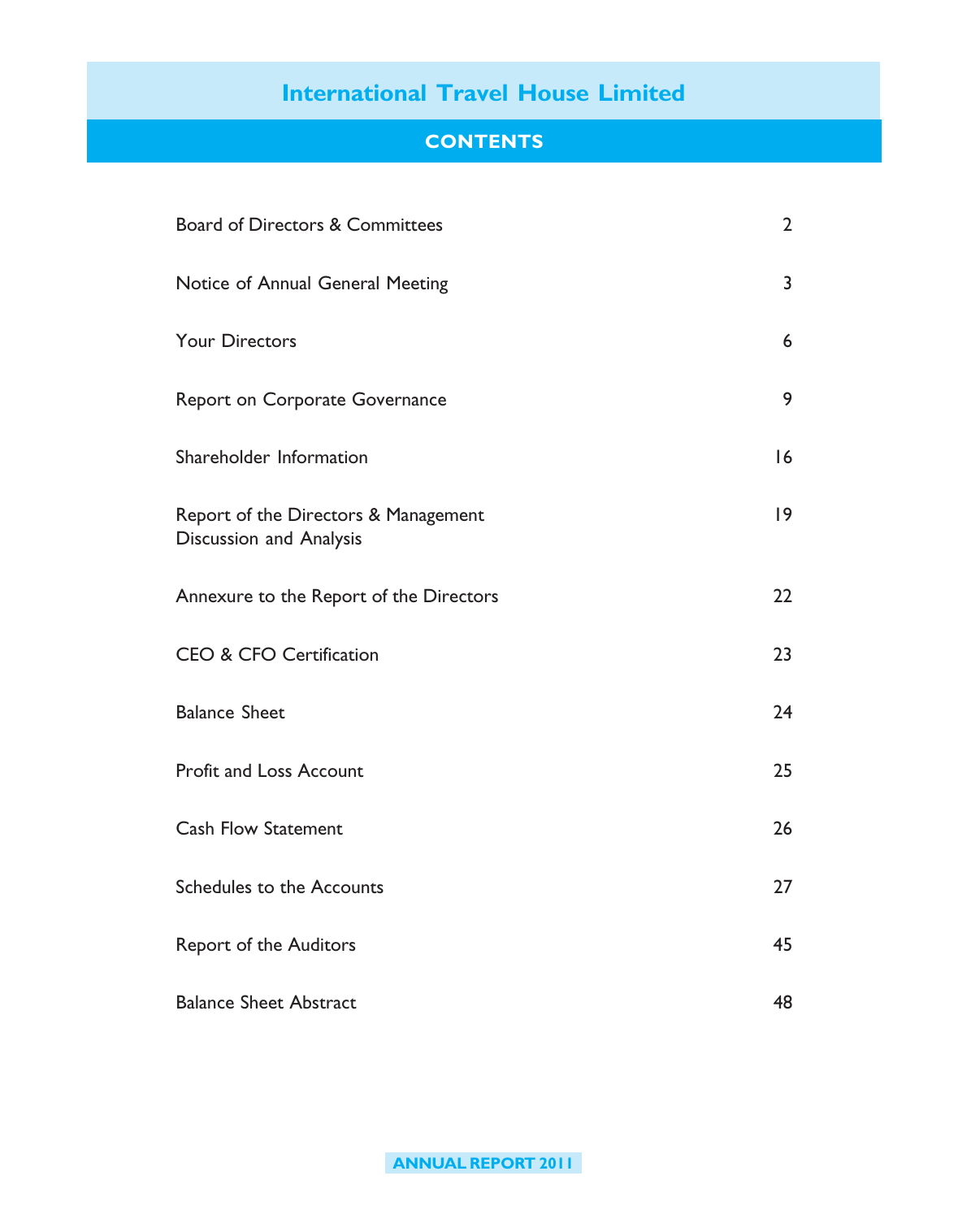# International Travel House Limited

## CONTENTS

| | |
|---|---|
| Board of Directors & Committees | 2 |
| Notice of Annual General Meeting | 3 |
| Your Directors | 6 |
| Report on Corporate Governance | 9 |
| Shareholder Information | 16 |
| Report of the Directors & Management Discussion and Analysis | 19 |
| Annexure to the Report of the Directors | 22 |
| CEO & CFO Certification | 23 |
| Balance Sheet | 24 |
| Profit and Loss Account | 25 |
| Cash Flow Statement | 26 |
| Schedules to the Accounts | 27 |
| Report of the Auditors | 45 |
| Balance Sheet Abstract | 48 |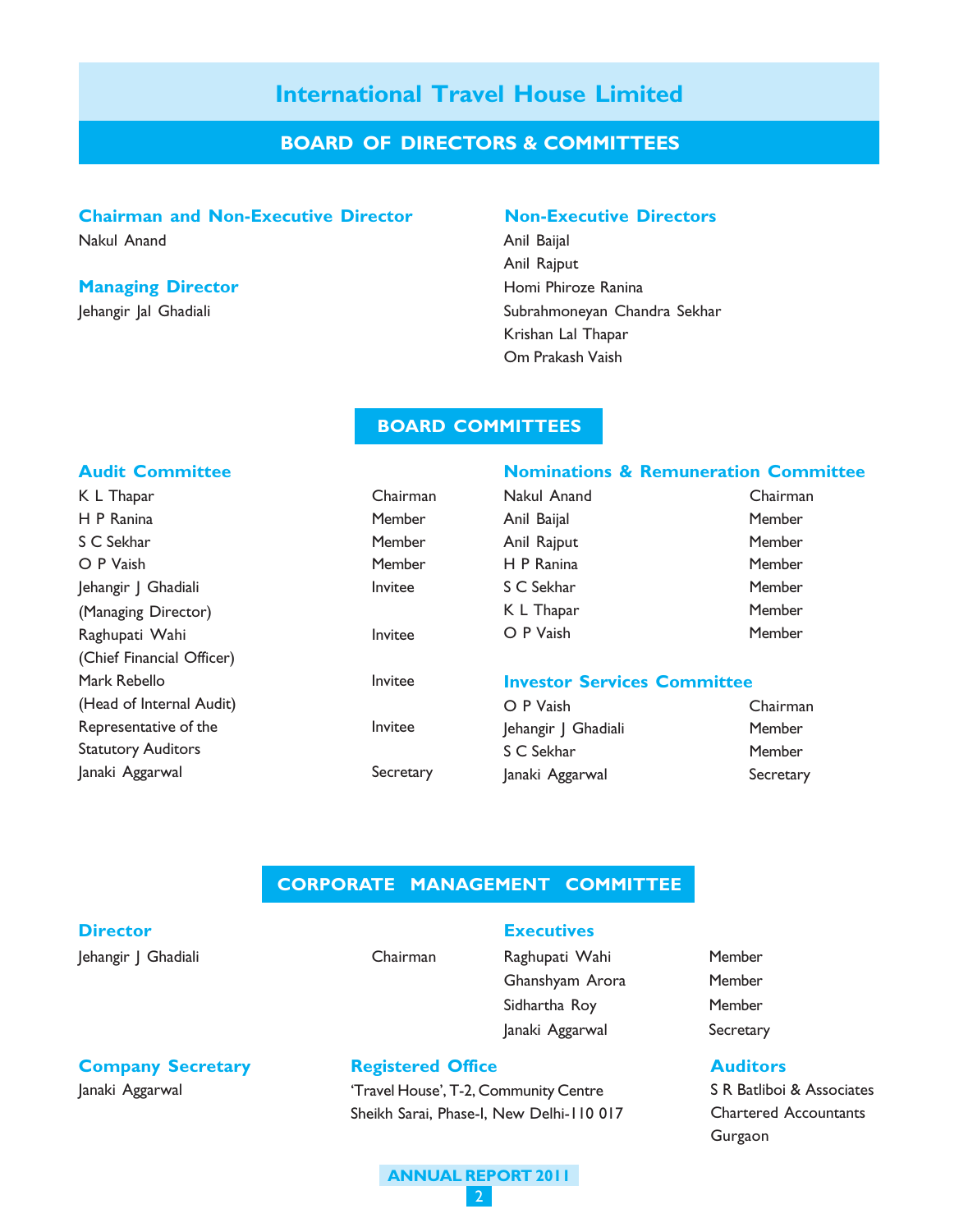# International Travel House Limited

## BOARD OF DIRECTORS & COMMITTEES

### Chairman and Non-Executive Director

Nakul Anand

### Managing Director

Jehangir Jal Ghadiali

### Non-Executive Directors

Anil Baijal
Anil Rajput
Homi Phiroze Ranina
Subrahmoneyan Chandra Sekhar
Krishan Lal Thapar
Om Prakash Vaish

## BOARD COMMITTEES

### Audit Committee

| | |
|---|---|
| K L Thapar | Chairman |
| H P Ranina | Member |
| S C Sekhar | Member |
| O P Vaish | Member |
| Jehangir J Ghadiali (Managing Director) | Invitee |
| Raghupati Wahi (Chief Financial Officer) | Invitee |
| Mark Rebello (Head of Internal Audit) | Invitee |
| Representative of the Statutory Auditors | Invitee |
| Janaki Aggarwal | Secretary |

### Nominations & Remuneration Committee

| | |
|---|---|
| Nakul Anand | Chairman |
| Anil Baijal | Member |
| Anil Rajput | Member |
| H P Ranina | Member |
| S C Sekhar | Member |
| K L Thapar | Member |
| O P Vaish | Member |

### Investor Services Committee

| | |
|---|---|
| O P Vaish | Chairman |
| Jehangir J Ghadiali | Member |
| S C Sekhar | Member |
| Janaki Aggarwal | Secretary |

## CORPORATE MANAGEMENT COMMITTEE

### Director

| | |
|---|---|
| Jehangir J Ghadiali | Chairman |

### Executives

| | |
|---|---|
| Raghupati Wahi | Member |
| Ghanshyam Arora | Member |
| Sidhartha Roy | Member |
| Janaki Aggarwal | Secretary |

### Company Secretary

Janaki Aggarwal

### Registered Office

'Travel House', T-2, Community Centre
Sheikh Sarai, Phase-I, New Delhi-110 017

### Auditors

S R Batliboi & Associates
Chartered Accountants
Gurgaon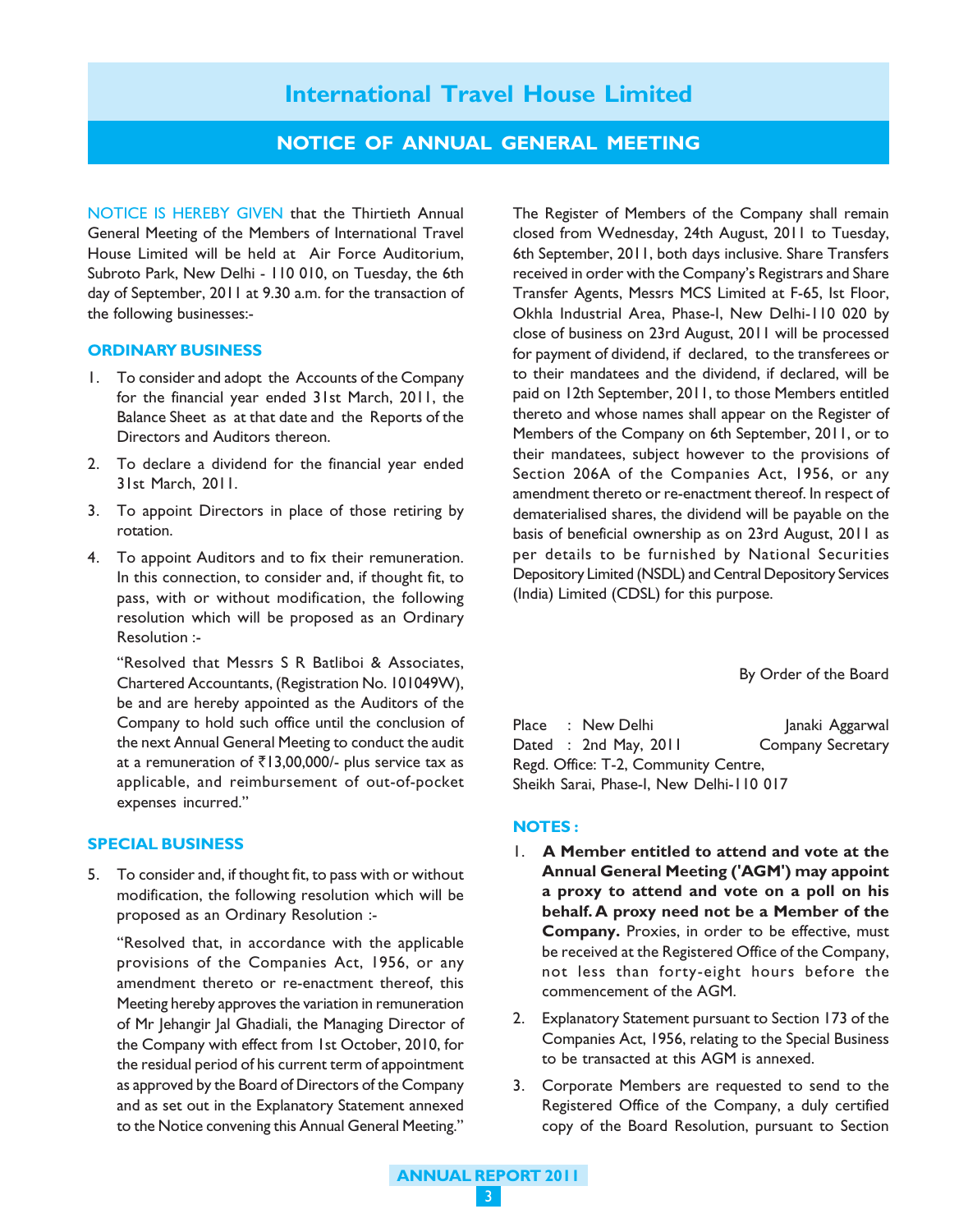# International Travel House Limited

## NOTICE OF ANNUAL GENERAL MEETING

NOTICE IS HEREBY GIVEN that the Thirtieth Annual General Meeting of the Members of International Travel House Limited will be held at Air Force Auditorium, Subroto Park, New Delhi - 110 010, on Tuesday, the 6th day of September, 2011 at 9.30 a.m. for the transaction of the following businesses:-

### ORDINARY BUSINESS

1. To consider and adopt the Accounts of the Company for the financial year ended 31st March, 2011, the Balance Sheet as at that date and the Reports of the Directors and Auditors thereon.
2. To declare a dividend for the financial year ended 31st March, 2011.
3. To appoint Directors in place of those retiring by rotation.
4. To appoint Auditors and to fix their remuneration. In this connection, to consider and, if thought fit, to pass, with or without modification, the following resolution which will be proposed as an Ordinary Resolution :-

   "Resolved that Messrs S R Batliboi & Associates, Chartered Accountants, (Registration No. 101049W), be and are hereby appointed as the Auditors of the Company to hold such office until the conclusion of the next Annual General Meeting to conduct the audit at a remuneration of ₹13,00,000/- plus service tax as applicable, and reimbursement of out-of-pocket expenses incurred."

### SPECIAL BUSINESS

5. To consider and, if thought fit, to pass with or without modification, the following resolution which will be proposed as an Ordinary Resolution :-

   "Resolved that, in accordance with the applicable provisions of the Companies Act, 1956, or any amendment thereto or re-enactment thereof, this Meeting hereby approves the variation in remuneration of Mr Jehangir Jal Ghadiali, the Managing Director of the Company with effect from 1st October, 2010, for the residual period of his current term of appointment as approved by the Board of Directors of the Company and as set out in the Explanatory Statement annexed to the Notice convening this Annual General Meeting."

The Register of Members of the Company shall remain closed from Wednesday, 24th August, 2011 to Tuesday, 6th September, 2011, both days inclusive. Share Transfers received in order with the Company's Registrars and Share Transfer Agents, Messrs MCS Limited at F-65, Ist Floor, Okhla Industrial Area, Phase-I, New Delhi-110 020 by close of business on 23rd August, 2011 will be processed for payment of dividend, if declared, to the transferees or to their mandatees and the dividend, if declared, will be paid on 12th September, 2011, to those Members entitled thereto and whose names shall appear on the Register of Members of the Company on 6th September, 2011, or to their mandatees, subject however to the provisions of Section 206A of the Companies Act, 1956, or any amendment thereto or re-enactment thereof. In respect of dematerialised shares, the dividend will be payable on the basis of beneficial ownership as on 23rd August, 2011 as per details to be furnished by National Securities Depository Limited (NSDL) and Central Depository Services (India) Limited (CDSL) for this purpose.

By Order of the Board

Place : New Delhi
Dated : 2nd May, 2011

Janaki Aggarwal
Company Secretary

Regd. Office: T-2, Community Centre,
Sheikh Sarai, Phase-I, New Delhi-110 017

### NOTES :

1. **A Member entitled to attend and vote at the Annual General Meeting ('AGM') may appoint a proxy to attend and vote on a poll on his behalf. A proxy need not be a Member of the Company.** Proxies, in order to be effective, must be received at the Registered Office of the Company, not less than forty-eight hours before the commencement of the AGM.
2. Explanatory Statement pursuant to Section 173 of the Companies Act, 1956, relating to the Special Business to be transacted at this AGM is annexed.
3. Corporate Members are requested to send to the Registered Office of the Company, a duly certified copy of the Board Resolution, pursuant to Section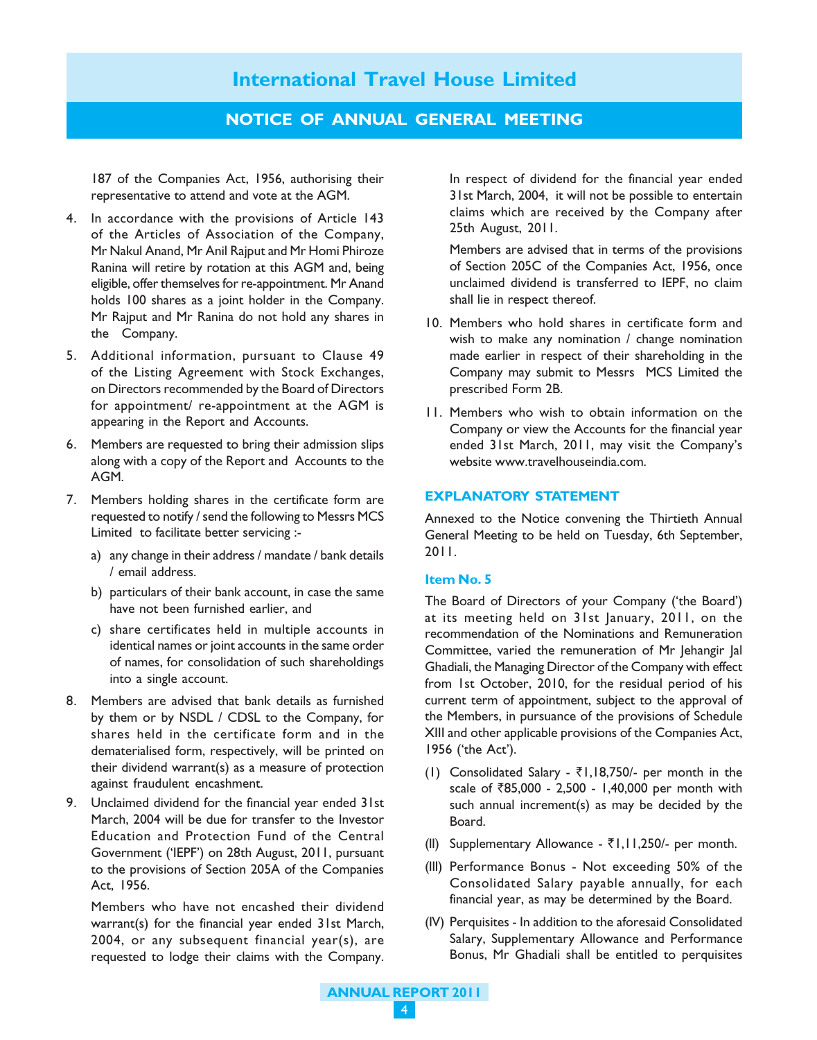187 of the Companies Act, 1956, authorising their representative to attend and vote at the AGM.

4. In accordance with the provisions of Article 143 of the Articles of Association of the Company, Mr Nakul Anand, Mr Anil Rajput and Mr Homi Phiroze Ranina will retire by rotation at this AGM and, being eligible, offer themselves for re-appointment. Mr Anand holds 100 shares as a joint holder in the Company. Mr Rajput and Mr Ranina do not hold any shares in the Company.

5. Additional information, pursuant to Clause 49 of the Listing Agreement with Stock Exchanges, on Directors recommended by the Board of Directors for appointment/ re-appointment at the AGM is appearing in the Report and Accounts.

6. Members are requested to bring their admission slips along with a copy of the Report and Accounts to the AGM.

7. Members holding shares in the certificate form are requested to notify / send the following to Messrs MCS Limited to facilitate better servicing :-

   a) any change in their address / mandate / bank details / email address.

   b) particulars of their bank account, in case the same have not been furnished earlier, and

   c) share certificates held in multiple accounts in identical names or joint accounts in the same order of names, for consolidation of such shareholdings into a single account.

8. Members are advised that bank details as furnished by them or by NSDL / CDSL to the Company, for shares held in the certificate form and in the dematerialised form, respectively, will be printed on their dividend warrant(s) as a measure of protection against fraudulent encashment.

9. Unclaimed dividend for the financial year ended 31st March, 2004 will be due for transfer to the Investor Education and Protection Fund of the Central Government ('IEPF') on 28th August, 2011, pursuant to the provisions of Section 205A of the Companies Act, 1956.

   Members who have not encashed their dividend warrant(s) for the financial year ended 31st March, 2004, or any subsequent financial year(s), are requested to lodge their claims with the Company. In respect of dividend for the financial year ended 31st March, 2004, it will not be possible to entertain claims which are received by the Company after 25th August, 2011.

   Members are advised that in terms of the provisions of Section 205C of the Companies Act, 1956, once unclaimed dividend is transferred to IEPF, no claim shall lie in respect thereof.

10. Members who hold shares in certificate form and wish to make any nomination / change nomination made earlier in respect of their shareholding in the Company may submit to Messrs MCS Limited the prescribed Form 2B.

11. Members who wish to obtain information on the Company or view the Accounts for the financial year ended 31st March, 2011, may visit the Company's website www.travelhouseindia.com.

## EXPLANATORY STATEMENT

Annexed to the Notice convening the Thirtieth Annual General Meeting to be held on Tuesday, 6th September, 2011.

### Item No. 5

The Board of Directors of your Company ('the Board') at its meeting held on 31st January, 2011, on the recommendation of the Nominations and Remuneration Committee, varied the remuneration of Mr Jehangir Jal Ghadiali, the Managing Director of the Company with effect from 1st October, 2010, for the residual period of his current term of appointment, subject to the approval of the Members, in pursuance of the provisions of Schedule XIII and other applicable provisions of the Companies Act, 1956 ('the Act').

(I) Consolidated Salary - ₹1,18,750/- per month in the scale of ₹85,000 - 2,500 - 1,40,000 per month with such annual increment(s) as may be decided by the Board.

(II) Supplementary Allowance - ₹1,11,250/- per month.

(III) Performance Bonus - Not exceeding 50% of the Consolidated Salary payable annually, for each financial year, as may be determined by the Board.

(IV) Perquisites - In addition to the aforesaid Consolidated Salary, Supplementary Allowance and Performance Bonus, Mr Ghadiali shall be entitled to perquisites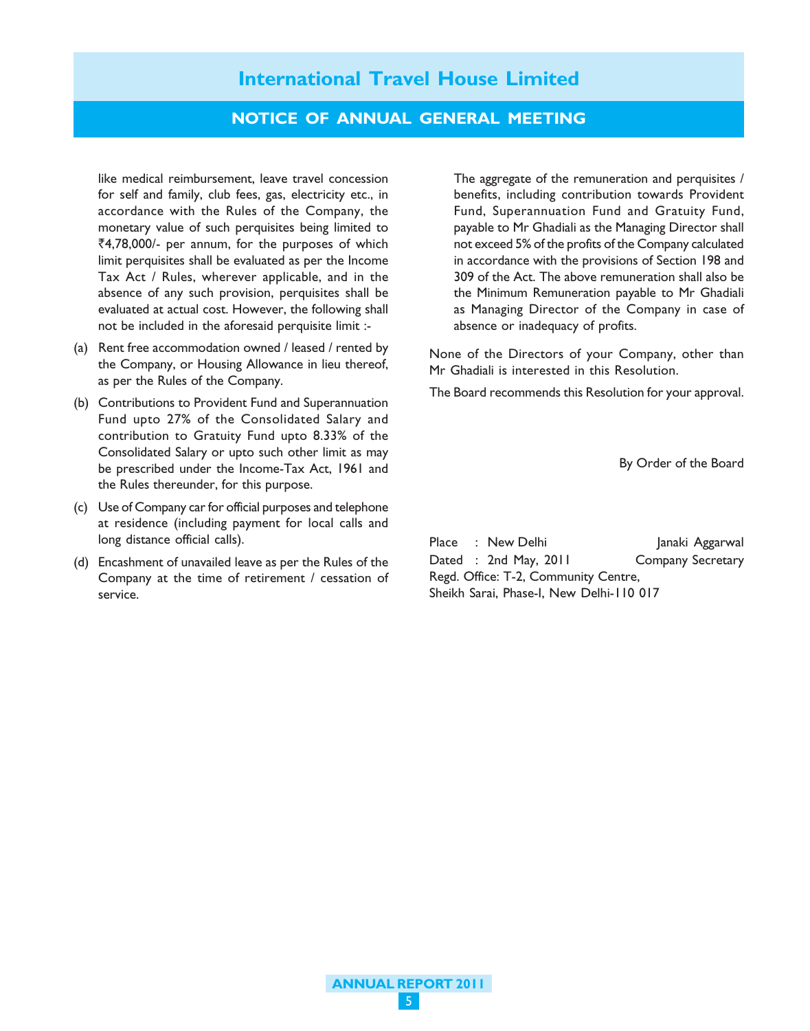like medical reimbursement, leave travel concession for self and family, club fees, gas, electricity etc., in accordance with the Rules of the Company, the monetary value of such perquisites being limited to ₹4,78,000/- per annum, for the purposes of which limit perquisites shall be evaluated as per the Income Tax Act / Rules, wherever applicable, and in the absence of any such provision, perquisites shall be evaluated at actual cost. However, the following shall not be included in the aforesaid perquisite limit :-

(a) Rent free accommodation owned / leased / rented by the Company, or Housing Allowance in lieu thereof, as per the Rules of the Company.

(b) Contributions to Provident Fund and Superannuation Fund upto 27% of the Consolidated Salary and contribution to Gratuity Fund upto 8.33% of the Consolidated Salary or upto such other limit as may be prescribed under the Income-Tax Act, 1961 and the Rules thereunder, for this purpose.

(c) Use of Company car for official purposes and telephone at residence (including payment for local calls and long distance official calls).

(d) Encashment of unavailed leave as per the Rules of the Company at the time of retirement / cessation of service.

The aggregate of the remuneration and perquisites / benefits, including contribution towards Provident Fund, Superannuation Fund and Gratuity Fund, payable to Mr Ghadiali as the Managing Director shall not exceed 5% of the profits of the Company calculated in accordance with the provisions of Section 198 and 309 of the Act. The above remuneration shall also be the Minimum Remuneration payable to Mr Ghadiali as Managing Director of the Company in case of absence or inadequacy of profits.

None of the Directors of your Company, other than Mr Ghadiali is interested in this Resolution.

The Board recommends this Resolution for your approval.

By Order of the Board

Place : New Delhi
Dated : 2nd May, 2011
Regd. Office: T-2, Community Centre,
Sheikh Sarai, Phase-I, New Delhi-110 017

Janaki Aggarwal
Company Secretary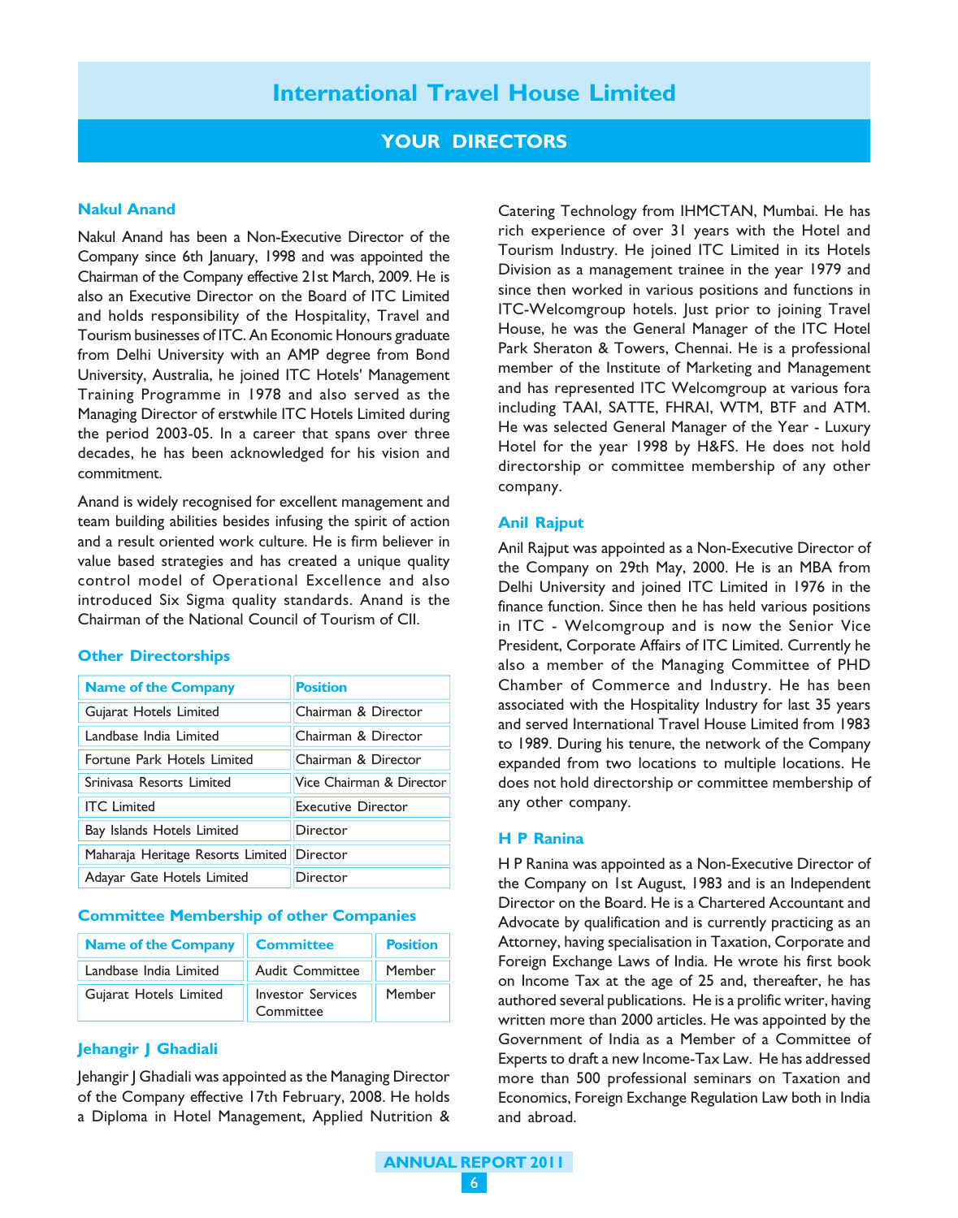# International Travel House Limited

## YOUR DIRECTORS

### Nakul Anand

Nakul Anand has been a Non-Executive Director of the Company since 6th January, 1998 and was appointed the Chairman of the Company effective 21st March, 2009. He is also an Executive Director on the Board of ITC Limited and holds responsibility of the Hospitality, Travel and Tourism businesses of ITC. An Economic Honours graduate from Delhi University with an AMP degree from Bond University, Australia, he joined ITC Hotels' Management Training Programme in 1978 and also served as the Managing Director of erstwhile ITC Hotels Limited during the period 2003-05. In a career that spans over three decades, he has been acknowledged for his vision and commitment.

Anand is widely recognised for excellent management and team building abilities besides infusing the spirit of action and a result oriented work culture. He is firm believer in value based strategies and has created a unique quality control model of Operational Excellence and also introduced Six Sigma quality standards. Anand is the Chairman of the National Council of Tourism of CII.

#### Other Directorships

| Name of the Company | Position |
|---|---|
| Gujarat Hotels Limited | Chairman & Director |
| Landbase India Limited | Chairman & Director |
| Fortune Park Hotels Limited | Chairman & Director |
| Srinivasa Resorts Limited | Vice Chairman & Director |
| ITC Limited | Executive Director |
| Bay Islands Hotels Limited | Director |
| Maharaja Heritage Resorts Limited | Director |
| Adayar Gate Hotels Limited | Director |

#### Committee Membership of other Companies

| Name of the Company | Committee | Position |
|---|---|---|
| Landbase India Limited | Audit Committee | Member |
| Gujarat Hotels Limited | Investor Services Committee | Member |

### Jehangir J Ghadiali

Jehangir J Ghadiali was appointed as the Managing Director of the Company effective 17th February, 2008. He holds a Diploma in Hotel Management, Applied Nutrition & Catering Technology from IHMCTAN, Mumbai. He has rich experience of over 31 years with the Hotel and Tourism Industry. He joined ITC Limited in its Hotels Division as a management trainee in the year 1979 and since then worked in various positions and functions in ITC-Welcomgroup hotels. Just prior to joining Travel House, he was the General Manager of the ITC Hotel Park Sheraton & Towers, Chennai. He is a professional member of the Institute of Marketing and Management and has represented ITC Welcomgroup at various fora including TAAI, SATTE, FHRAI, WTM, BTF and ATM. He was selected General Manager of the Year - Luxury Hotel for the year 1998 by H&FS. He does not hold directorship or committee membership of any other company.

### Anil Rajput

Anil Rajput was appointed as a Non-Executive Director of the Company on 29th May, 2000. He is an MBA from Delhi University and joined ITC Limited in 1976 in the finance function. Since then he has held various positions in ITC - Welcomgroup and is now the Senior Vice President, Corporate Affairs of ITC Limited. Currently he also a member of the Managing Committee of PHD Chamber of Commerce and Industry. He has been associated with the Hospitality Industry for last 35 years and served International Travel House Limited from 1983 to 1989. During his tenure, the network of the Company expanded from two locations to multiple locations. He does not hold directorship or committee membership of any other company.

### H P Ranina

H P Ranina was appointed as a Non-Executive Director of the Company on 1st August, 1983 and is an Independent Director on the Board. He is a Chartered Accountant and Advocate by qualification and is currently practicing as an Attorney, having specialisation in Taxation, Corporate and Foreign Exchange Laws of India. He wrote his first book on Income Tax at the age of 25 and, thereafter, he has authored several publications. He is a prolific writer, having written more than 2000 articles. He was appointed by the Government of India as a Member of a Committee of Experts to draft a new Income-Tax Law. He has addressed more than 500 professional seminars on Taxation and Economics, Foreign Exchange Regulation Law both in India and abroad.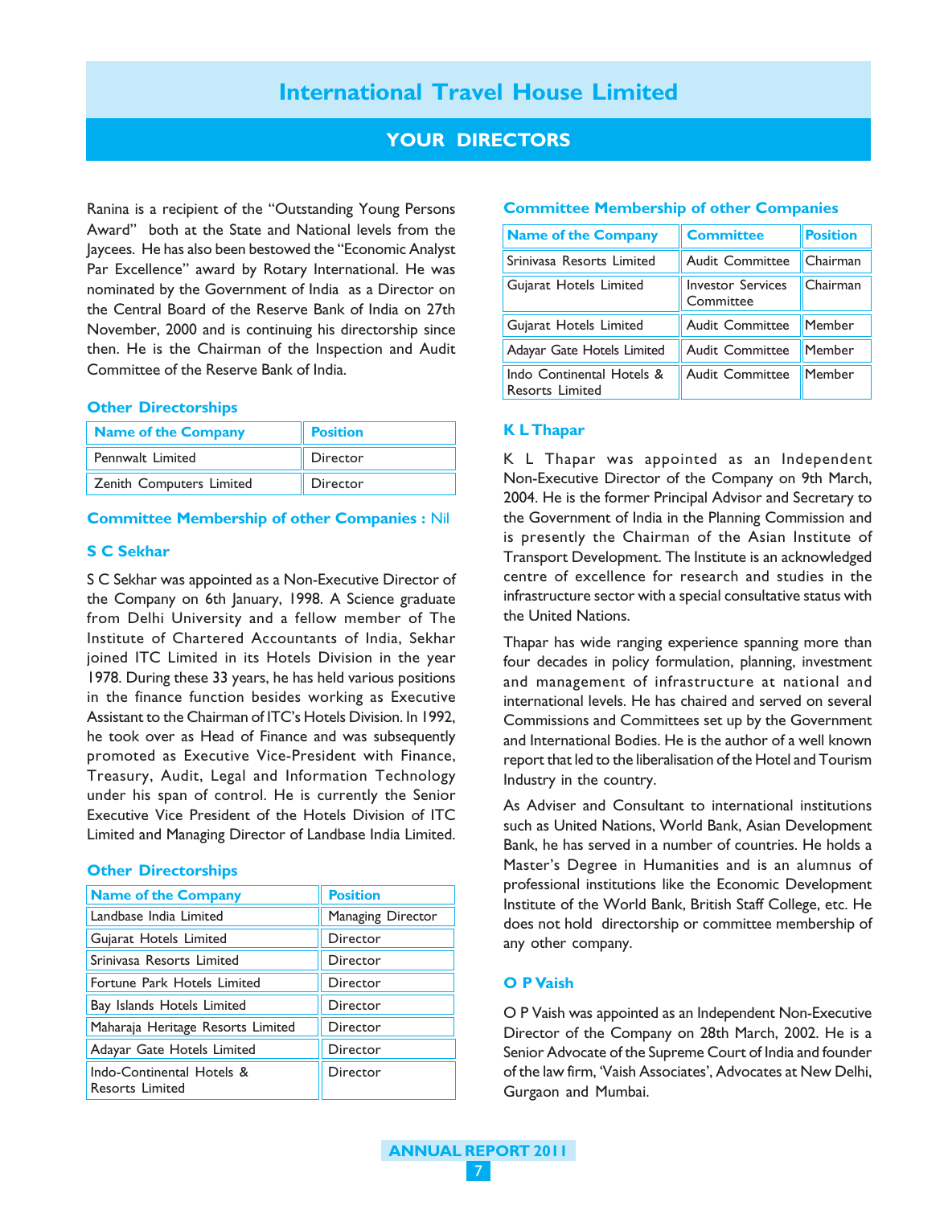# International Travel House Limited

## YOUR DIRECTORS

Ranina is a recipient of the "Outstanding Young Persons Award" both at the State and National levels from the Jaycees. He has also been bestowed the "Economic Analyst Par Excellence" award by Rotary International. He was nominated by the Government of India as a Director on the Central Board of the Reserve Bank of India on 27th November, 2000 and is continuing his directorship since then. He is the Chairman of the Inspection and Audit Committee of the Reserve Bank of India.

### Other Directorships

| Name of the Company | Position |
|---|---|
| Pennwalt Limited | Director |
| Zenith Computers Limited | Director |

### Committee Membership of other Companies : Nil

### S C Sekhar

S C Sekhar was appointed as a Non-Executive Director of the Company on 6th January, 1998. A Science graduate from Delhi University and a fellow member of The Institute of Chartered Accountants of India, Sekhar joined ITC Limited in its Hotels Division in the year 1978. During these 33 years, he has held various positions in the finance function besides working as Executive Assistant to the Chairman of ITC's Hotels Division. In 1992, he took over as Head of Finance and was subsequently promoted as Executive Vice-President with Finance, Treasury, Audit, Legal and Information Technology under his span of control. He is currently the Senior Executive Vice President of the Hotels Division of ITC Limited and Managing Director of Landbase India Limited.

### Other Directorships

| Name of the Company | Position |
|---|---|
| Landbase India Limited | Managing Director |
| Gujarat Hotels Limited | Director |
| Srinivasa Resorts Limited | Director |
| Fortune Park Hotels Limited | Director |
| Bay Islands Hotels Limited | Director |
| Maharaja Heritage Resorts Limited | Director |
| Adayar Gate Hotels Limited | Director |
| Indo-Continental Hotels & Resorts Limited | Director |

### Committee Membership of other Companies

| Name of the Company | Committee | Position |
|---|---|---|
| Srinivasa Resorts Limited | Audit Committee | Chairman |
| Gujarat Hotels Limited | Investor Services Committee | Chairman |
| Gujarat Hotels Limited | Audit Committee | Member |
| Adayar Gate Hotels Limited | Audit Committee | Member |
| Indo Continental Hotels & Resorts Limited | Audit Committee | Member |

### K L Thapar

K L Thapar was appointed as an Independent Non-Executive Director of the Company on 9th March, 2004. He is the former Principal Advisor and Secretary to the Government of India in the Planning Commission and is presently the Chairman of the Asian Institute of Transport Development. The Institute is an acknowledged centre of excellence for research and studies in the infrastructure sector with a special consultative status with the United Nations.

Thapar has wide ranging experience spanning more than four decades in policy formulation, planning, investment and management of infrastructure at national and international levels. He has chaired and served on several Commissions and Committees set up by the Government and International Bodies. He is the author of a well known report that led to the liberalisation of the Hotel and Tourism Industry in the country.

As Adviser and Consultant to international institutions such as United Nations, World Bank, Asian Development Bank, he has served in a number of countries. He holds a Master's Degree in Humanities and is an alumnus of professional institutions like the Economic Development Institute of the World Bank, British Staff College, etc. He does not hold directorship or committee membership of any other company.

### O P Vaish

O P Vaish was appointed as an Independent Non-Executive Director of the Company on 28th March, 2002. He is a Senior Advocate of the Supreme Court of India and founder of the law firm, 'Vaish Associates', Advocates at New Delhi, Gurgaon and Mumbai.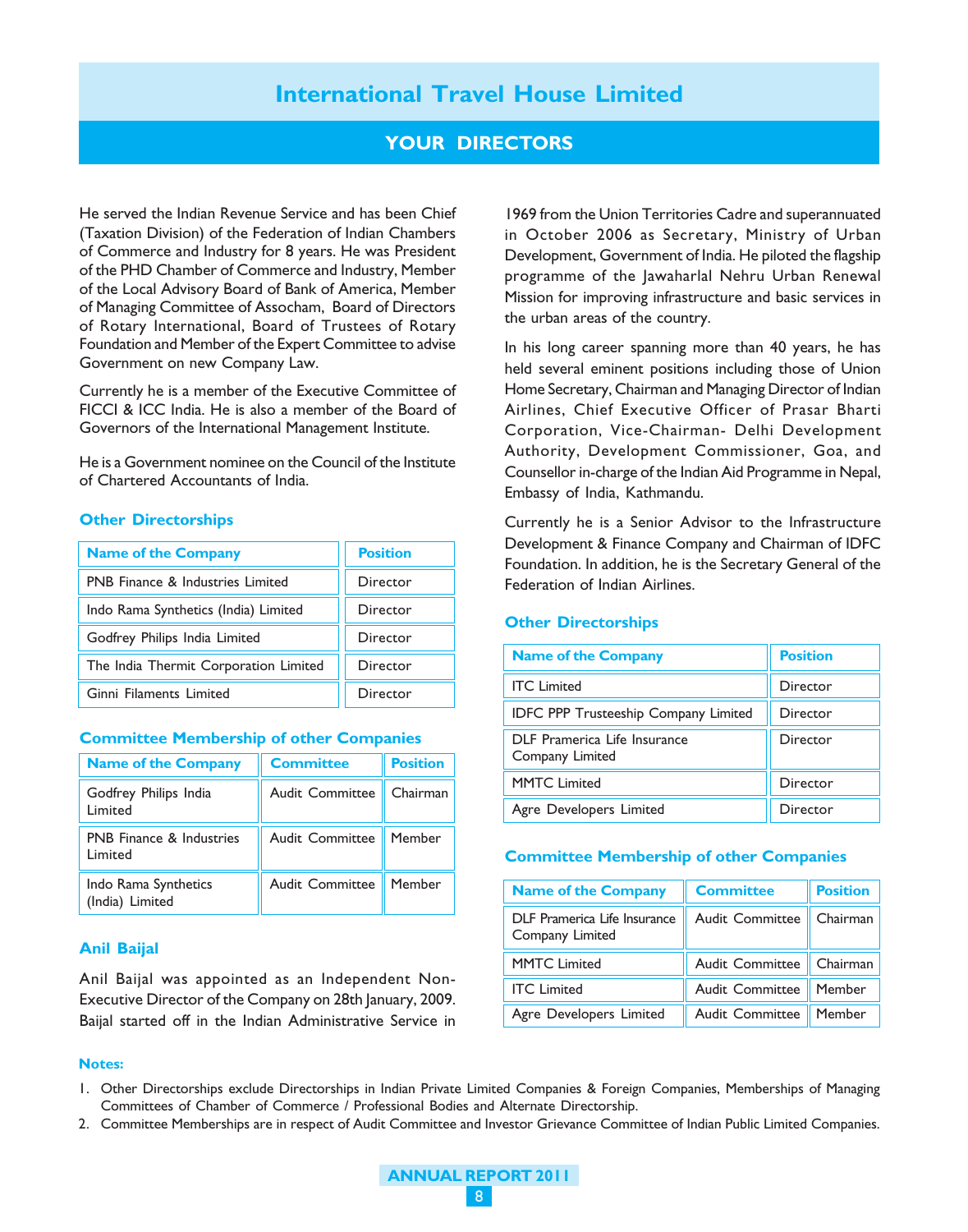He served the Indian Revenue Service and has been Chief (Taxation Division) of the Federation of Indian Chambers of Commerce and Industry for 8 years. He was President of the PHD Chamber of Commerce and Industry, Member of the Local Advisory Board of Bank of America, Member of Managing Committee of Assocham, Board of Directors of Rotary International, Board of Trustees of Rotary Foundation and Member of the Expert Committee to advise Government on new Company Law.

Currently he is a member of the Executive Committee of FICCI & ICC India. He is also a member of the Board of Governors of the International Management Institute.

He is a Government nominee on the Council of the Institute of Chartered Accountants of India.

### Other Directorships

| Name of the Company | Position |
|---|---|
| PNB Finance & Industries Limited | Director |
| Indo Rama Synthetics (India) Limited | Director |
| Godfrey Philips India Limited | Director |
| The India Thermit Corporation Limited | Director |
| Ginni Filaments Limited | Director |

### Committee Membership of other Companies

| Name of the Company | Committee | Position |
|---|---|---|
| Godfrey Philips India Limited | Audit Committee | Chairman |
| PNB Finance & Industries Limited | Audit Committee | Member |
| Indo Rama Synthetics (India) Limited | Audit Committee | Member |

## Anil Baijal

Anil Baijal was appointed as an Independent Non-Executive Director of the Company on 28th January, 2009. Baijal started off in the Indian Administrative Service in 1969 from the Union Territories Cadre and superannuated in October 2006 as Secretary, Ministry of Urban Development, Government of India. He piloted the flagship programme of the Jawaharlal Nehru Urban Renewal Mission for improving infrastructure and basic services in the urban areas of the country.

In his long career spanning more than 40 years, he has held several eminent positions including those of Union Home Secretary, Chairman and Managing Director of Indian Airlines, Chief Executive Officer of Prasar Bharti Corporation, Vice-Chairman- Delhi Development Authority, Development Commissioner, Goa, and Counsellor in-charge of the Indian Aid Programme in Nepal, Embassy of India, Kathmandu.

Currently he is a Senior Advisor to the Infrastructure Development & Finance Company and Chairman of IDFC Foundation. In addition, he is the Secretary General of the Federation of Indian Airlines.

### Other Directorships

| Name of the Company | Position |
|---|---|
| ITC Limited | Director |
| IDFC PPP Trusteeship Company Limited | Director |
| DLF Pramerica Life Insurance Company Limited | Director |
| MMTC Limited | Director |
| Agre Developers Limited | Director |

### Committee Membership of other Companies

| Name of the Company | Committee | Position |
|---|---|---|
| DLF Pramerica Life Insurance Company Limited | Audit Committee | Chairman |
| MMTC Limited | Audit Committee | Chairman |
| ITC Limited | Audit Committee | Member |
| Agre Developers Limited | Audit Committee | Member |

**Notes:**

1. Other Directorships exclude Directorships in Indian Private Limited Companies & Foreign Companies, Memberships of Managing Committees of Chamber of Commerce / Professional Bodies and Alternate Directorship.
2. Committee Memberships are in respect of Audit Committee and Investor Grievance Committee of Indian Public Limited Companies.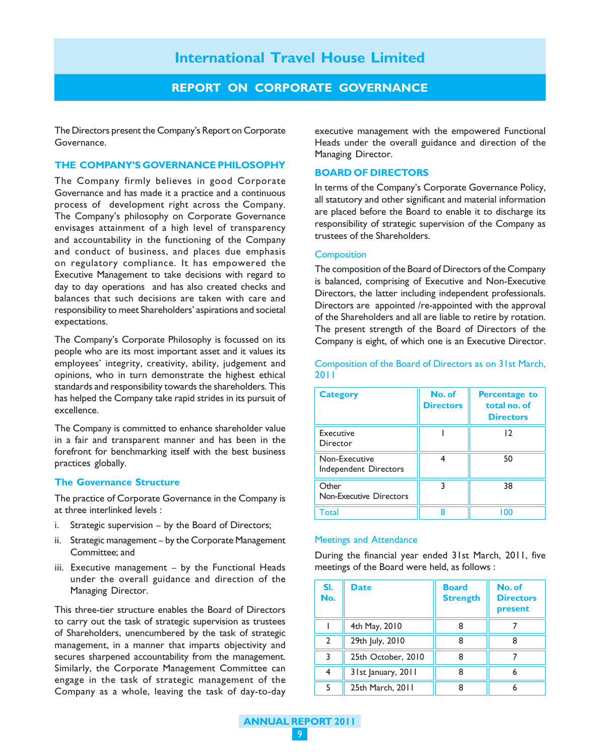# International Travel House Limited

## REPORT ON CORPORATE GOVERNANCE

The Directors present the Company's Report on Corporate Governance.

### THE COMPANY'S GOVERNANCE PHILOSOPHY

The Company firmly believes in good Corporate Governance and has made it a practice and a continuous process of development right across the Company. The Company's philosophy on Corporate Governance envisages attainment of a high level of transparency and accountability in the functioning of the Company and conduct of business, and places due emphasis on regulatory compliance. It has empowered the Executive Management to take decisions with regard to day to day operations and has also created checks and balances that such decisions are taken with care and responsibility to meet Shareholders' aspirations and societal expectations.

The Company's Corporate Philosophy is focussed on its people who are its most important asset and it values its employees' integrity, creativity, ability, judgement and opinions, who in turn demonstrate the highest ethical standards and responsibility towards the shareholders. This has helped the Company take rapid strides in its pursuit of excellence.

The Company is committed to enhance shareholder value in a fair and transparent manner and has been in the forefront for benchmarking itself with the best business practices globally.

#### The Governance Structure

The practice of Corporate Governance in the Company is at three interlinked levels :

i. Strategic supervision – by the Board of Directors;

ii. Strategic management – by the Corporate Management Committee; and

iii. Executive management – by the Functional Heads under the overall guidance and direction of the Managing Director.

This three-tier structure enables the Board of Directors to carry out the task of strategic supervision as trustees of Shareholders, unencumbered by the task of strategic management, in a manner that imparts objectivity and secures sharpened accountability from the management. Similarly, the Corporate Management Committee can engage in the task of strategic management of the Company as a whole, leaving the task of day-to-day executive management with the empowered Functional Heads under the overall guidance and direction of the Managing Director.

### BOARD OF DIRECTORS

In terms of the Company's Corporate Governance Policy, all statutory and other significant and material information are placed before the Board to enable it to discharge its responsibility of strategic supervision of the Company as trustees of the Shareholders.

#### Composition

The composition of the Board of Directors of the Company is balanced, comprising of Executive and Non-Executive Directors, the latter including independent professionals. Directors are appointed /re-appointed with the approval of the Shareholders and all are liable to retire by rotation. The present strength of the Board of Directors of the Company is eight, of which one is an Executive Director.

Composition of the Board of Directors as on 31st March, 2011

| Category | No. of Directors | Percentage to total no. of Directors |
|---|---|---|
| Executive Director | 1 | 12 |
| Non-Executive Independent Directors | 4 | 50 |
| Other Non-Executive Directors | 3 | 38 |
| Total | 8 | 100 |

#### Meetings and Attendance

During the financial year ended 31st March, 2011, five meetings of the Board were held, as follows :

| Sl. No. | Date | Board Strength | No. of Directors present |
|---|---|---|---|
| 1 | 4th May, 2010 | 8 | 7 |
| 2 | 29th July, 2010 | 8 | 8 |
| 3 | 25th October, 2010 | 8 | 7 |
| 4 | 31st January, 2011 | 8 | 6 |
| 5 | 25th March, 2011 | 8 | 6 |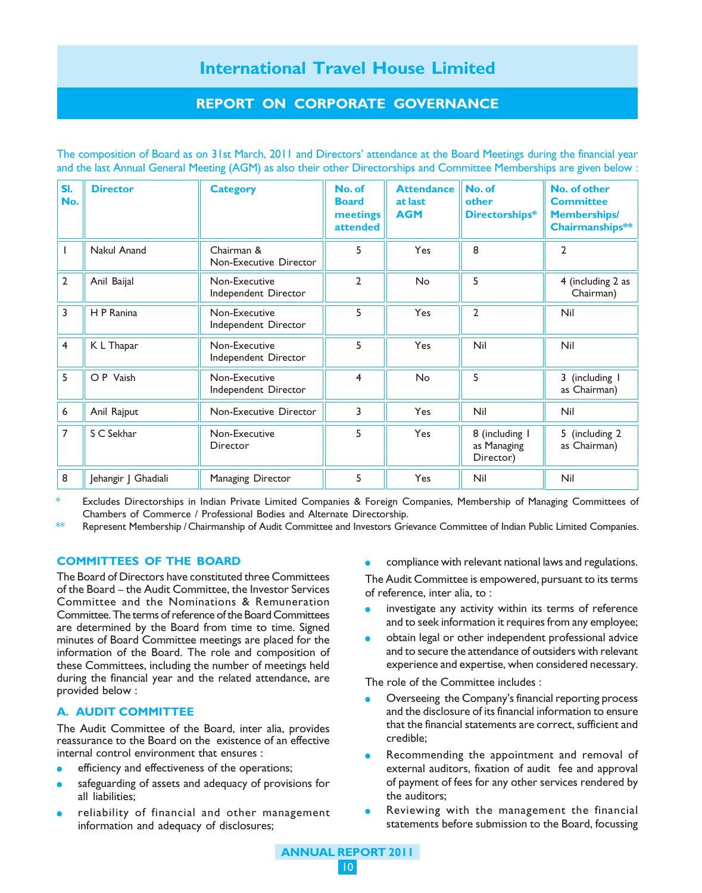# International Travel House Limited

## REPORT ON CORPORATE GOVERNANCE

The composition of Board as on 31st March, 2011 and Directors' attendance at the Board Meetings during the financial year and the last Annual General Meeting (AGM) as also their other Directorships and Committee Memberships are given below :

| Sl. No. | Director | Category | No. of Board meetings attended | Attendance at last AGM | No. of other Directorships* | No. of other Committee Memberships/ Chairmanships** |
|---|---|---|---|---|---|---|
| 1 | Nakul Anand | Chairman & Non-Executive Director | 5 | Yes | 8 | 2 |
| 2 | Anil Baijal | Non-Executive Independent Director | 2 | No | 5 | 4 (including 2 as Chairman) |
| 3 | H P Ranina | Non-Executive Independent Director | 5 | Yes | 2 | Nil |
| 4 | K L Thapar | Non-Executive Independent Director | 5 | Yes | Nil | Nil |
| 5 | O P Vaish | Non-Executive Independent Director | 4 | No | 5 | 3 (including 1 as Chairman) |
| 6 | Anil Rajput | Non-Executive Director | 3 | Yes | Nil | Nil |
| 7 | S C Sekhar | Non-Executive Director | 5 | Yes | 8 (including 1 as Managing Director) | 5 (including 2 as Chairman) |
| 8 | Jehangir J Ghadiali | Managing Director | 5 | Yes | Nil | Nil |

\* Excludes Directorships in Indian Private Limited Companies & Foreign Companies, Membership of Managing Committees of Chambers of Commerce / Professional Bodies and Alternate Directorship.

\*\* Represent Membership / Chairmanship of Audit Committee and Investors Grievance Committee of Indian Public Limited Companies.

### COMMITTEES OF THE BOARD

The Board of Directors have constituted three Committees of the Board – the Audit Committee, the Investor Services Committee and the Nominations & Remuneration Committee. The terms of reference of the Board Committees are determined by the Board from time to time. Signed minutes of Board Committee meetings are placed for the information of the Board. The role and composition of these Committees, including the number of meetings held during the financial year and the related attendance, are provided below :

### A. AUDIT COMMITTEE

The Audit Committee of the Board, inter alia, provides reassurance to the Board on the existence of an effective internal control environment that ensures :

- efficiency and effectiveness of the operations;
- safeguarding of assets and adequacy of provisions for all liabilities;
- reliability of financial and other management information and adequacy of disclosures;
- compliance with relevant national laws and regulations.

The Audit Committee is empowered, pursuant to its terms of reference, inter alia, to :

- investigate any activity within its terms of reference and to seek information it requires from any employee;
- obtain legal or other independent professional advice and to secure the attendance of outsiders with relevant experience and expertise, when considered necessary.

The role of the Committee includes :

- Overseeing the Company's financial reporting process and the disclosure of its financial information to ensure that the financial statements are correct, sufficient and credible;
- Recommending the appointment and removal of external auditors, fixation of audit fee and approval of payment of fees for any other services rendered by the auditors;
- Reviewing with the management the financial statements before submission to the Board, focussing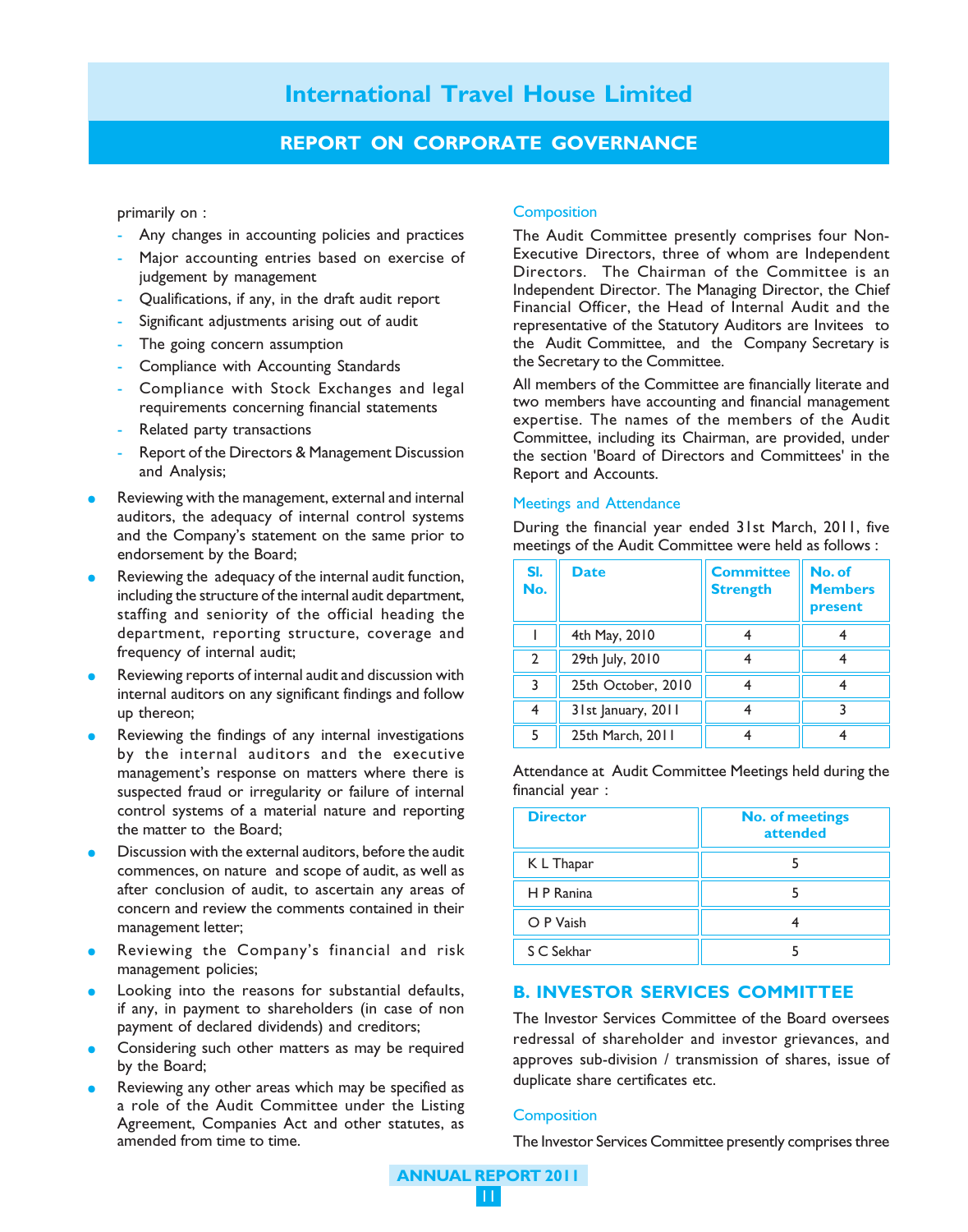primarily on :

- Any changes in accounting policies and practices
- Major accounting entries based on exercise of judgement by management
- Qualifications, if any, in the draft audit report
- Significant adjustments arising out of audit
- The going concern assumption
- Compliance with Accounting Standards
- Compliance with Stock Exchanges and legal requirements concerning financial statements
- Related party transactions
- Report of the Directors & Management Discussion and Analysis;

- Reviewing with the management, external and internal auditors, the adequacy of internal control systems and the Company's statement on the same prior to endorsement by the Board;
- Reviewing the adequacy of the internal audit function, including the structure of the internal audit department, staffing and seniority of the official heading the department, reporting structure, coverage and frequency of internal audit;
- Reviewing reports of internal audit and discussion with internal auditors on any significant findings and follow up thereon;
- Reviewing the findings of any internal investigations by the internal auditors and the executive management's response on matters where there is suspected fraud or irregularity or failure of internal control systems of a material nature and reporting the matter to the Board;
- Discussion with the external auditors, before the audit commences, on nature and scope of audit, as well as after conclusion of audit, to ascertain any areas of concern and review the comments contained in their management letter;
- Reviewing the Company's financial and risk management policies;
- Looking into the reasons for substantial defaults, if any, in payment to shareholders (in case of non payment of declared dividends) and creditors;
- Considering such other matters as may be required by the Board;
- Reviewing any other areas which may be specified as a role of the Audit Committee under the Listing Agreement, Companies Act and other statutes, as amended from time to time.

### Composition

The Audit Committee presently comprises four Non-Executive Directors, three of whom are Independent Directors. The Chairman of the Committee is an Independent Director. The Managing Director, the Chief Financial Officer, the Head of Internal Audit and the representative of the Statutory Auditors are Invitees to the Audit Committee, and the Company Secretary is the Secretary to the Committee.

All members of the Committee are financially literate and two members have accounting and financial management expertise. The names of the members of the Audit Committee, including its Chairman, are provided, under the section 'Board of Directors and Committees' in the Report and Accounts.

### Meetings and Attendance

During the financial year ended 31st March, 2011, five meetings of the Audit Committee were held as follows :

| Sl. No. | Date | Committee Strength | No. of Members present |
|---|---|---|---|
| 1 | 4th May, 2010 | 4 | 4 |
| 2 | 29th July, 2010 | 4 | 4 |
| 3 | 25th October, 2010 | 4 | 4 |
| 4 | 31st January, 2011 | 4 | 3 |
| 5 | 25th March, 2011 | 4 | 4 |

Attendance at Audit Committee Meetings held during the financial year :

| Director | No. of meetings attended |
|---|---|
| K L Thapar | 5 |
| H P Ranina | 5 |
| O P Vaish | 4 |
| S C Sekhar | 5 |

## B. INVESTOR SERVICES COMMITTEE

The Investor Services Committee of the Board oversees redressal of shareholder and investor grievances, and approves sub-division / transmission of shares, issue of duplicate share certificates etc.

### Composition

The Investor Services Committee presently comprises three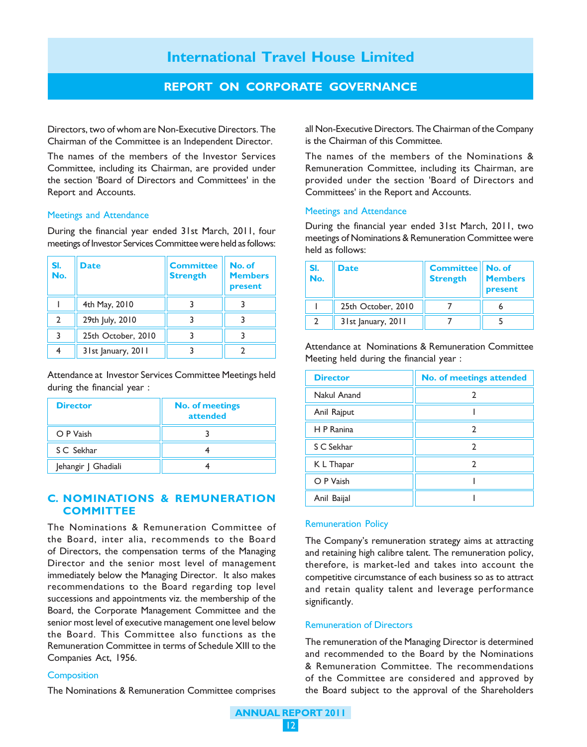Directors, two of whom are Non-Executive Directors. The Chairman of the Committee is an Independent Director.

The names of the members of the Investor Services Committee, including its Chairman, are provided under the section 'Board of Directors and Committees' in the Report and Accounts.

### Meetings and Attendance

During the financial year ended 31st March, 2011, four meetings of Investor Services Committee were held as follows:

| Sl. No. | Date | Committee Strength | No. of Members present |
|---|---|---|---|
| 1 | 4th May, 2010 | 3 | 3 |
| 2 | 29th July, 2010 | 3 | 3 |
| 3 | 25th October, 2010 | 3 | 3 |
| 4 | 31st January, 2011 | 3 | 2 |

Attendance at Investor Services Committee Meetings held during the financial year :

| Director | No. of meetings attended |
|---|---|
| O P Vaish | 3 |
| S C Sekhar | 4 |
| Jehangir J Ghadiali | 4 |

## C. NOMINATIONS & REMUNERATION COMMITTEE

The Nominations & Remuneration Committee of the Board, inter alia, recommends to the Board of Directors, the compensation terms of the Managing Director and the senior most level of management immediately below the Managing Director. It also makes recommendations to the Board regarding top level successions and appointments viz. the membership of the Board, the Corporate Management Committee and the senior most level of executive management one level below the Board. This Committee also functions as the Remuneration Committee in terms of Schedule XIII to the Companies Act, 1956.

### Composition

The Nominations & Remuneration Committee comprises all Non-Executive Directors. The Chairman of the Company is the Chairman of this Committee.

The names of the members of the Nominations & Remuneration Committee, including its Chairman, are provided under the section 'Board of Directors and Committees' in the Report and Accounts.

### Meetings and Attendance

During the financial year ended 31st March, 2011, two meetings of Nominations & Remuneration Committee were held as follows:

| Sl. No. | Date | Committee Strength | No. of Members present |
|---|---|---|---|
| 1 | 25th October, 2010 | 7 | 6 |
| 2 | 31st January, 2011 | 7 | 5 |

Attendance at Nominations & Remuneration Committee Meeting held during the financial year :

| Director | No. of meetings attended |
|---|---|
| Nakul Anand | 2 |
| Anil Rajput | 1 |
| H P Ranina | 2 |
| S C Sekhar | 2 |
| K L Thapar | 2 |
| O P Vaish | 1 |
| Anil Baijal | 1 |

### Remuneration Policy

The Company's remuneration strategy aims at attracting and retaining high calibre talent. The remuneration policy, therefore, is market-led and takes into account the competitive circumstance of each business so as to attract and retain quality talent and leverage performance significantly.

### Remuneration of Directors

The remuneration of the Managing Director is determined and recommended to the Board by the Nominations & Remuneration Committee. The recommendations of the Committee are considered and approved by the Board subject to the approval of the Shareholders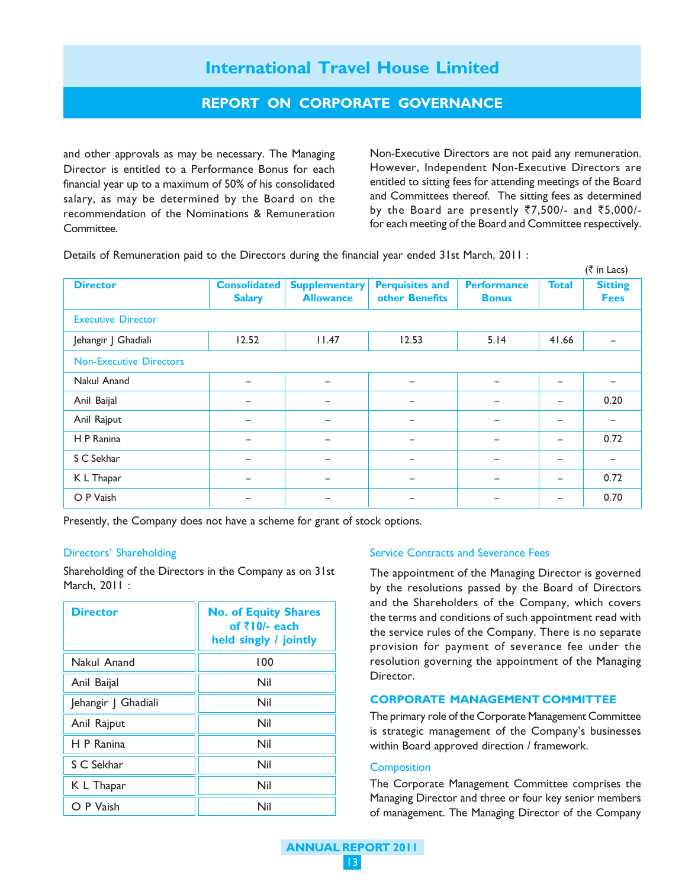and other approvals as may be necessary. The Managing Director is entitled to a Performance Bonus for each financial year up to a maximum of 50% of his consolidated salary, as may be determined by the Board on the recommendation of the Nominations & Remuneration Committee.

Non-Executive Directors are not paid any remuneration. However, Independent Non-Executive Directors are entitled to sitting fees for attending meetings of the Board and Committees thereof. The sitting fees as determined by the Board are presently ₹7,500/- and ₹5,000/- for each meeting of the Board and Committee respectively.

Details of Remuneration paid to the Directors during the financial year ended 31st March, 2011 :

(₹ in Lacs)

| Director | Consolidated Salary | Supplementary Allowance | Perquisites and other Benefits | Performance Bonus | Total | Sitting Fees |
|---|---|---|---|---|---|---|
| Executive Director | | | | | | |
| Jehangir J Ghadiali | 12.52 | 11.47 | 12.53 | 5.14 | 41.66 | – |
| Non-Executive Directors | | | | | | |
| Nakul Anand | – | – | – | – | – | – |
| Anil Baijal | – | – | – | – | – | 0.20 |
| Anil Rajput | – | – | – | – | – | – |
| H P Ranina | – | – | – | – | – | 0.72 |
| S C Sekhar | – | – | – | – | – | – |
| K L Thapar | – | – | – | – | – | 0.72 |
| O P Vaish | – | – | – | – | – | 0.70 |

Presently, the Company does not have a scheme for grant of stock options.

### Directors' Shareholding

Shareholding of the Directors in the Company as on 31st March, 2011 :

| Director | No. of Equity Shares of ₹10/- each held singly / jointly |
|---|---|
| Nakul Anand | 100 |
| Anil Baijal | Nil |
| Jehangir J Ghadiali | Nil |
| Anil Rajput | Nil |
| H P Ranina | Nil |
| S C Sekhar | Nil |
| K L Thapar | Nil |
| O P Vaish | Nil |

### Service Contracts and Severance Fees

The appointment of the Managing Director is governed by the resolutions passed by the Board of Directors and the Shareholders of the Company, which covers the terms and conditions of such appointment read with the service rules of the Company. There is no separate provision for payment of severance fee under the resolution governing the appointment of the Managing Director.

## CORPORATE MANAGEMENT COMMITTEE

The primary role of the Corporate Management Committee is strategic management of the Company's businesses within Board approved direction / framework.

### Composition

The Corporate Management Committee comprises the Managing Director and three or four key senior members of management. The Managing Director of the Company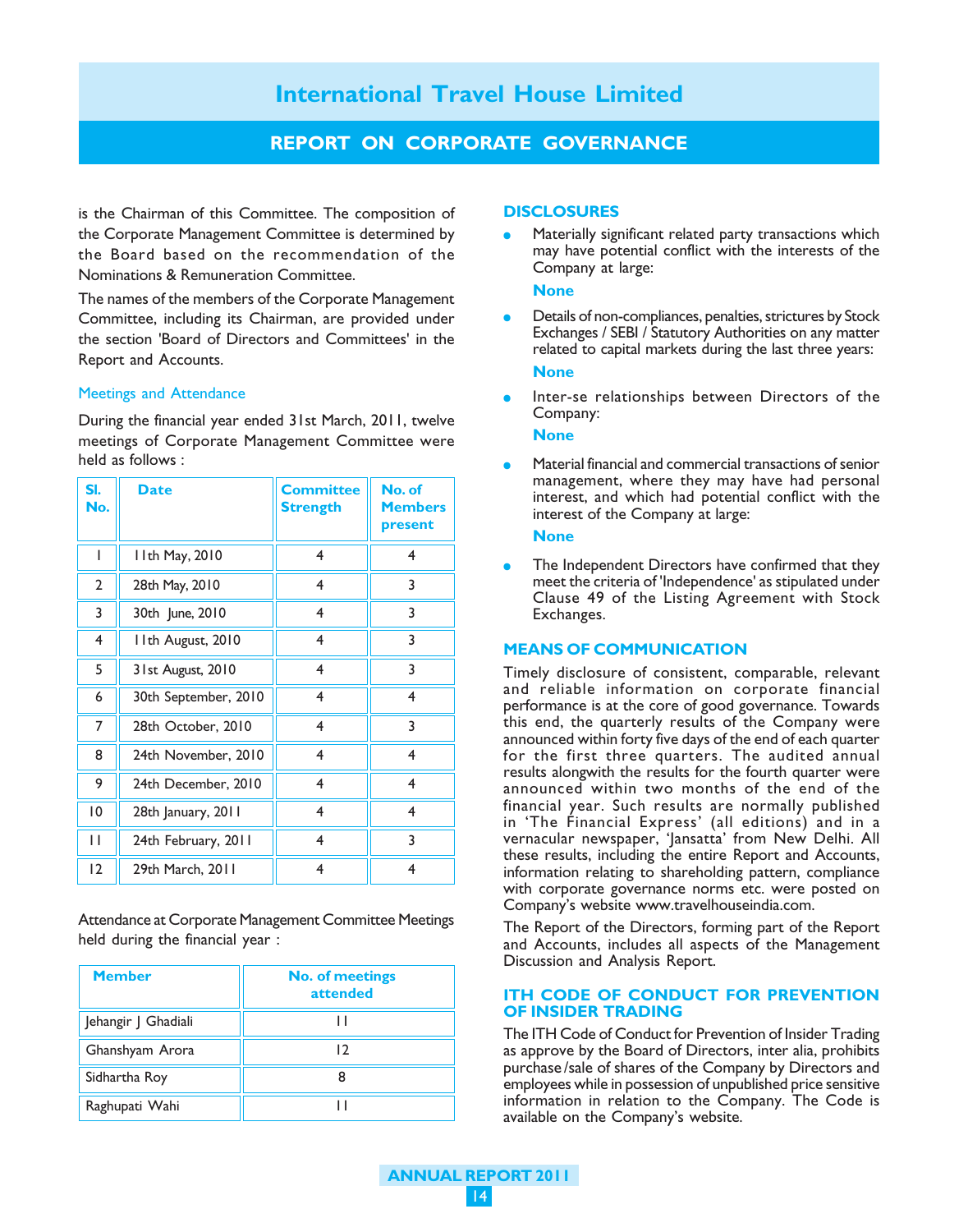is the Chairman of this Committee. The composition of the Corporate Management Committee is determined by the Board based on the recommendation of the Nominations & Remuneration Committee.

The names of the members of the Corporate Management Committee, including its Chairman, are provided under the section 'Board of Directors and Committees' in the Report and Accounts.

### Meetings and Attendance

During the financial year ended 31st March, 2011, twelve meetings of Corporate Management Committee were held as follows :

| Sl. No. | Date | Committee Strength | No. of Members present |
|---|---|---|---|
| 1 | 11th May, 2010 | 4 | 4 |
| 2 | 28th May, 2010 | 4 | 3 |
| 3 | 30th June, 2010 | 4 | 3 |
| 4 | 11th August, 2010 | 4 | 3 |
| 5 | 31st August, 2010 | 4 | 3 |
| 6 | 30th September, 2010 | 4 | 4 |
| 7 | 28th October, 2010 | 4 | 3 |
| 8 | 24th November, 2010 | 4 | 4 |
| 9 | 24th December, 2010 | 4 | 4 |
| 10 | 28th January, 2011 | 4 | 4 |
| 11 | 24th February, 2011 | 4 | 3 |
| 12 | 29th March, 2011 | 4 | 4 |

Attendance at Corporate Management Committee Meetings held during the financial year :

| Member | No. of meetings attended |
|---|---|
| Jehangir J Ghadiali | 11 |
| Ghanshyam Arora | 12 |
| Sidhartha Roy | 8 |
| Raghupati Wahi | 11 |

## DISCLOSURES

- Materially significant related party transactions which may have potential conflict with the interests of the Company at large:

  **None**

- Details of non-compliances, penalties, strictures by Stock Exchanges / SEBI / Statutory Authorities on any matter related to capital markets during the last three years:

  **None**

- Inter-se relationships between Directors of the Company:

  **None**

- Material financial and commercial transactions of senior management, where they may have had personal interest, and which had potential conflict with the interest of the Company at large:

  **None**

- The Independent Directors have confirmed that they meet the criteria of 'Independence' as stipulated under Clause 49 of the Listing Agreement with Stock Exchanges.

## MEANS OF COMMUNICATION

Timely disclosure of consistent, comparable, relevant and reliable information on corporate financial performance is at the core of good governance. Towards this end, the quarterly results of the Company were announced within forty five days of the end of each quarter for the first three quarters. The audited annual results alongwith the results for the fourth quarter were announced within two months of the end of the financial year. Such results are normally published in 'The Financial Express' (all editions) and in a vernacular newspaper, 'Jansatta' from New Delhi. All these results, including the entire Report and Accounts, information relating to shareholding pattern, compliance with corporate governance norms etc. were posted on Company's website www.travelhouseindia.com.

The Report of the Directors, forming part of the Report and Accounts, includes all aspects of the Management Discussion and Analysis Report.

## ITH CODE OF CONDUCT FOR PREVENTION OF INSIDER TRADING

The ITH Code of Conduct for Prevention of Insider Trading as approve by the Board of Directors, inter alia, prohibits purchase/sale of shares of the Company by Directors and employees while in possession of unpublished price sensitive information in relation to the Company. The Code is available on the Company's website.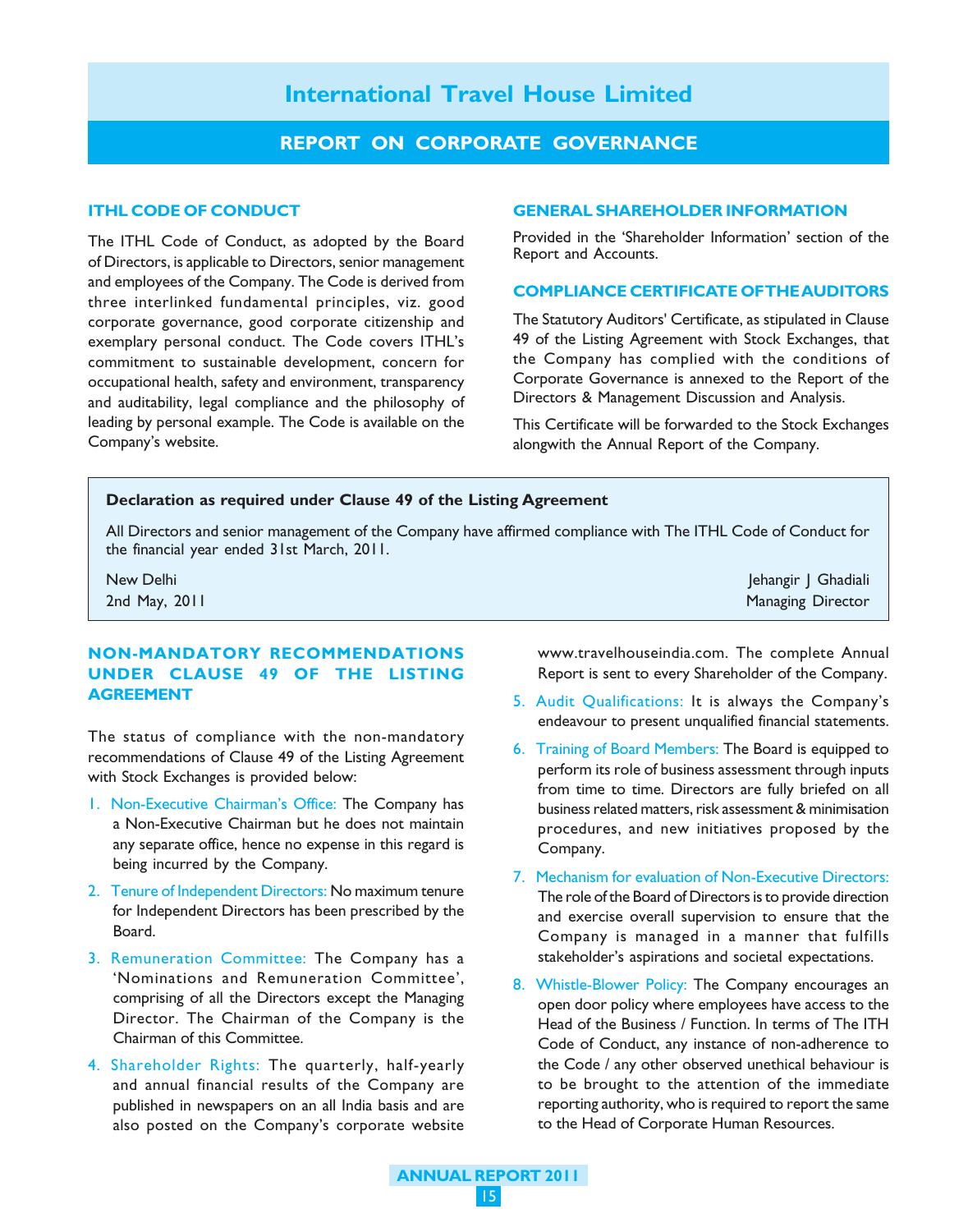# International Travel House Limited

## REPORT ON CORPORATE GOVERNANCE

### ITHL CODE OF CONDUCT

The ITHL Code of Conduct, as adopted by the Board of Directors, is applicable to Directors, senior management and employees of the Company. The Code is derived from three interlinked fundamental principles, viz. good corporate governance, good corporate citizenship and exemplary personal conduct. The Code covers ITHL's commitment to sustainable development, concern for occupational health, safety and environment, transparency and auditability, legal compliance and the philosophy of leading by personal example. The Code is available on the Company's website.

### GENERAL SHAREHOLDER INFORMATION

Provided in the 'Shareholder Information' section of the Report and Accounts.

### COMPLIANCE CERTIFICATE OF THE AUDITORS

The Statutory Auditors' Certificate, as stipulated in Clause 49 of the Listing Agreement with Stock Exchanges, that the Company has complied with the conditions of Corporate Governance is annexed to the Report of the Directors & Management Discussion and Analysis.

This Certificate will be forwarded to the Stock Exchanges alongwith the Annual Report of the Company.

**Declaration as required under Clause 49 of the Listing Agreement**

All Directors and senior management of the Company have affirmed compliance with The ITHL Code of Conduct for the financial year ended 31st March, 2011.

New Delhi
2nd May, 2011

Jehangir J Ghadiali
Managing Director

### NON-MANDATORY RECOMMENDATIONS UNDER CLAUSE 49 OF THE LISTING AGREEMENT

The status of compliance with the non-mandatory recommendations of Clause 49 of the Listing Agreement with Stock Exchanges is provided below:

1. Non-Executive Chairman's Office: The Company has a Non-Executive Chairman but he does not maintain any separate office, hence no expense in this regard is being incurred by the Company.
2. Tenure of Independent Directors: No maximum tenure for Independent Directors has been prescribed by the Board.
3. Remuneration Committee: The Company has a 'Nominations and Remuneration Committee', comprising of all the Directors except the Managing Director. The Chairman of the Company is the Chairman of this Committee.
4. Shareholder Rights: The quarterly, half-yearly and annual financial results of the Company are published in newspapers on an all India basis and are also posted on the Company's corporate website www.travelhouseindia.com. The complete Annual Report is sent to every Shareholder of the Company.
5. Audit Qualifications: It is always the Company's endeavour to present unqualified financial statements.
6. Training of Board Members: The Board is equipped to perform its role of business assessment through inputs from time to time. Directors are fully briefed on all business related matters, risk assessment & minimisation procedures, and new initiatives proposed by the Company.
7. Mechanism for evaluation of Non-Executive Directors: The role of the Board of Directors is to provide direction and exercise overall supervision to ensure that the Company is managed in a manner that fulfills stakeholder's aspirations and societal expectations.
8. Whistle-Blower Policy: The Company encourages an open door policy where employees have access to the Head of the Business / Function. In terms of The ITH Code of Conduct, any instance of non-adherence to the Code / any other observed unethical behaviour is to be brought to the attention of the immediate reporting authority, who is required to report the same to the Head of Corporate Human Resources.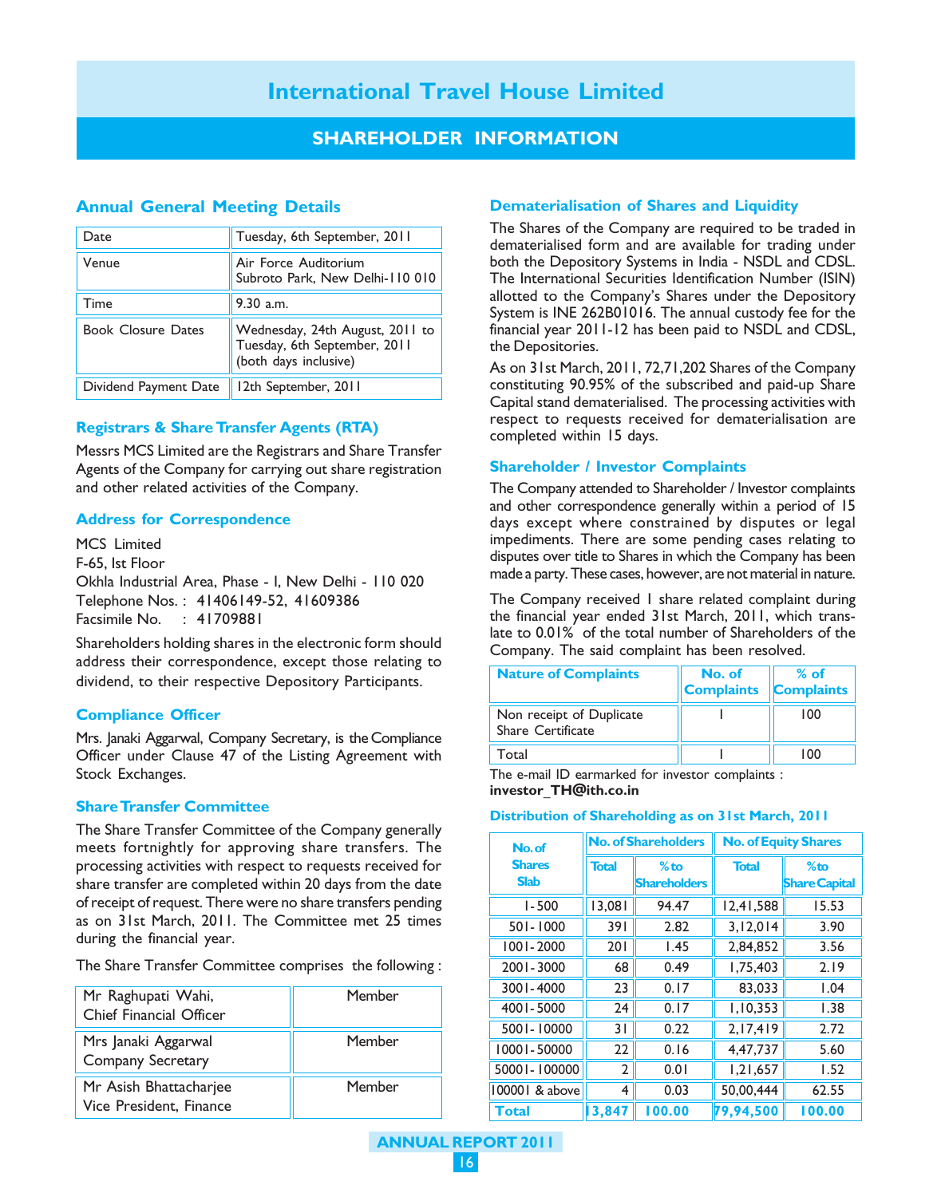# International Travel House Limited

## SHAREHOLDER INFORMATION

### Annual General Meeting Details

| | |
|---|---|
| Date | Tuesday, 6th September, 2011 |
| Venue | Air Force Auditorium<br>Subroto Park, New Delhi-110 010 |
| Time | 9.30 a.m. |
| Book Closure Dates | Wednesday, 24th August, 2011 to Tuesday, 6th September, 2011 (both days inclusive) |
| Dividend Payment Date | 12th September, 2011 |

### Registrars & Share Transfer Agents (RTA)

Messrs MCS Limited are the Registrars and Share Transfer Agents of the Company for carrying out share registration and other related activities of the Company.

### Address for Correspondence

MCS Limited
F-65, Ist Floor
Okhla Industrial Area, Phase - I, New Delhi - 110 020
Telephone Nos. : 41406149-52, 41609386
Facsimile No. : 41709881

Shareholders holding shares in the electronic form should address their correspondence, except those relating to dividend, to their respective Depository Participants.

### Compliance Officer

Mrs. Janaki Aggarwal, Company Secretary, is the Compliance Officer under Clause 47 of the Listing Agreement with Stock Exchanges.

### Share Transfer Committee

The Share Transfer Committee of the Company generally meets fortnightly for approving share transfers. The processing activities with respect to requests received for share transfer are completed within 20 days from the date of receipt of request. There were no share transfers pending as on 31st March, 2011. The Committee met 25 times during the financial year.

The Share Transfer Committee comprises the following :

| | |
|---|---|
| Mr Raghupati Wahi,<br>Chief Financial Officer | Member |
| Mrs Janaki Aggarwal<br>Company Secretary | Member |
| Mr Asish Bhattacharjee<br>Vice President, Finance | Member |

### Dematerialisation of Shares and Liquidity

The Shares of the Company are required to be traded in dematerialised form and are available for trading under both the Depository Systems in India - NSDL and CDSL. The International Securities Identification Number (ISIN) allotted to the Company's Shares under the Depository System is INE 262B01016. The annual custody fee for the financial year 2011-12 has been paid to NSDL and CDSL, the Depositories.

As on 31st March, 2011, 72,71,202 Shares of the Company constituting 90.95% of the subscribed and paid-up Share Capital stand dematerialised. The processing activities with respect to requests received for dematerialisation are completed within 15 days.

### Shareholder / Investor Complaints

The Company attended to Shareholder / Investor complaints and other correspondence generally within a period of 15 days except where constrained by disputes or legal impediments. There are some pending cases relating to disputes over title to Shares in which the Company has been made a party. These cases, however, are not material in nature.

The Company received 1 share related complaint during the financial year ended 31st March, 2011, which translate to 0.01% of the total number of Shareholders of the Company. The said complaint has been resolved.

| Nature of Complaints | No. of Complaints | % of Complaints |
|---|---|---|
| Non receipt of Duplicate Share Certificate | 1 | 100 |
| Total | 1 | 100 |

The e-mail ID earmarked for investor complaints : **investor_TH@ith.co.in**

### Distribution of Shareholding as on 31st March, 2011

| No. of Shares Slab | No. of Shareholders | | No. of Equity Shares | |
|---|---|---|---|---|
| | Total | % to Shareholders | Total | % to Share Capital |
| 1-500 | 13,081 | 94.47 | 12,41,588 | 15.53 |
| 501-1000 | 391 | 2.82 | 3,12,014 | 3.90 |
| 1001-2000 | 201 | 1.45 | 2,84,852 | 3.56 |
| 2001-3000 | 68 | 0.49 | 1,75,403 | 2.19 |
| 3001-4000 | 23 | 0.17 | 83,033 | 1.04 |
| 4001-5000 | 24 | 0.17 | 1,10,353 | 1.38 |
| 5001-10000 | 31 | 0.22 | 2,17,419 | 2.72 |
| 10001-50000 | 22 | 0.16 | 4,47,737 | 5.60 |
| 50001-100000 | 2 | 0.01 | 1,21,657 | 1.52 |
| 100001 & above | 4 | 0.03 | 50,00,444 | 62.55 |
| **Total** | **13,847** | **100.00** | **79,94,500** | **100.00** |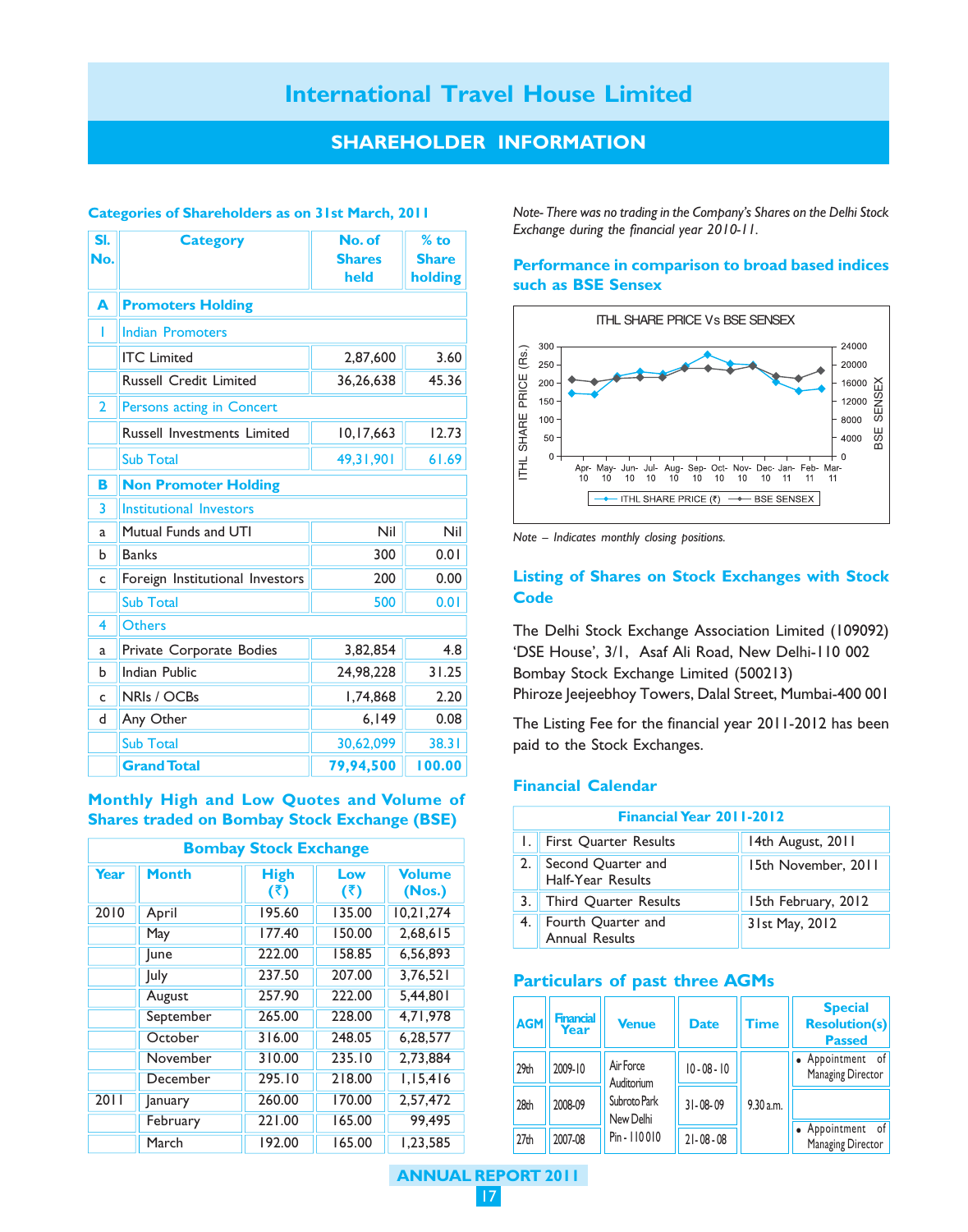# International Travel House Limited

## SHAREHOLDER INFORMATION

### Categories of Shareholders as on 31st March, 2011

| Sl. No. | Category | No. of Shares held | % to Share holding |
|---|---|---|---|
| **A** | **Promoters Holding** | | |
| 1 | Indian Promoters | | |
| | ITC Limited | 2,87,600 | 3.60 |
| | Russell Credit Limited | 36,26,638 | 45.36 |
| 2 | Persons acting in Concert | | |
| | Russell Investments Limited | 10,17,663 | 12.73 |
| | Sub Total | 49,31,901 | 61.69 |
| **B** | **Non Promoter Holding** | | |
| 3 | Institutional Investors | | |
| a | Mutual Funds and UTI | Nil | Nil |
| b | Banks | 300 | 0.01 |
| c | Foreign Institutional Investors | 200 | 0.00 |
| | Sub Total | 500 | 0.01 |
| 4 | Others | | |
| a | Private Corporate Bodies | 3,82,854 | 4.8 |
| b | Indian Public | 24,98,228 | 31.25 |
| c | NRIs / OCBs | 1,74,868 | 2.20 |
| d | Any Other | 6,149 | 0.08 |
| | Sub Total | 30,62,099 | 38.31 |
| | **Grand Total** | **79,94,500** | **100.00** |

### Monthly High and Low Quotes and Volume of Shares traded on Bombay Stock Exchange (BSE)

| Bombay Stock Exchange | | | | |
|---|---|---|---|---|
| Year | Month | High (₹) | Low (₹) | Volume (Nos.) |
| 2010 | April | 195.60 | 135.00 | 10,21,274 |
| | May | 177.40 | 150.00 | 2,68,615 |
| | June | 222.00 | 158.85 | 6,56,893 |
| | July | 237.50 | 207.00 | 3,76,521 |
| | August | 257.90 | 222.00 | 5,44,801 |
| | September | 265.00 | 228.00 | 4,71,978 |
| | October | 316.00 | 248.05 | 6,28,577 |
| | November | 310.00 | 235.10 | 2,73,884 |
| | December | 295.10 | 218.00 | 1,15,416 |
| 2011 | January | 260.00 | 170.00 | 2,57,472 |
| | February | 221.00 | 165.00 | 99,495 |
| | March | 192.00 | 165.00 | 1,23,585 |

*Note- There was no trading in the Company's Shares on the Delhi Stock Exchange during the financial year 2010-11.*

### Performance in comparison to broad based indices such as BSE Sensex

ITHL SHARE PRICE Vs BSE SENSEX

*Note – Indicates monthly closing positions.*

### Listing of Shares on Stock Exchanges with Stock Code

The Delhi Stock Exchange Association Limited (109092)
'DSE House', 3/1, Asaf Ali Road, New Delhi-110 002
Bombay Stock Exchange Limited (500213)
Phiroze Jeejeebhoy Towers, Dalal Street, Mumbai-400 001

The Listing Fee for the financial year 2011-2012 has been paid to the Stock Exchanges.

### Financial Calendar

| Financial Year 2011-2012 | | |
|---|---|---|
| 1. | First Quarter Results | 14th August, 2011 |
| 2. | Second Quarter and Half-Year Results | 15th November, 2011 |
| 3. | Third Quarter Results | 15th February, 2012 |
| 4. | Fourth Quarter and Annual Results | 31st May, 2012 |

### Particulars of past three AGMs

| AGM | Financial Year | Venue | Date | Time | Special Resolution(s) Passed |
|---|---|---|---|---|---|
| 29th | 2009-10 | Air Force Auditorium Subroto Park New Delhi Pin - 110010 | 10-08-10 | 9.30 a.m. | • Appointment of Managing Director |
| 28th | 2008-09 | | 31-08-09 | | |
| 27th | 2007-08 | | 21-08-08 | | • Appointment of Managing Director |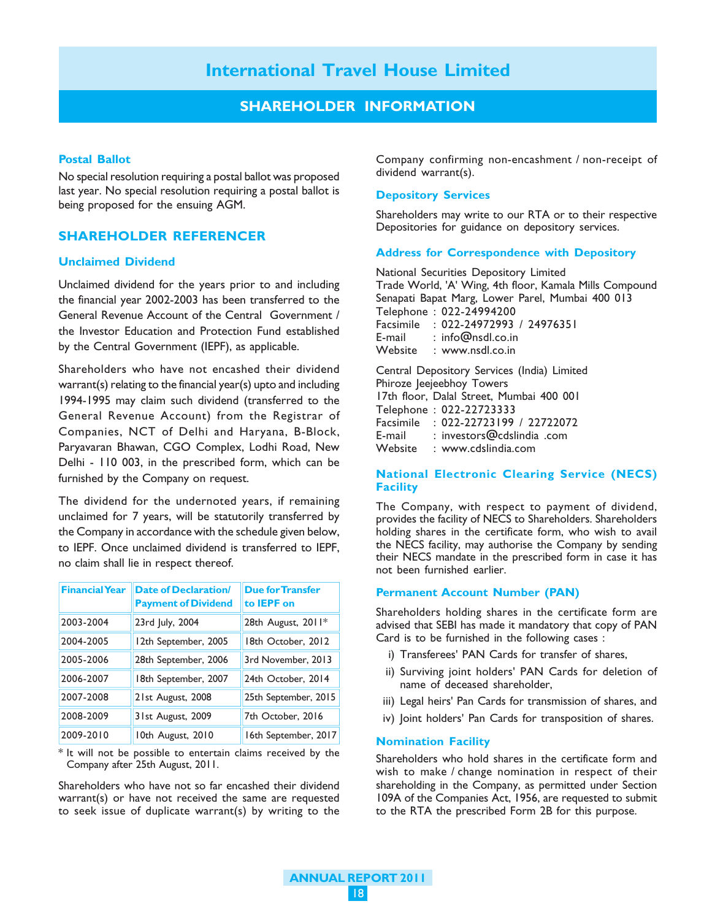# International Travel House Limited

## SHAREHOLDER INFORMATION

### Postal Ballot

No special resolution requiring a postal ballot was proposed last year. No special resolution requiring a postal ballot is being proposed for the ensuing AGM.

## SHAREHOLDER REFERENCER

### Unclaimed Dividend

Unclaimed dividend for the years prior to and including the financial year 2002-2003 has been transferred to the General Revenue Account of the Central Government / the Investor Education and Protection Fund established by the Central Government (IEPF), as applicable.

Shareholders who have not encashed their dividend warrant(s) relating to the financial year(s) upto and including 1994-1995 may claim such dividend (transferred to the General Revenue Account) from the Registrar of Companies, NCT of Delhi and Haryana, B-Block, Paryavaran Bhawan, CGO Complex, Lodhi Road, New Delhi - 110 003, in the prescribed form, which can be furnished by the Company on request.

The dividend for the undernoted years, if remaining unclaimed for 7 years, will be statutorily transferred by the Company in accordance with the schedule given below, to IEPF. Once unclaimed dividend is transferred to IEPF, no claim shall lie in respect thereof.

| Financial Year | Date of Declaration/ Payment of Dividend | Due for Transfer to IEPF on |
|---|---|---|
| 2003-2004 | 23rd July, 2004 | 28th August, 2011* |
| 2004-2005 | 12th September, 2005 | 18th October, 2012 |
| 2005-2006 | 28th September, 2006 | 3rd November, 2013 |
| 2006-2007 | 18th September, 2007 | 24th October, 2014 |
| 2007-2008 | 21st August, 2008 | 25th September, 2015 |
| 2008-2009 | 31st August, 2009 | 7th October, 2016 |
| 2009-2010 | 10th August, 2010 | 16th September, 2017 |

\* It will not be possible to entertain claims received by the Company after 25th August, 2011.

Shareholders who have not so far encashed their dividend warrant(s) or have not received the same are requested to seek issue of duplicate warrant(s) by writing to the Company confirming non-encashment / non-receipt of dividend warrant(s).

### Depository Services

Shareholders may write to our RTA or to their respective Depositories for guidance on depository services.

### Address for Correspondence with Depository

National Securities Depository Limited
Trade World, 'A' Wing, 4th floor, Kamala Mills Compound
Senapati Bapat Marg, Lower Parel, Mumbai 400 013
Telephone : 022-24994200
Facsimile : 022-24972993 / 24976351
E-mail : info@nsdl.co.in
Website : www.nsdl.co.in

Central Depository Services (India) Limited
Phiroze Jeejeebhoy Towers
17th floor, Dalal Street, Mumbai 400 001
Telephone : 022-22723333
Facsimile : 022-22723199 / 22722072
E-mail : investors@cdslindia .com
Website : www.cdslindia.com

### National Electronic Clearing Service (NECS) Facility

The Company, with respect to payment of dividend, provides the facility of NECS to Shareholders. Shareholders holding shares in the certificate form, who wish to avail the NECS facility, may authorise the Company by sending their NECS mandate in the prescribed form in case it has not been furnished earlier.

### Permanent Account Number (PAN)

Shareholders holding shares in the certificate form are advised that SEBI has made it mandatory that copy of PAN Card is to be furnished in the following cases :

i) Transferees' PAN Cards for transfer of shares,
ii) Surviving joint holders' PAN Cards for deletion of name of deceased shareholder,
iii) Legal heirs' Pan Cards for transmission of shares, and
iv) Joint holders' Pan Cards for transposition of shares.

### Nomination Facility

Shareholders who hold shares in the certificate form and wish to make / change nomination in respect of their shareholding in the Company, as permitted under Section 109A of the Companies Act, 1956, are requested to submit to the RTA the prescribed Form 2B for this purpose.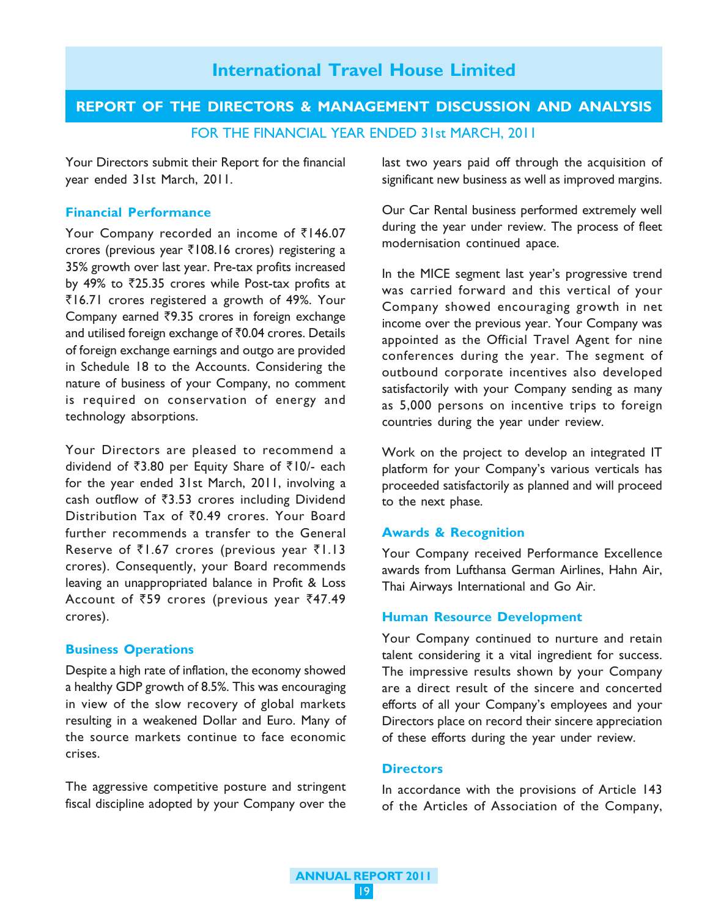# International Travel House Limited

## REPORT OF THE DIRECTORS & MANAGEMENT DISCUSSION AND ANALYSIS

FOR THE FINANCIAL YEAR ENDED 31st MARCH, 2011

Your Directors submit their Report for the financial year ended 31st March, 2011.

### Financial Performance

Your Company recorded an income of ₹146.07 crores (previous year ₹108.16 crores) registering a 35% growth over last year. Pre-tax profits increased by 49% to ₹25.35 crores while Post-tax profits at ₹16.71 crores registered a growth of 49%. Your Company earned ₹9.35 crores in foreign exchange and utilised foreign exchange of ₹0.04 crores. Details of foreign exchange earnings and outgo are provided in Schedule 18 to the Accounts. Considering the nature of business of your Company, no comment is required on conservation of energy and technology absorptions.

Your Directors are pleased to recommend a dividend of ₹3.80 per Equity Share of ₹10/- each for the year ended 31st March, 2011, involving a cash outflow of ₹3.53 crores including Dividend Distribution Tax of ₹0.49 crores. Your Board further recommends a transfer to the General Reserve of ₹1.67 crores (previous year ₹1.13 crores). Consequently, your Board recommends leaving an unappropriated balance in Profit & Loss Account of ₹59 crores (previous year ₹47.49 crores).

### Business Operations

Despite a high rate of inflation, the economy showed a healthy GDP growth of 8.5%. This was encouraging in view of the slow recovery of global markets resulting in a weakened Dollar and Euro. Many of the source markets continue to face economic crises.

The aggressive competitive posture and stringent fiscal discipline adopted by your Company over the last two years paid off through the acquisition of significant new business as well as improved margins.

Our Car Rental business performed extremely well during the year under review. The process of fleet modernisation continued apace.

In the MICE segment last year's progressive trend was carried forward and this vertical of your Company showed encouraging growth in net income over the previous year. Your Company was appointed as the Official Travel Agent for nine conferences during the year. The segment of outbound corporate incentives also developed satisfactorily with your Company sending as many as 5,000 persons on incentive trips to foreign countries during the year under review.

Work on the project to develop an integrated IT platform for your Company's various verticals has proceeded satisfactorily as planned and will proceed to the next phase.

### Awards & Recognition

Your Company received Performance Excellence awards from Lufthansa German Airlines, Hahn Air, Thai Airways International and Go Air.

### Human Resource Development

Your Company continued to nurture and retain talent considering it a vital ingredient for success. The impressive results shown by your Company are a direct result of the sincere and concerted efforts of all your Company's employees and your Directors place on record their sincere appreciation of these efforts during the year under review.

### Directors

In accordance with the provisions of Article 143 of the Articles of Association of the Company,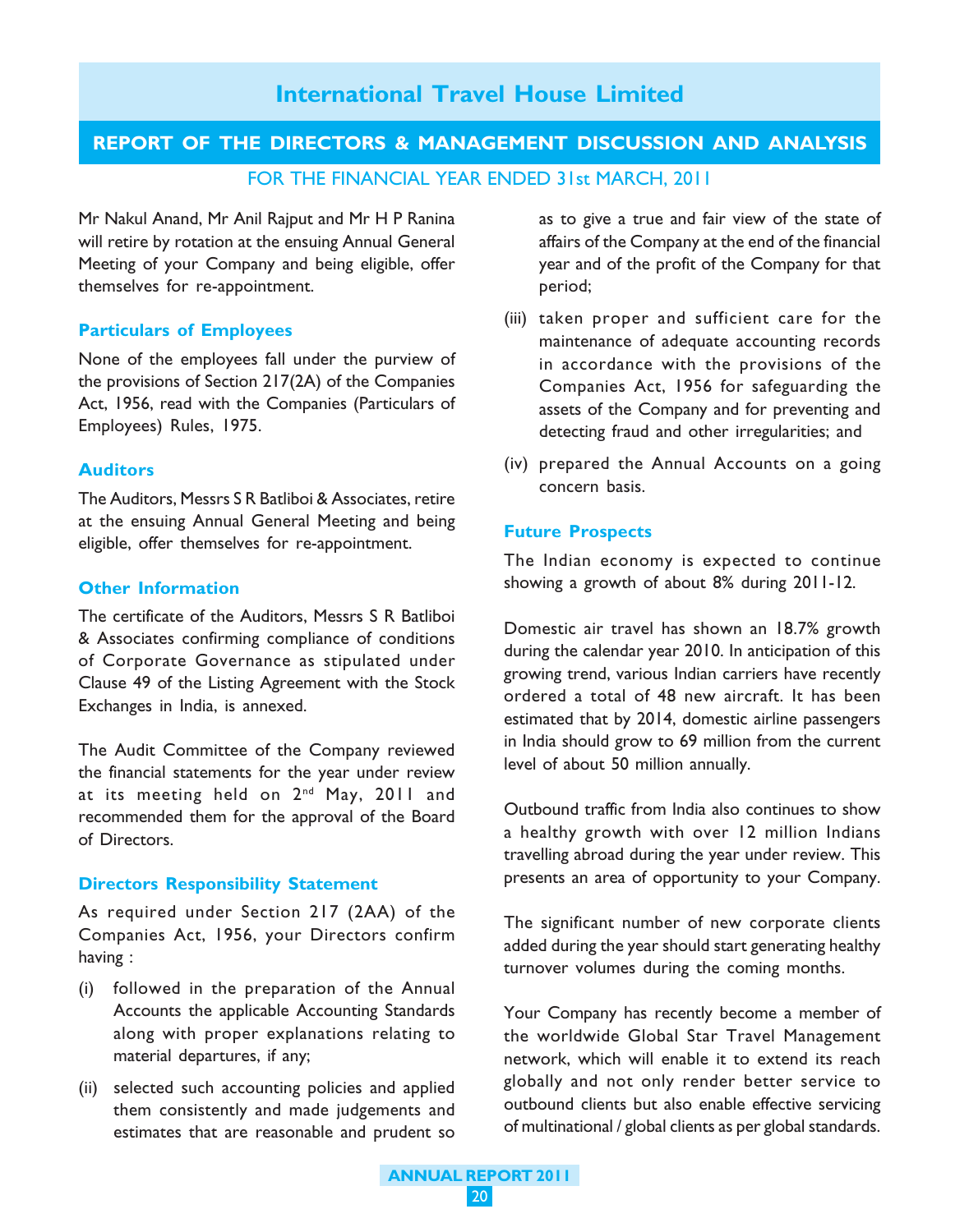Mr Nakul Anand, Mr Anil Rajput and Mr H P Ranina will retire by rotation at the ensuing Annual General Meeting of your Company and being eligible, offer themselves for re-appointment.

### Particulars of Employees

None of the employees fall under the purview of the provisions of Section 217(2A) of the Companies Act, 1956, read with the Companies (Particulars of Employees) Rules, 1975.

### Auditors

The Auditors, Messrs S R Batliboi & Associates, retire at the ensuing Annual General Meeting and being eligible, offer themselves for re-appointment.

### Other Information

The certificate of the Auditors, Messrs S R Batliboi & Associates confirming compliance of conditions of Corporate Governance as stipulated under Clause 49 of the Listing Agreement with the Stock Exchanges in India, is annexed.

The Audit Committee of the Company reviewed the financial statements for the year under review at its meeting held on 2nd May, 2011 and recommended them for the approval of the Board of Directors.

### Directors Responsibility Statement

As required under Section 217 (2AA) of the Companies Act, 1956, your Directors confirm having :

(i) followed in the preparation of the Annual Accounts the applicable Accounting Standards along with proper explanations relating to material departures, if any;

(ii) selected such accounting policies and applied them consistently and made judgements and estimates that are reasonable and prudent so as to give a true and fair view of the state of affairs of the Company at the end of the financial year and of the profit of the Company for that period;

(iii) taken proper and sufficient care for the maintenance of adequate accounting records in accordance with the provisions of the Companies Act, 1956 for safeguarding the assets of the Company and for preventing and detecting fraud and other irregularities; and

(iv) prepared the Annual Accounts on a going concern basis.

### Future Prospects

The Indian economy is expected to continue showing a growth of about 8% during 2011-12.

Domestic air travel has shown an 18.7% growth during the calendar year 2010. In anticipation of this growing trend, various Indian carriers have recently ordered a total of 48 new aircraft. It has been estimated that by 2014, domestic airline passengers in India should grow to 69 million from the current level of about 50 million annually.

Outbound traffic from India also continues to show a healthy growth with over 12 million Indians travelling abroad during the year under review. This presents an area of opportunity to your Company.

The significant number of new corporate clients added during the year should start generating healthy turnover volumes during the coming months.

Your Company has recently become a member of the worldwide Global Star Travel Management network, which will enable it to extend its reach globally and not only render better service to outbound clients but also enable effective servicing of multinational / global clients as per global standards.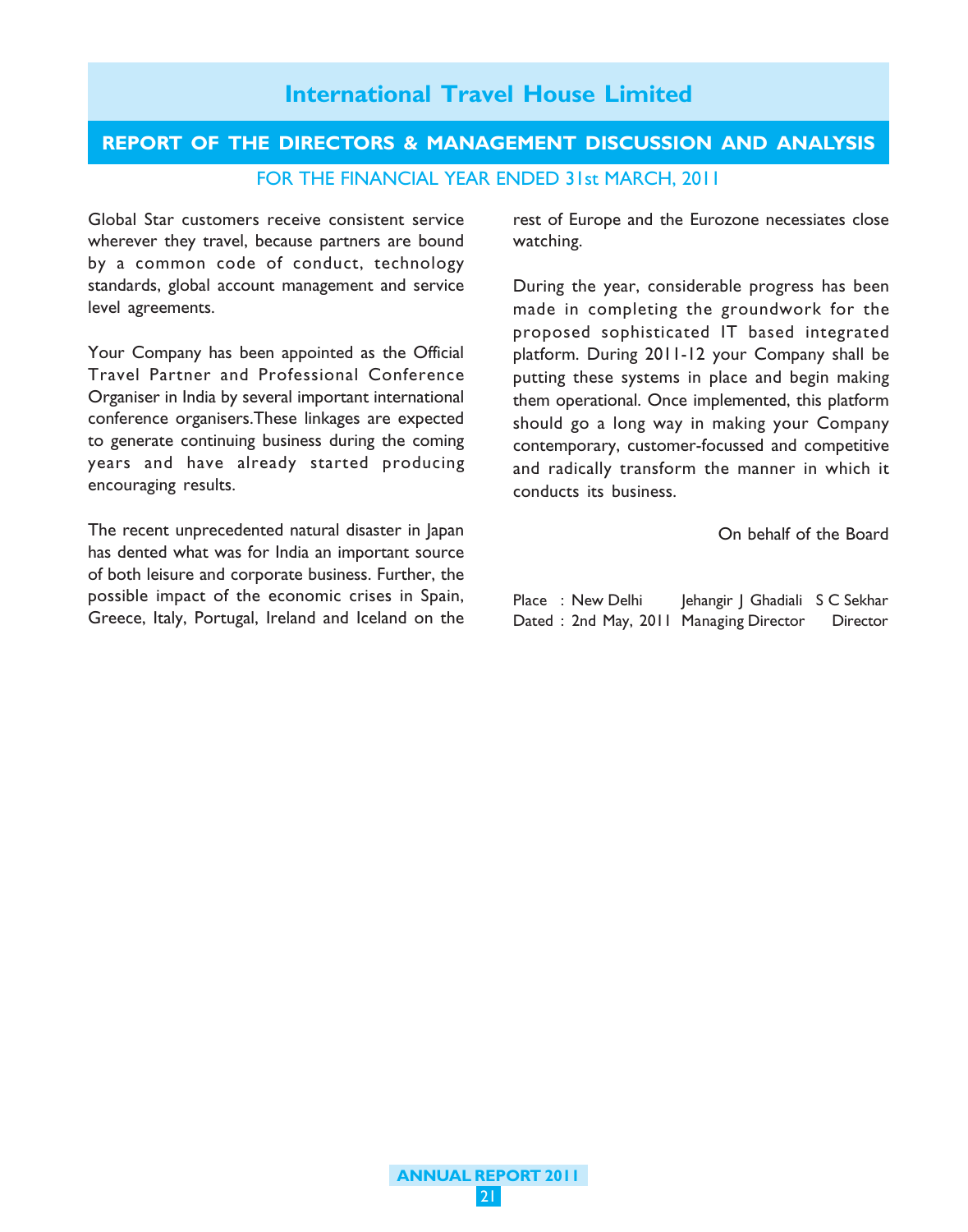Global Star customers receive consistent service wherever they travel, because partners are bound by a common code of conduct, technology standards, global account management and service level agreements.

Your Company has been appointed as the Official Travel Partner and Professional Conference Organiser in India by several important international conference organisers.These linkages are expected to generate continuing business during the coming years and have already started producing encouraging results.

The recent unprecedented natural disaster in Japan has dented what was for India an important source of both leisure and corporate business. Further, the possible impact of the economic crises in Spain, Greece, Italy, Portugal, Ireland and Iceland on the rest of Europe and the Eurozone necessiates close watching.

During the year, considerable progress has been made in completing the groundwork for the proposed sophisticated IT based integrated platform. During 2011-12 your Company shall be putting these systems in place and begin making them operational. Once implemented, this platform should go a long way in making your Company contemporary, customer-focussed and competitive and radically transform the manner in which it conducts its business.

On behalf of the Board

| | | |
|---|---|---|
| Place : New Delhi | Jehangir J Ghadiali | S C Sekhar |
| Dated : 2nd May, 2011 | Managing Director | Director |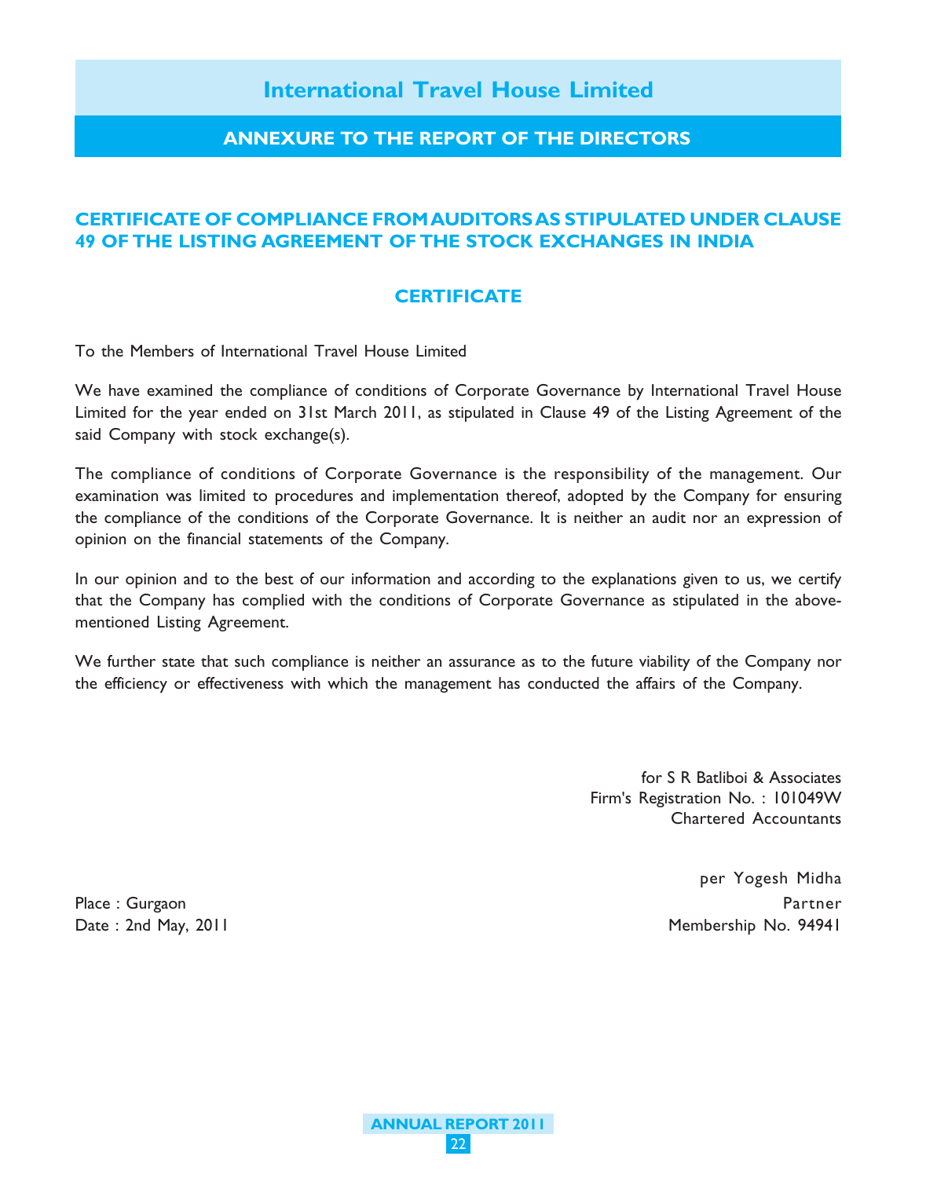# International Travel House Limited

## ANNEXURE TO THE REPORT OF THE DIRECTORS

### CERTIFICATE OF COMPLIANCE FROM AUDITORS AS STIPULATED UNDER CLAUSE 49 OF THE LISTING AGREEMENT OF THE STOCK EXCHANGES IN INDIA

### CERTIFICATE

To the Members of International Travel House Limited

We have examined the compliance of conditions of Corporate Governance by International Travel House Limited for the year ended on 31st March 2011, as stipulated in Clause 49 of the Listing Agreement of the said Company with stock exchange(s).

The compliance of conditions of Corporate Governance is the responsibility of the management. Our examination was limited to procedures and implementation thereof, adopted by the Company for ensuring the compliance of the conditions of the Corporate Governance. It is neither an audit nor an expression of opinion on the financial statements of the Company.

In our opinion and to the best of our information and according to the explanations given to us, we certify that the Company has complied with the conditions of Corporate Governance as stipulated in the above-mentioned Listing Agreement.

We further state that such compliance is neither an assurance as to the future viability of the Company nor the efficiency or effectiveness with which the management has conducted the affairs of the Company.

for S R Batliboi & Associates
Firm's Registration No. : 101049W
Chartered Accountants

per Yogesh Midha
Partner
Membership No. 94941

Place : Gurgaon
Date : 2nd May, 2011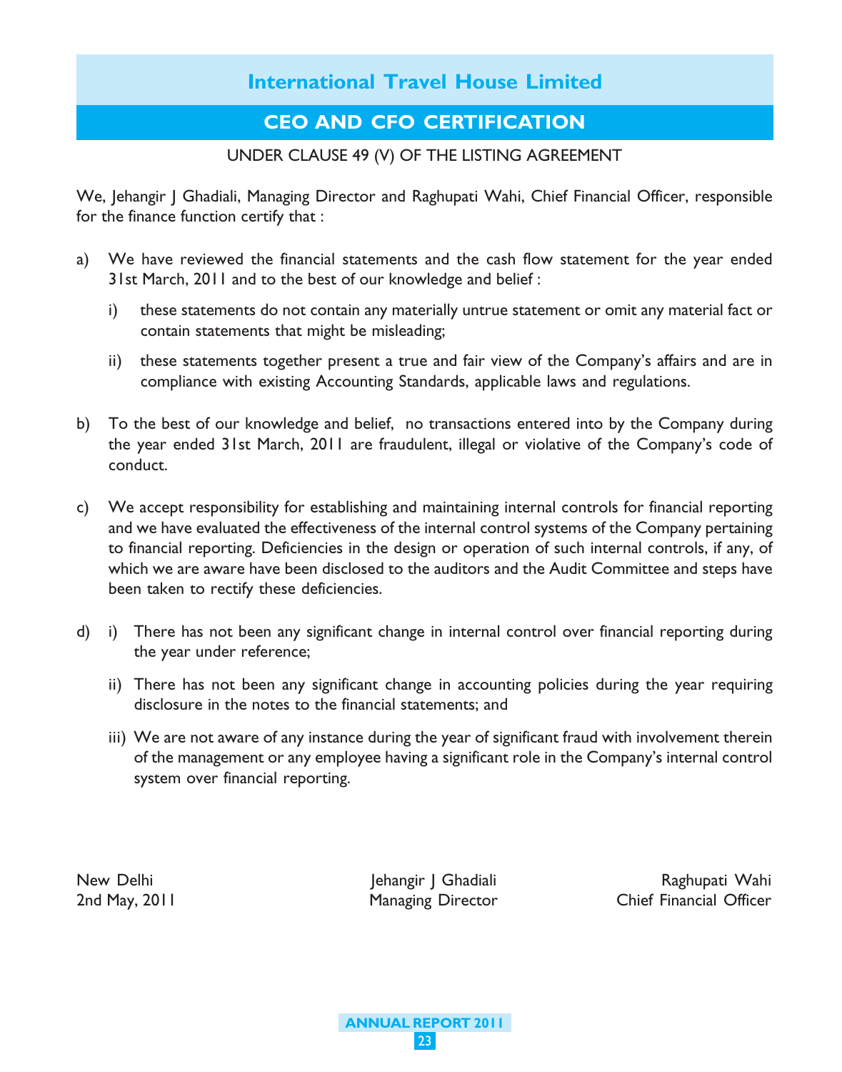# International Travel House Limited

## CEO AND CFO CERTIFICATION

UNDER CLAUSE 49 (V) OF THE LISTING AGREEMENT

We, Jehangir J Ghadiali, Managing Director and Raghupati Wahi, Chief Financial Officer, responsible for the finance function certify that :

a) We have reviewed the financial statements and the cash flow statement for the year ended 31st March, 2011 and to the best of our knowledge and belief :

   i) these statements do not contain any materially untrue statement or omit any material fact or contain statements that might be misleading;

   ii) these statements together present a true and fair view of the Company's affairs and are in compliance with existing Accounting Standards, applicable laws and regulations.

b) To the best of our knowledge and belief, no transactions entered into by the Company during the year ended 31st March, 2011 are fraudulent, illegal or violative of the Company's code of conduct.

c) We accept responsibility for establishing and maintaining internal controls for financial reporting and we have evaluated the effectiveness of the internal control systems of the Company pertaining to financial reporting. Deficiencies in the design or operation of such internal controls, if any, of which we are aware have been disclosed to the auditors and the Audit Committee and steps have been taken to rectify these deficiencies.

d) i) There has not been any significant change in internal control over financial reporting during the year under reference;

   ii) There has not been any significant change in accounting policies during the year requiring disclosure in the notes to the financial statements; and

   iii) We are not aware of any instance during the year of significant fraud with involvement therein of the management or any employee having a significant role in the Company's internal control system over financial reporting.

New Delhi
2nd May, 2011

Jehangir J Ghadiali
Managing Director

Raghupati Wahi
Chief Financial Officer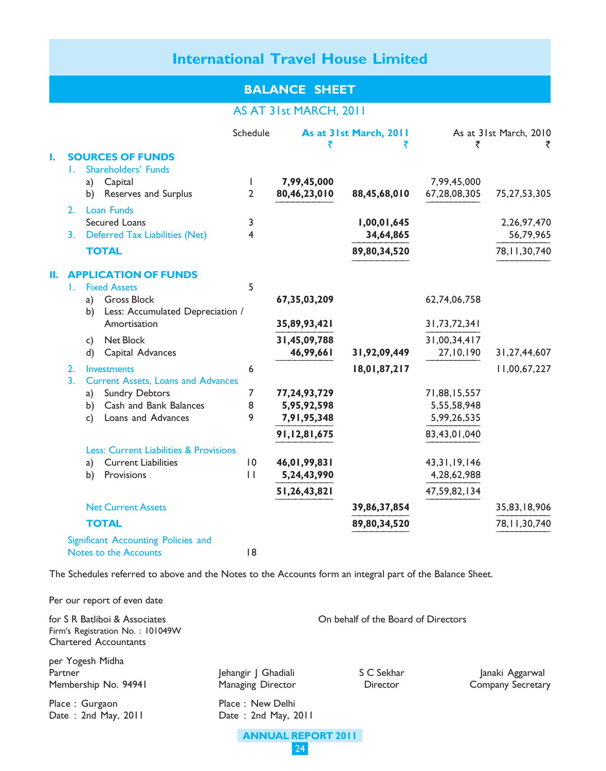# International Travel House Limited

## BALANCE SHEET

### AS AT 31st MARCH, 2011

| | Schedule | As at 31st March, 2011 ₹ | ₹ | As at 31st March, 2010 ₹ | ₹ |
|---|---|---|---|---|---|
| **I. SOURCES OF FUNDS** | | | | | |
| 1. Shareholders' Funds | | | | | |
| a) Capital | 1 | **7,99,45,000** | | 7,99,45,000 | |
| b) Reserves and Surplus | 2 | **80,46,23,010** | **88,45,68,010** | 67,28,08,305 | 75,27,53,305 |
| 2. Loan Funds | | | | | |
| Secured Loans | 3 | | **1,00,01,645** | | 2,26,97,470 |
| 3. Deferred Tax Liabilities (Net) | 4 | | **34,64,865** | | 56,79,965 |
| **TOTAL** | | | **89,80,34,520** | | 78,11,30,740 |
| **II. APPLICATION OF FUNDS** | | | | | |
| 1. Fixed Assets | 5 | | | | |
| a) Gross Block | | **67,35,03,209** | | 62,74,06,758 | |
| b) Less: Accumulated Depreciation / Amortisation | | **35,89,93,421** | | 31,73,72,341 | |
| c) Net Block | | **31,45,09,788** | | 31,00,34,417 | |
| d) Capital Advances | | **46,99,661** | **31,92,09,449** | 27,10,190 | 31,27,44,607 |
| 2. Investments | 6 | | **18,01,87,217** | | 11,00,67,227 |
| 3. Current Assets, Loans and Advances | | | | | |
| a) Sundry Debtors | 7 | **77,24,93,729** | | 71,88,15,557 | |
| b) Cash and Bank Balances | 8 | **5,95,92,598** | | 5,55,58,948 | |
| c) Loans and Advances | 9 | **7,91,95,348** | | 5,99,26,535 | |
| | | **91,12,81,675** | | 83,43,01,040 | |
| Less: Current Liabilities & Provisions | | | | | |
| a) Current Liabilities | 10 | **46,01,99,831** | | 43,31,19,146 | |
| b) Provisions | 11 | **5,24,43,990** | | 4,28,62,988 | |
| | | **51,26,43,821** | | 47,59,82,134 | |
| Net Current Assets | | | **39,86,37,854** | | 35,83,18,906 |
| **TOTAL** | | | **89,80,34,520** | | 78,11,30,740 |
| Significant Accounting Policies and Notes to the Accounts | 18 | | | | |

The Schedules referred to above and the Notes to the Accounts form an integral part of the Balance Sheet.

Per our report of even date

for S R Batliboi & Associates
Firm's Registration No. : 101049W
Chartered Accountants

per Yogesh Midha
Partner
Membership No. 94941

Place : Gurgaon
Date : 2nd May, 2011

On behalf of the Board of Directors

Jehangir J Ghadiali — Managing Director
S C Sekhar — Director
Janaki Aggarwal — Company Secretary

Place : New Delhi
Date : 2nd May, 2011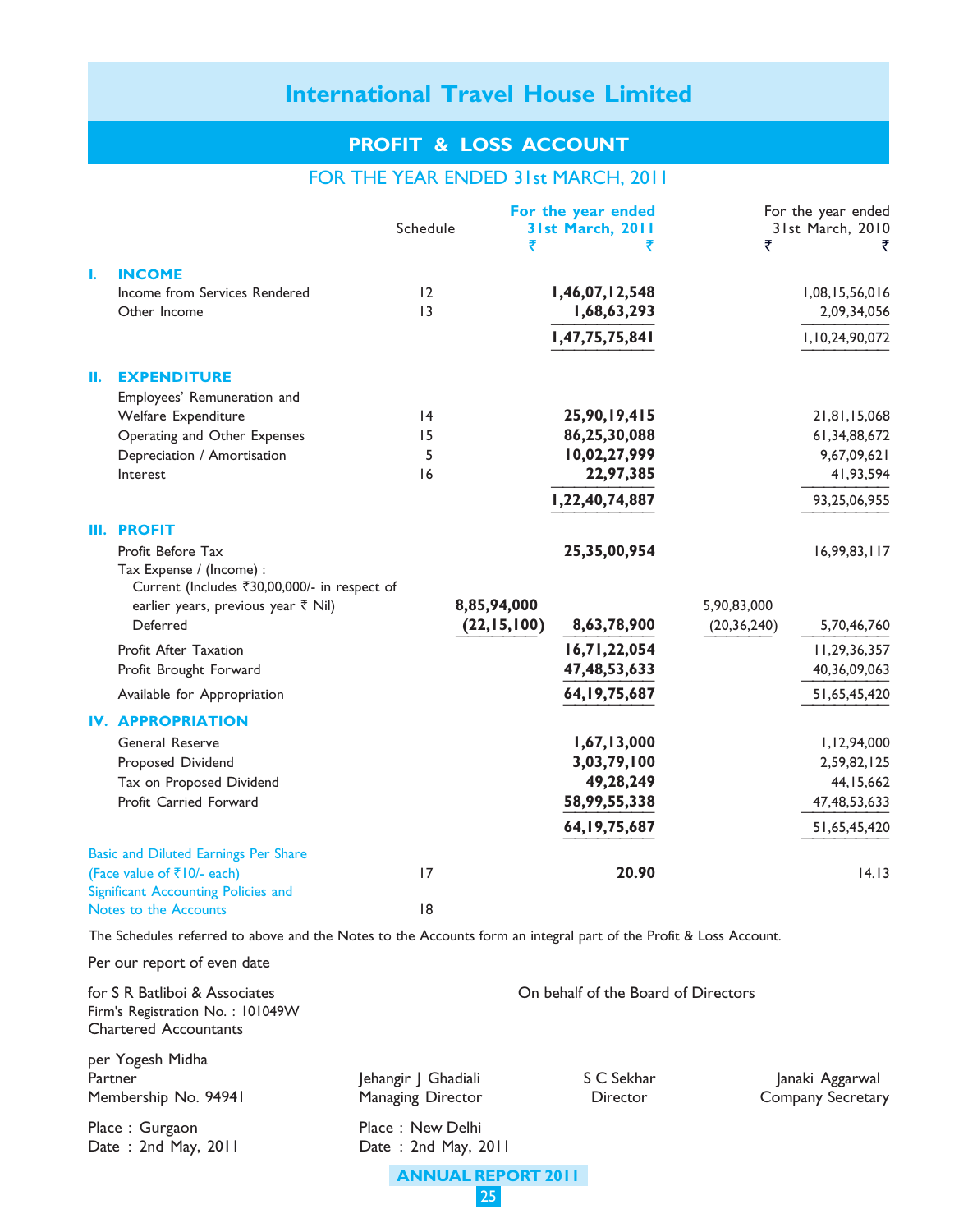# International Travel House Limited

## PROFIT & LOSS ACCOUNT

### FOR THE YEAR ENDED 31st MARCH, 2011

| | Schedule | For the year ended 31st March, 2011 ₹ | For the year ended 31st March, 2011 ₹ | For the year ended 31st March, 2010 ₹ | For the year ended 31st March, 2010 ₹ |
|---|---|---|---|---|---|
| **I. INCOME** | | | | | |
| Income from Services Rendered | 12 | | **1,46,07,12,548** | | 1,08,15,56,016 |
| Other Income | 13 | | **1,68,63,293** | | 2,09,34,056 |
| | | | **1,47,75,75,841** | | 1,10,24,90,072 |
| **II. EXPENDITURE** | | | | | |
| Employees' Remuneration and Welfare Expenditure | 14 | | **25,90,19,415** | | 21,81,15,068 |
| Operating and Other Expenses | 15 | | **86,25,30,088** | | 61,34,88,672 |
| Depreciation / Amortisation | 5 | | **10,02,27,999** | | 9,67,09,621 |
| Interest | 16 | | **22,97,385** | | 41,93,594 |
| | | | **1,22,40,74,887** | | 93,25,06,955 |
| **III. PROFIT** | | | | | |
| Profit Before Tax | | | **25,35,00,954** | | 16,99,83,117 |
| Tax Expense / (Income) : | | | | | |
| Current (Includes ₹30,00,000/- in respect of earlier years, previous year ₹ Nil) | | **8,85,94,000** | | 5,90,83,000 | |
| Deferred | | **(22,15,100)** | **8,63,78,900** | (20,36,240) | 5,70,46,760 |
| Profit After Taxation | | | **16,71,22,054** | | 11,29,36,357 |
| Profit Brought Forward | | | **47,48,53,633** | | 40,36,09,063 |
| Available for Appropriation | | | **64,19,75,687** | | 51,65,45,420 |
| **IV. APPROPRIATION** | | | | | |
| General Reserve | | | **1,67,13,000** | | 1,12,94,000 |
| Proposed Dividend | | | **3,03,79,100** | | 2,59,82,125 |
| Tax on Proposed Dividend | | | **49,28,249** | | 44,15,662 |
| Profit Carried Forward | | | **58,99,55,338** | | 47,48,53,633 |
| | | | **64,19,75,687** | | 51,65,45,420 |
| Basic and Diluted Earnings Per Share (Face value of ₹10/- each) | 17 | | **20.90** | | 14.13 |
| Significant Accounting Policies and Notes to the Accounts | 18 | | | | |

The Schedules referred to above and the Notes to the Accounts form an integral part of the Profit & Loss Account.

Per our report of even date

for S R Batliboi & Associates
Firm's Registration No. : 101049W
Chartered Accountants

per Yogesh Midha
Partner
Membership No. 94941

Place : Gurgaon
Date : 2nd May, 2011

On behalf of the Board of Directors

Jehangir J Ghadiali
Managing Director

S C Sekhar
Director

Janaki Aggarwal
Company Secretary

Place : New Delhi
Date : 2nd May, 2011

ANNUAL REPORT 2011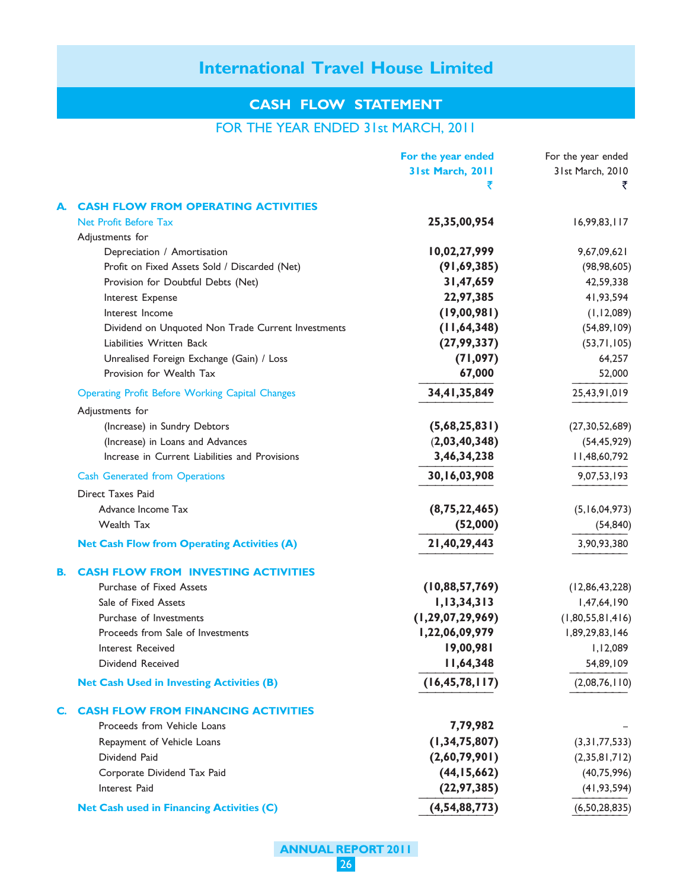# International Travel House Limited

## CASH FLOW STATEMENT

### FOR THE YEAR ENDED 31st MARCH, 2011

| | For the year ended 31st March, 2011 ₹ | For the year ended 31st March, 2010 ₹ |
|---|---|---|
| **A. CASH FLOW FROM OPERATING ACTIVITIES** | | |
| Net Profit Before Tax | **25,35,00,954** | 16,99,83,117 |
| Adjustments for | | |
| Depreciation / Amortisation | **10,02,27,999** | 9,67,09,621 |
| Profit on Fixed Assets Sold / Discarded (Net) | **(91,69,385)** | (98,98,605) |
| Provision for Doubtful Debts (Net) | **31,47,659** | 42,59,338 |
| Interest Expense | **22,97,385** | 41,93,594 |
| Interest Income | **(19,00,981)** | (1,12,089) |
| Dividend on Unquoted Non Trade Current Investments | **(11,64,348)** | (54,89,109) |
| Liabilities Written Back | **(27,99,337)** | (53,71,105) |
| Unrealised Foreign Exchange (Gain) / Loss | **(71,097)** | 64,257 |
| Provision for Wealth Tax | **67,000** | 52,000 |
| Operating Profit Before Working Capital Changes | **34,41,35,849** | 25,43,91,019 |
| Adjustments for | | |
| (Increase) in Sundry Debtors | **(5,68,25,831)** | (27,30,52,689) |
| (Increase) in Loans and Advances | **(2,03,40,348)** | (54,45,929) |
| Increase in Current Liabilities and Provisions | **3,46,34,238** | 11,48,60,792 |
| Cash Generated from Operations | **30,16,03,908** | 9,07,53,193 |
| Direct Taxes Paid | | |
| Advance Income Tax | **(8,75,22,465)** | (5,16,04,973) |
| Wealth Tax | **(52,000)** | (54,840) |
| **Net Cash Flow from Operating Activities (A)** | **21,40,29,443** | 3,90,93,380 |
| **B. CASH FLOW FROM INVESTING ACTIVITIES** | | |
| Purchase of Fixed Assets | **(10,88,57,769)** | (12,86,43,228) |
| Sale of Fixed Assets | **1,13,34,313** | 1,47,64,190 |
| Purchase of Investments | **(1,29,07,29,969)** | (1,80,55,81,416) |
| Proceeds from Sale of Investments | **1,22,06,09,979** | 1,89,29,83,146 |
| Interest Received | **19,00,981** | 1,12,089 |
| Dividend Received | **11,64,348** | 54,89,109 |
| **Net Cash Used in Investing Activities (B)** | **(16,45,78,117)** | (2,08,76,110) |
| **C. CASH FLOW FROM FINANCING ACTIVITIES** | | |
| Proceeds from Vehicle Loans | **7,79,982** | – |
| Repayment of Vehicle Loans | **(1,34,75,807)** | (3,31,77,533) |
| Dividend Paid | **(2,60,79,901)** | (2,35,81,712) |
| Corporate Dividend Tax Paid | **(44,15,662)** | (40,75,996) |
| Interest Paid | **(22,97,385)** | (41,93,594) |
| **Net Cash used in Financing Activities (C)** | **(4,54,88,773)** | (6,50,28,835) |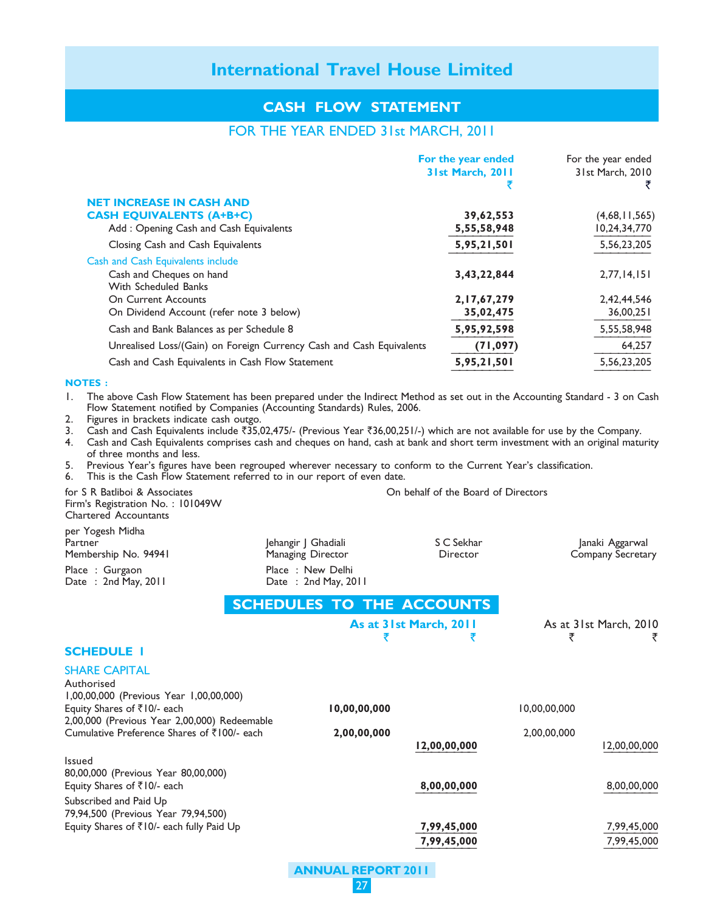# International Travel House Limited

## CASH FLOW STATEMENT

### FOR THE YEAR ENDED 31st MARCH, 2011

| | For the year ended 31st March, 2011 ₹ | For the year ended 31st March, 2010 ₹ |
|---|---|---|
| **NET INCREASE IN CASH AND CASH EQUIVALENTS (A+B+C)** | **39,62,553** | (4,68,11,565) |
| Add : Opening Cash and Cash Equivalents | **5,55,58,948** | 10,24,34,770 |
| Closing Cash and Cash Equivalents | **5,95,21,501** | 5,56,23,205 |
| Cash and Cash Equivalents include | | |
| Cash and Cheques on hand | **3,43,22,844** | 2,77,14,151 |
| With Scheduled Banks | | |
| On Current Accounts | **2,17,67,279** | 2,42,44,546 |
| On Dividend Account (refer note 3 below) | **35,02,475** | 36,00,251 |
| Cash and Bank Balances as per Schedule 8 | **5,95,92,598** | 5,55,58,948 |
| Unrealised Loss/(Gain) on Foreign Currency Cash and Cash Equivalents | **(71,097)** | 64,257 |
| Cash and Cash Equivalents in Cash Flow Statement | **5,95,21,501** | 5,56,23,205 |

**NOTES :**

1. The above Cash Flow Statement has been prepared under the Indirect Method as set out in the Accounting Standard - 3 on Cash Flow Statement notified by Companies (Accounting Standards) Rules, 2006.
2. Figures in brackets indicate cash outgo.
3. Cash and Cash Equivalents include ₹35,02,475/- (Previous Year ₹36,00,251/-) which are not available for use by the Company.
4. Cash and Cash Equivalents comprises cash and cheques on hand, cash at bank and short term investment with an original maturity of three months and less.
5. Previous Year's figures have been regrouped wherever necessary to conform to the Current Year's classification.
6. This is the Cash Flow Statement referred to in our report of even date.

for S R Batliboi & Associates
Firm's Registration No. : 101049W
Chartered Accountants

per Yogesh Midha
Partner
Membership No. 94941

Place : Gurgaon
Date : 2nd May, 2011

On behalf of the Board of Directors

Jehangir J Ghadiali
Managing Director

S C Sekhar
Director

Janaki Aggarwal
Company Secretary

Place : New Delhi
Date : 2nd May, 2011

## SCHEDULES TO THE ACCOUNTS

### SCHEDULE 1

| SHARE CAPITAL | As at 31st March, 2011 ₹ | ₹ | As at 31st March, 2010 ₹ | ₹ |
|---|---|---|---|---|
| Authorised | | | | |
| 1,00,00,000 (Previous Year 1,00,00,000) Equity Shares of ₹10/- each | **10,00,00,000** | | 10,00,00,000 | |
| 2,00,000 (Previous Year 2,00,000) Redeemable Cumulative Preference Shares of ₹100/- each | **2,00,00,000** | | 2,00,00,000 | |
| | | **12,00,00,000** | | 12,00,00,000 |
| Issued | | | | |
| 80,00,000 (Previous Year 80,00,000) Equity Shares of ₹10/- each | | **8,00,00,000** | | 8,00,00,000 |
| Subscribed and Paid Up | | | | |
| 79,94,500 (Previous Year 79,94,500) Equity Shares of ₹10/- each fully Paid Up | | **7,99,45,000** | | 7,99,45,000 |
| | | **7,99,45,000** | | 7,99,45,000 |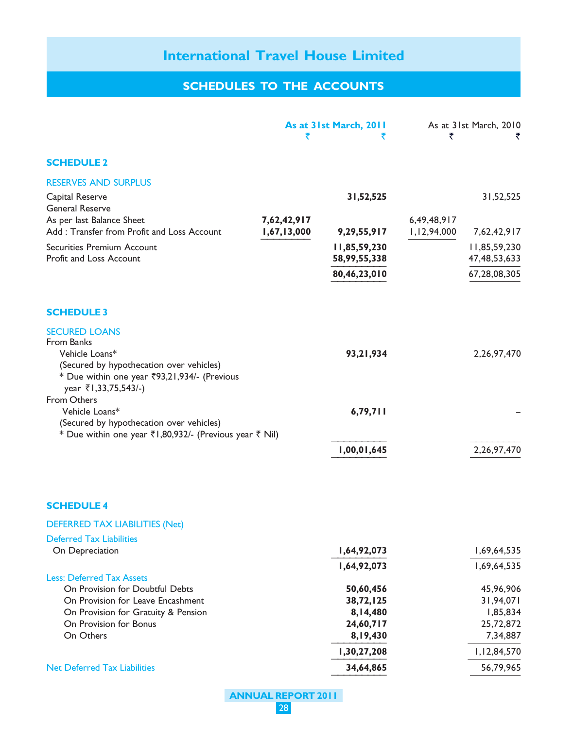# International Travel House Limited

## SCHEDULES TO THE ACCOUNTS

| | As at 31st March, 2011 ₹ | ₹ | As at 31st March, 2010 ₹ | ₹ |
|---|---|---|---|---|
| **SCHEDULE 2** | | | | |
| RESERVES AND SURPLUS | | | | |
| Capital Reserve | | **31,52,525** | | 31,52,525 |
| General Reserve | | | | |
| As per last Balance Sheet | **7,62,42,917** | | 6,49,48,917 | |
| Add : Transfer from Profit and Loss Account | **1,67,13,000** | **9,29,55,917** | 1,12,94,000 | 7,62,42,917 |
| Securities Premium Account | | **11,85,59,230** | | 11,85,59,230 |
| Profit and Loss Account | | **58,99,55,338** | | 47,48,53,633 |
| | | **80,46,23,010** | | 67,28,08,305 |
| **SCHEDULE 3** | | | | |
| SECURED LOANS | | | | |
| From Banks | | | | |
| Vehicle Loans* | | **93,21,934** | | 2,26,97,470 |
| (Secured by hypothecation over vehicles) | | | | |
| * Due within one year ₹93,21,934/- (Previous year ₹1,33,75,543/-) | | | | |
| From Others | | | | |
| Vehicle Loans* | | **6,79,711** | | – |
| (Secured by hypothecation over vehicles) | | | | |
| * Due within one year ₹1,80,932/- (Previous year ₹ Nil) | | | | |
| | | **1,00,01,645** | | 2,26,97,470 |
| **SCHEDULE 4** | | | | |
| DEFERRED TAX LIABILITIES (Net) | | | | |
| Deferred Tax Liabilities | | | | |
| On Depreciation | | **1,64,92,073** | | 1,69,64,535 |
| | | **1,64,92,073** | | 1,69,64,535 |
| Less: Deferred Tax Assets | | | | |
| On Provision for Doubtful Debts | | **50,60,456** | | 45,96,906 |
| On Provision for Leave Encashment | | **38,72,125** | | 31,94,071 |
| On Provision for Gratuity & Pension | | **8,14,480** | | 1,85,834 |
| On Provision for Bonus | | **24,60,717** | | 25,72,872 |
| On Others | | **8,19,430** | | 7,34,887 |
| | | **1,30,27,208** | | 1,12,84,570 |
| Net Deferred Tax Liabilities | | **34,64,865** | | 56,79,965 |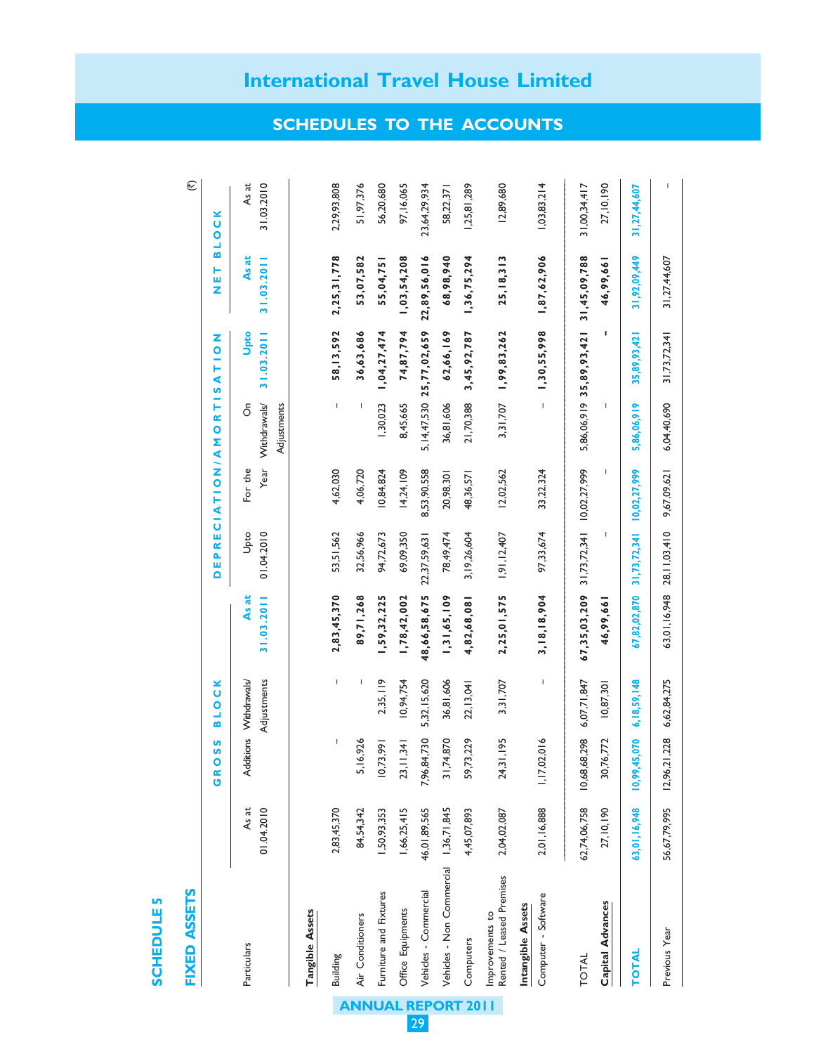# SCHEDULES TO THE ACCOUNTS

## SCHEDULE 5

## FIXED ASSETS

(₹)

| Particulars | GROSS BLOCK | | | | DEPRECIATION/AMORTISATION | | | | NET BLOCK | |
|---|---|---|---|---|---|---|---|---|---|---|
| | As at 01.04.2010 | Additions | Withdrawals/ Adjustments | **As at 31.03.2011** | Upto 01.04.2010 | For the Year | On Withdrawals/ Adjustments | **Upto 31.03.2011** | **As at 31.03.2011** | As at 31.03.2010 |
| **Tangible Assets** | | | | | | | | | | |
| Building | 2,83,45,370 | - | - | **2,83,45,370** | 53,51,562 | 4,62,030 | - | **58,13,592** | **2,25,31,778** | 2,29,93,808 |
| Air Conditioners | 84,54,342 | 5,16,926 | - | **89,71,268** | 32,56,966 | 4,06,720 | - | **36,63,686** | **53,07,582** | 51,97,376 |
| Furniture and Fixtures | 1,50,93,353 | 10,73,991 | 2,35,119 | **1,59,32,225** | 94,72,673 | 10,84,824 | 1,30,023 | **1,04,27,474** | **55,04,751** | 56,20,680 |
| Office Equipments | 1,66,25,415 | 23,11,341 | 10,94,754 | **1,78,42,002** | 69,09,350 | 14,24,109 | 8,45,665 | **74,87,794** | **1,03,54,208** | 97,16,065 |
| Vehicles - Commercial | 46,01,89,565 | 7,96,84,730 | 5,32,15,620 | **48,66,58,675** | 22,37,59,631 | 8,53,90,558 | 5,14,47,530 | **25,77,02,659** | **22,89,56,016** | 23,64,29,934 |
| Vehicles - Non Commercial | 1,36,71,845 | 31,74,870 | 36,81,606 | **1,31,65,109** | 78,49,474 | 20,98,301 | 36,81,606 | **62,66,169** | **68,98,940** | 58,22,371 |
| Computers | 4,45,07,893 | 59,73,229 | 22,13,041 | **4,82,68,081** | 3,19,26,604 | 48,36,571 | 21,70,388 | **3,45,92,787** | **1,36,75,294** | 1,25,81,289 |
| Improvements to Rented / Leased Premises | 2,04,02,087 | 24,31,195 | 3,31,707 | **2,25,01,575** | 1,91,12,407 | 12,02,562 | 3,31,707 | **1,99,83,262** | **25,18,313** | 12,89,680 |
| **Intangible Assets** | | | | | | | | | | |
| Computer - Software | 2,01,16,888 | 1,17,02,016 | - | **3,18,18,904** | 97,33,674 | 33,22,324 | - | **1,30,55,998** | **1,87,62,906** | 1,03,83,214 |
| TOTAL | 62,74,06,758 | 10,68,68,298 | 6,07,71,847 | **67,35,03,209** | 31,73,72,341 | 10,02,27,999 | 5,86,06,919 | **35,89,93,421** | **31,45,09,788** | 31,00,34,417 |
| **Capital Advances** | 27,10,190 | 30,76,772 | 10,87,301 | **46,99,661** | - | - | - | **-** | **46,99,661** | 27,10,190 |
| **TOTAL** | **63,01,16,948** | **10,99,45,070** | **6,18,59,148** | **67,82,02,870** | **31,73,72,341** | **10,02,27,999** | **5,86,06,919** | **35,89,93,421** | **31,92,09,449** | **31,27,44,607** |
| Previous Year | 56,67,79,995 | 12,96,21,228 | 6,62,84,275 | 63,01,16,948 | 28,11,03,410 | 9,67,09,621 | 6,04,40,690 | 31,73,72,341 | 31,27,44,607 | - |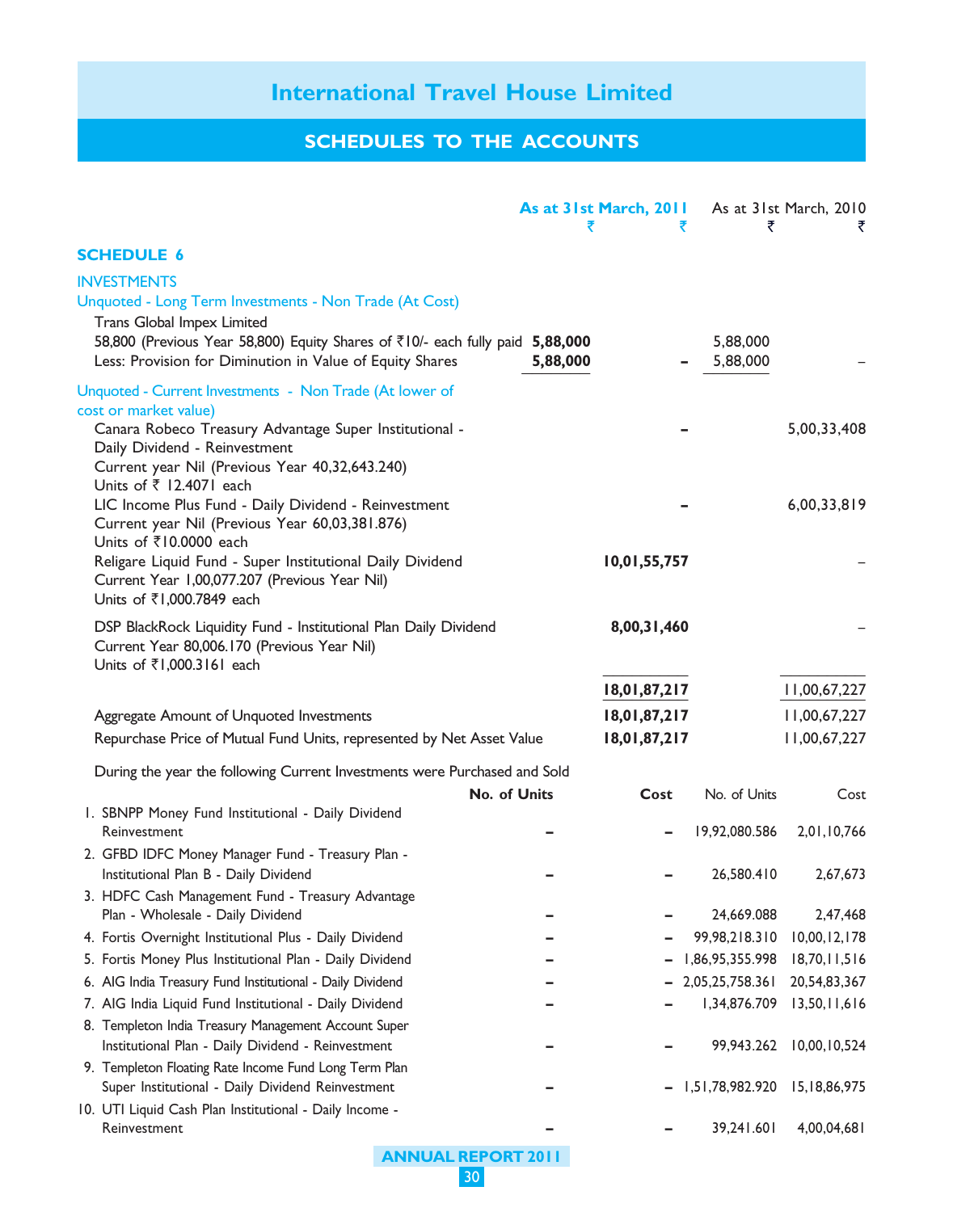# International Travel House Limited

## SCHEDULES TO THE ACCOUNTS

### SCHEDULE 6

| | As at 31st March, 2011 ₹ | As at 31st March, 2011 ₹ | As at 31st March, 2010 ₹ | As at 31st March, 2010 ₹ |
|---|---|---|---|---|
| **INVESTMENTS** | | | | |
| Unquoted - Long Term Investments - Non Trade (At Cost) | | | | |
| Trans Global Impex Limited | | | | |
| 58,800 (Previous Year 58,800) Equity Shares of ₹10/- each fully paid | **5,88,000** | | 5,88,000 | |
| Less: Provision for Diminution in Value of Equity Shares | **5,88,000** | **–** | 5,88,000 | – |
| Unquoted - Current Investments - Non Trade (At lower of cost or market value) | | | | |
| Canara Robeco Treasury Advantage Super Institutional - Daily Dividend - Reinvestment Current year Nil (Previous Year 40,32,643.240) Units of ₹ 12.4071 each | | **–** | | 5,00,33,408 |
| LIC Income Plus Fund - Daily Dividend - Reinvestment Current year Nil (Previous Year 60,03,381.876) Units of ₹10.0000 each | | **–** | | 6,00,33,819 |
| Religare Liquid Fund - Super Institutional Daily Dividend Current Year 1,00,077.207 (Previous Year Nil) Units of ₹1,000.7849 each | | **10,01,55,757** | | – |
| DSP BlackRock Liquidity Fund - Institutional Plan Daily Dividend Current Year 80,006.170 (Previous Year Nil) Units of ₹1,000.3161 each | | **8,00,31,460** | | – |
| | | **18,01,87,217** | | 11,00,67,227 |
| Aggregate Amount of Unquoted Investments | | **18,01,87,217** | | 11,00,67,227 |
| Repurchase Price of Mutual Fund Units, represented by Net Asset Value | | **18,01,87,217** | | 11,00,67,227 |

During the year the following Current Investments were Purchased and Sold

| | **No. of Units** | **Cost** | No. of Units | Cost |
|---|---|---|---|---|
| 1. SBNPP Money Fund Institutional - Daily Dividend Reinvestment | **–** | **–** | 19,92,080.586 | 2,01,10,766 |
| 2. GFBD IDFC Money Manager Fund - Treasury Plan - Institutional Plan B - Daily Dividend | **–** | **–** | 26,580.410 | 2,67,673 |
| 3. HDFC Cash Management Fund - Treasury Advantage Plan - Wholesale - Daily Dividend | **–** | **–** | 24,669.088 | 2,47,468 |
| 4. Fortis Overnight Institutional Plus - Daily Dividend | **–** | **–** | 99,98,218.310 | 10,00,12,178 |
| 5. Fortis Money Plus Institutional Plan - Daily Dividend | **–** | **–** | 1,86,95,355.998 | 18,70,11,516 |
| 6. AIG India Treasury Fund Institutional - Daily Dividend | **–** | **–** | 2,05,25,758.361 | 20,54,83,367 |
| 7. AIG India Liquid Fund Institutional - Daily Dividend | **–** | **–** | 1,34,876.709 | 13,50,11,616 |
| 8. Templeton India Treasury Management Account Super Institutional Plan - Daily Dividend - Reinvestment | **–** | **–** | 99,943.262 | 10,00,10,524 |
| 9. Templeton Floating Rate Income Fund Long Term Plan Super Institutional - Daily Dividend Reinvestment | **–** | **–** | 1,51,78,982.920 | 15,18,86,975 |
| 10. UTI Liquid Cash Plan Institutional - Daily Income - Reinvestment | **–** | **–** | 39,241.601 | 4,00,04,681 |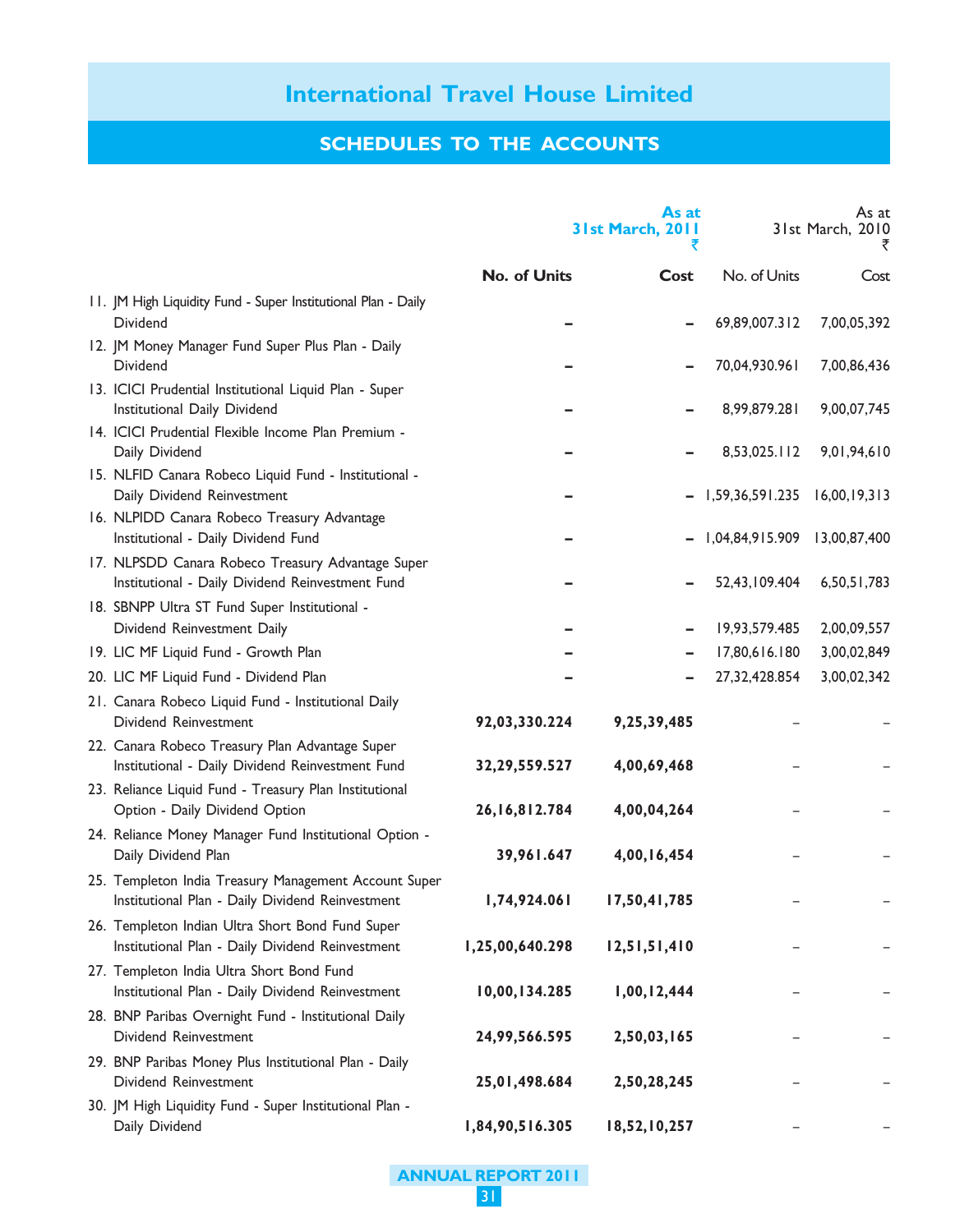# International Travel House Limited

## SCHEDULES TO THE ACCOUNTS

| | As at 31st March, 2011 ₹ | | As at 31st March, 2010 ₹ | |
|---|---|---|---|---|
| | **No. of Units** | **Cost** | No. of Units | Cost |
| 11. JM High Liquidity Fund - Super Institutional Plan - Daily Dividend | – | – | 69,89,007.312 | 7,00,05,392 |
| 12. JM Money Manager Fund Super Plus Plan - Daily Dividend | – | – | 70,04,930.961 | 7,00,86,436 |
| 13. ICICI Prudential Institutional Liquid Plan - Super Institutional Daily Dividend | – | – | 8,99,879.281 | 9,00,07,745 |
| 14. ICICI Prudential Flexible Income Plan Premium - Daily Dividend | – | – | 8,53,025.112 | 9,01,94,610 |
| 15. NLFID Canara Robeco Liquid Fund - Institutional - Daily Dividend Reinvestment | – | – | 1,59,36,591.235 | 16,00,19,313 |
| 16. NLPIDD Canara Robeco Treasury Advantage Institutional - Daily Dividend Fund | – | – | 1,04,84,915.909 | 13,00,87,400 |
| 17. NLPSDD Canara Robeco Treasury Advantage Super Institutional - Daily Dividend Reinvestment Fund | – | – | 52,43,109.404 | 6,50,51,783 |
| 18. SBNPP Ultra ST Fund Super Institutional - Dividend Reinvestment Daily | – | – | 19,93,579.485 | 2,00,09,557 |
| 19. LIC MF Liquid Fund - Growth Plan | – | – | 17,80,616.180 | 3,00,02,849 |
| 20. LIC MF Liquid Fund - Dividend Plan | – | – | 27,32,428.854 | 3,00,02,342 |
| 21. Canara Robeco Liquid Fund - Institutional Daily Dividend Reinvestment | **92,03,330.224** | **9,25,39,485** | – | – |
| 22. Canara Robeco Treasury Plan Advantage Super Institutional - Daily Dividend Reinvestment Fund | **32,29,559.527** | **4,00,69,468** | – | – |
| 23. Reliance Liquid Fund - Treasury Plan Institutional Option - Daily Dividend Option | **26,16,812.784** | **4,00,04,264** | – | – |
| 24. Reliance Money Manager Fund Institutional Option - Daily Dividend Plan | **39,961.647** | **4,00,16,454** | – | – |
| 25. Templeton India Treasury Management Account Super Institutional Plan - Daily Dividend Reinvestment | **1,74,924.061** | **17,50,41,785** | – | – |
| 26. Templeton Indian Ultra Short Bond Fund Super Institutional Plan - Daily Dividend Reinvestment | **1,25,00,640.298** | **12,51,51,410** | – | – |
| 27. Templeton India Ultra Short Bond Fund Institutional Plan - Daily Dividend Reinvestment | **10,00,134.285** | **1,00,12,444** | – | – |
| 28. BNP Paribas Overnight Fund - Institutional Daily Dividend Reinvestment | **24,99,566.595** | **2,50,03,165** | – | – |
| 29. BNP Paribas Money Plus Institutional Plan - Daily Dividend Reinvestment | **25,01,498.684** | **2,50,28,245** | – | – |
| 30. JM High Liquidity Fund - Super Institutional Plan - Daily Dividend | **1,84,90,516.305** | **18,52,10,257** | – | – |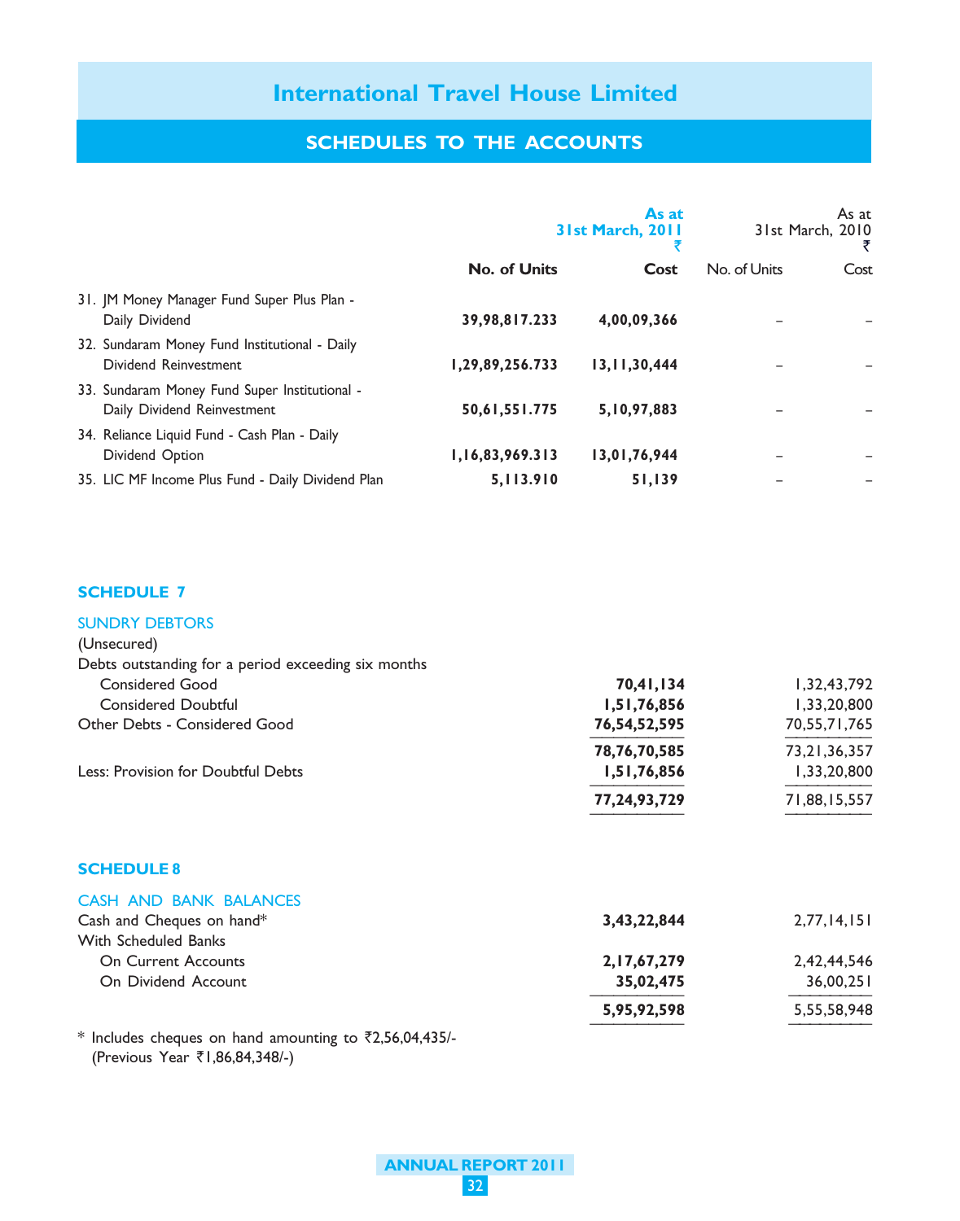# International Travel House Limited

## SCHEDULES TO THE ACCOUNTS

| | As at 31st March, 2011 ₹ No. of Units | Cost | As at 31st March, 2010 ₹ No. of Units | Cost |
|---|---|---|---|---|
| 31. JM Money Manager Fund Super Plus Plan - Daily Dividend | **39,98,817.233** | **4,00,09,366** | – | – |
| 32. Sundaram Money Fund Institutional - Daily Dividend Reinvestment | **1,29,89,256.733** | **13,11,30,444** | – | – |
| 33. Sundaram Money Fund Super Institutional - Daily Dividend Reinvestment | **50,61,551.775** | **5,10,97,883** | – | – |
| 34. Reliance Liquid Fund - Cash Plan - Daily Dividend Option | **1,16,83,969.313** | **13,01,76,944** | – | – |
| 35. LIC MF Income Plus Fund - Daily Dividend Plan | **5,113.910** | **51,139** | – | – |

### SCHEDULE 7

SUNDRY DEBTORS

| | As at 31st March, 2011 ₹ | As at 31st March, 2010 ₹ |
|---|---|---|
| (Unsecured) | | |
| Debts outstanding for a period exceeding six months | | |
| Considered Good | **70,41,134** | 1,32,43,792 |
| Considered Doubtful | **1,51,76,856** | 1,33,20,800 |
| Other Debts - Considered Good | **76,54,52,595** | 70,55,71,765 |
| | **78,76,70,585** | 73,21,36,357 |
| Less: Provision for Doubtful Debts | **1,51,76,856** | 1,33,20,800 |
| | **77,24,93,729** | 71,88,15,557 |

### SCHEDULE 8

CASH AND BANK BALANCES

| | As at 31st March, 2011 ₹ | As at 31st March, 2010 ₹ |
|---|---|---|
| Cash and Cheques on hand* | **3,43,22,844** | 2,77,14,151 |
| With Scheduled Banks | | |
| On Current Accounts | **2,17,67,279** | 2,42,44,546 |
| On Dividend Account | **35,02,475** | 36,00,251 |
| | **5,95,92,598** | 5,55,58,948 |

\* Includes cheques on hand amounting to ₹2,56,04,435/-
(Previous Year ₹1,86,84,348/-)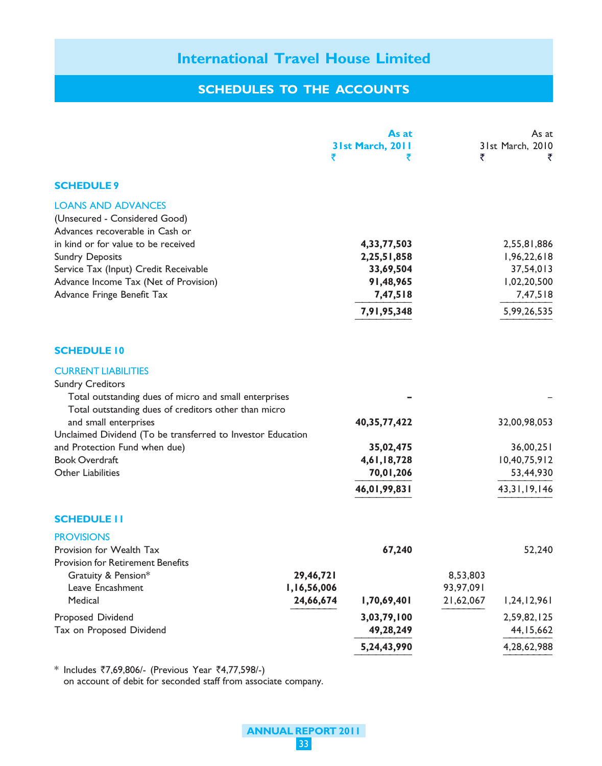# International Travel House Limited

## SCHEDULES TO THE ACCOUNTS

### SCHEDULE 9

| | As at 31st March, 2011 ₹ | As at 31st March, 2011 ₹ | As at 31st March, 2010 ₹ | As at 31st March, 2010 ₹ |
|---|---|---|---|---|
| **LOANS AND ADVANCES** | | | | |
| (Unsecured - Considered Good) | | | | |
| Advances recoverable in Cash or in kind or for value to be received | | **4,33,77,503** | | 2,55,81,886 |
| Sundry Deposits | | **2,25,51,858** | | 1,96,22,618 |
| Service Tax (Input) Credit Receivable | | **33,69,504** | | 37,54,013 |
| Advance Income Tax (Net of Provision) | | **91,48,965** | | 1,02,20,500 |
| Advance Fringe Benefit Tax | | **7,47,518** | | 7,47,518 |
| | | **7,91,95,348** | | 5,99,26,535 |

### SCHEDULE 10

| | As at 31st March, 2011 ₹ | As at 31st March, 2011 ₹ | As at 31st March, 2010 ₹ | As at 31st March, 2010 ₹ |
|---|---|---|---|---|
| **CURRENT LIABILITIES** | | | | |
| Sundry Creditors | | | | |
| Total outstanding dues of micro and small enterprises | | **-** | | – |
| Total outstanding dues of creditors other than micro and small enterprises | | **40,35,77,422** | | 32,00,98,053 |
| Unclaimed Dividend (To be transferred to Investor Education and Protection Fund when due) | | **35,02,475** | | 36,00,251 |
| Book Overdraft | | **4,61,18,728** | | 10,40,75,912 |
| Other Liabilities | | **70,01,206** | | 53,44,930 |
| | | **46,01,99,831** | | 43,31,19,146 |

### SCHEDULE 11

| | As at 31st March, 2011 ₹ | As at 31st March, 2011 ₹ | As at 31st March, 2010 ₹ | As at 31st March, 2010 ₹ |
|---|---|---|---|---|
| **PROVISIONS** | | | | |
| Provision for Wealth Tax | | **67,240** | | 52,240 |
| Provision for Retirement Benefits | | | | |
| Gratuity & Pension* | **29,46,721** | | 8,53,803 | |
| Leave Encashment | **1,16,56,006** | | 93,97,091 | |
| Medical | **24,66,674** | **1,70,69,401** | 21,62,067 | 1,24,12,961 |
| Proposed Dividend | | **3,03,79,100** | | 2,59,82,125 |
| Tax on Proposed Dividend | | **49,28,249** | | 44,15,662 |
| | | **5,24,43,990** | | 4,28,62,988 |

\* Includes ₹7,69,806/- (Previous Year ₹4,77,598/-) on account of debit for seconded staff from associate company.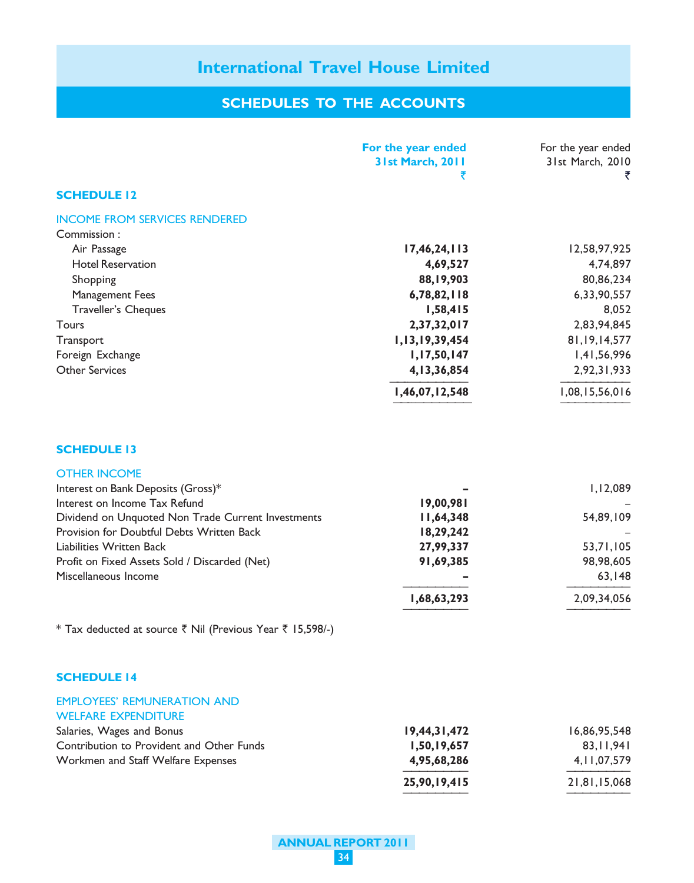# International Travel House Limited

## SCHEDULES TO THE ACCOUNTS

### SCHEDULE 12

**INCOME FROM SERVICES RENDERED**

| | For the year ended 31st March, 2011 ₹ | For the year ended 31st March, 2010 ₹ |
|---|---|---|
| Commission : | | |
| Air Passage | **17,46,24,113** | 12,58,97,925 |
| Hotel Reservation | **4,69,527** | 4,74,897 |
| Shopping | **88,19,903** | 80,86,234 |
| Management Fees | **6,78,82,118** | 6,33,90,557 |
| Traveller's Cheques | **1,58,415** | 8,052 |
| Tours | **2,37,32,017** | 2,83,94,845 |
| Transport | **1,13,19,39,454** | 81,19,14,577 |
| Foreign Exchange | **1,17,50,147** | 1,41,56,996 |
| Other Services | **4,13,36,854** | 2,92,31,933 |
| | **1,46,07,12,548** | 1,08,15,56,016 |

### SCHEDULE 13

**OTHER INCOME**

| | For the year ended 31st March, 2011 ₹ | For the year ended 31st March, 2010 ₹ |
|---|---|---|
| Interest on Bank Deposits (Gross)* | **–** | 1,12,089 |
| Interest on Income Tax Refund | **19,00,981** | – |
| Dividend on Unquoted Non Trade Current Investments | **11,64,348** | 54,89,109 |
| Provision for Doubtful Debts Written Back | **18,29,242** | – |
| Liabilities Written Back | **27,99,337** | 53,71,105 |
| Profit on Fixed Assets Sold / Discarded (Net) | **91,69,385** | 98,98,605 |
| Miscellaneous Income | **–** | 63,148 |
| | **1,68,63,293** | 2,09,34,056 |

* Tax deducted at source ₹ Nil (Previous Year ₹ 15,598/-)

### SCHEDULE 14

**EMPLOYEES' REMUNERATION AND WELFARE EXPENDITURE**

| | For the year ended 31st March, 2011 ₹ | For the year ended 31st March, 2010 ₹ |
|---|---|---|
| Salaries, Wages and Bonus | **19,44,31,472** | 16,86,95,548 |
| Contribution to Provident and Other Funds | **1,50,19,657** | 83,11,941 |
| Workmen and Staff Welfare Expenses | **4,95,68,286** | 4,11,07,579 |
| | **25,90,19,415** | 21,81,15,068 |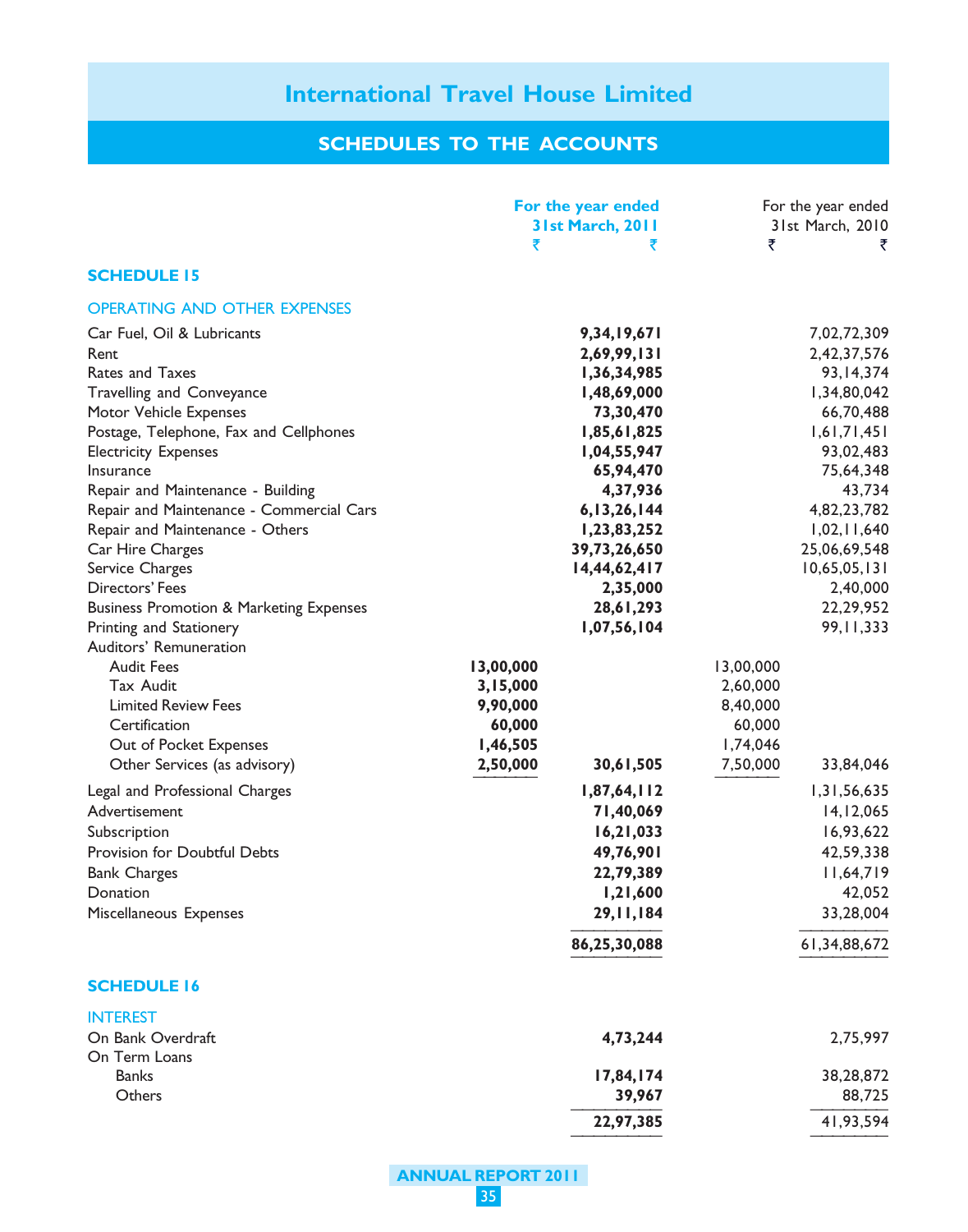# International Travel House Limited

## SCHEDULES TO THE ACCOUNTS

| | For the year ended 31st March, 2011 ₹ | ₹ | For the year ended 31st March, 2010 ₹ | ₹ |
|---|---|---|---|---|
| **SCHEDULE 15** | | | | |
| OPERATING AND OTHER EXPENSES | | | | |
| Car Fuel, Oil & Lubricants | | **9,34,19,671** | | 7,02,72,309 |
| Rent | | **2,69,99,131** | | 2,42,37,576 |
| Rates and Taxes | | **1,36,34,985** | | 93,14,374 |
| Travelling and Conveyance | | **1,48,69,000** | | 1,34,80,042 |
| Motor Vehicle Expenses | | **73,30,470** | | 66,70,488 |
| Postage, Telephone, Fax and Cellphones | | **1,85,61,825** | | 1,61,71,451 |
| Electricity Expenses | | **1,04,55,947** | | 93,02,483 |
| Insurance | | **65,94,470** | | 75,64,348 |
| Repair and Maintenance - Building | | **4,37,936** | | 43,734 |
| Repair and Maintenance - Commercial Cars | | **6,13,26,144** | | 4,82,23,782 |
| Repair and Maintenance - Others | | **1,23,83,252** | | 1,02,11,640 |
| Car Hire Charges | | **39,73,26,650** | | 25,06,69,548 |
| Service Charges | | **14,44,62,417** | | 10,65,05,131 |
| Directors' Fees | | **2,35,000** | | 2,40,000 |
| Business Promotion & Marketing Expenses | | **28,61,293** | | 22,29,952 |
| Printing and Stationery | | **1,07,56,104** | | 99,11,333 |
| Auditors' Remuneration | | | | |
| Audit Fees | **13,00,000** | | 13,00,000 | |
| Tax Audit | **3,15,000** | | 2,60,000 | |
| Limited Review Fees | **9,90,000** | | 8,40,000 | |
| Certification | **60,000** | | 60,000 | |
| Out of Pocket Expenses | **1,46,505** | | 1,74,046 | |
| Other Services (as advisory) | **2,50,000** | **30,61,505** | 7,50,000 | 33,84,046 |
| Legal and Professional Charges | | **1,87,64,112** | | 1,31,56,635 |
| Advertisement | | **71,40,069** | | 14,12,065 |
| Subscription | | **16,21,033** | | 16,93,622 |
| Provision for Doubtful Debts | | **49,76,901** | | 42,59,338 |
| Bank Charges | | **22,79,389** | | 11,64,719 |
| Donation | | **1,21,600** | | 42,052 |
| Miscellaneous Expenses | | **29,11,184** | | 33,28,004 |
| | | **86,25,30,088** | | 61,34,88,672 |
| **SCHEDULE 16** | | | | |
| INTEREST | | | | |
| On Bank Overdraft | | **4,73,244** | | 2,75,997 |
| On Term Loans | | | | |
| Banks | | **17,84,174** | | 38,28,872 |
| Others | | **39,967** | | 88,725 |
| | | **22,97,385** | | 41,93,594 |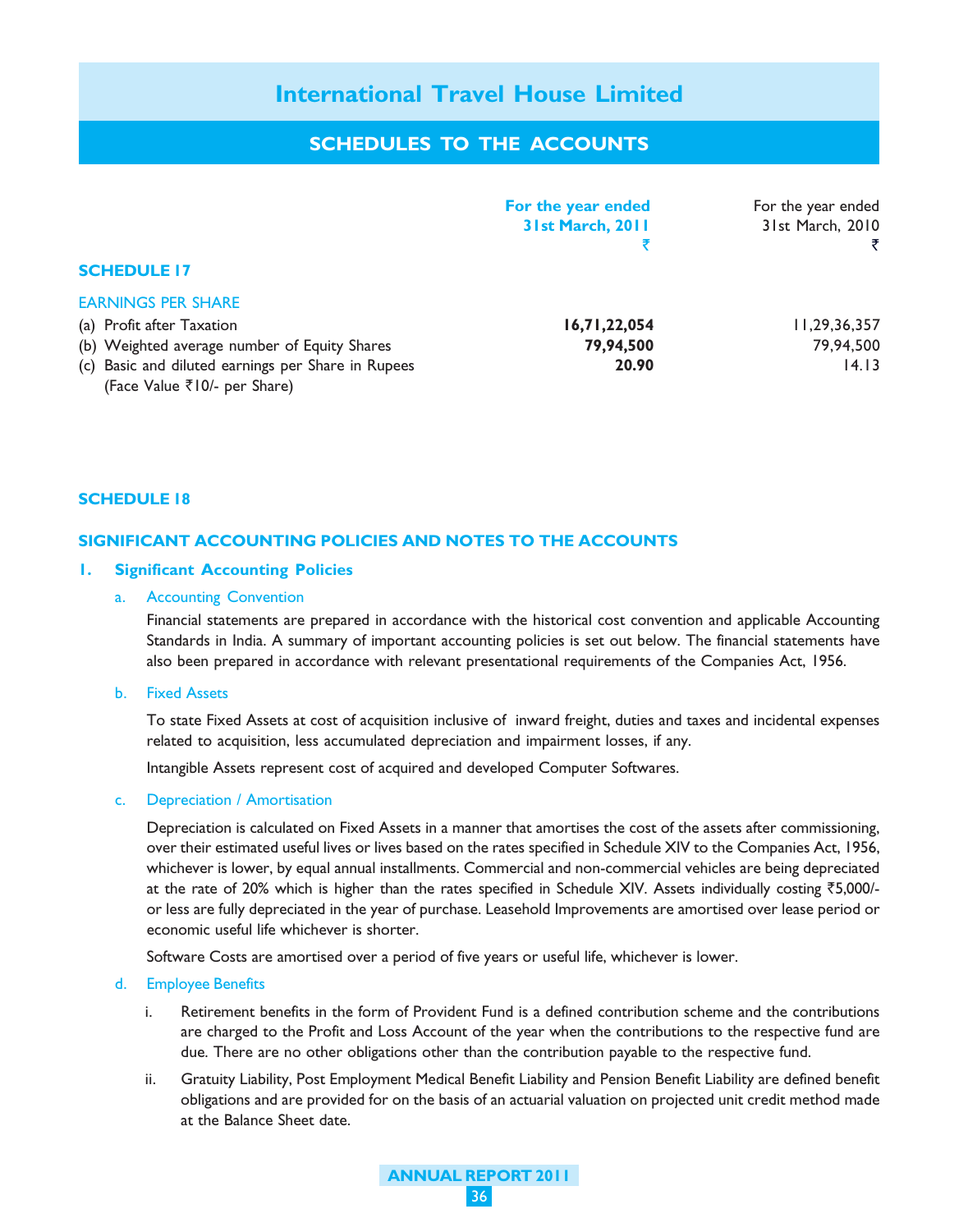## SCHEDULES TO THE ACCOUNTS

### SCHEDULE 17

**EARNINGS PER SHARE**

| | For the year ended 31st March, 2011 ₹ | For the year ended 31st March, 2010 ₹ |
|---|---|---|
| (a) Profit after Taxation | **16,71,22,054** | 11,29,36,357 |
| (b) Weighted average number of Equity Shares | **79,94,500** | 79,94,500 |
| (c) Basic and diluted earnings per Share in Rupees (Face Value ₹10/- per Share) | **20.90** | 14.13 |

### SCHEDULE 18

### SIGNIFICANT ACCOUNTING POLICIES AND NOTES TO THE ACCOUNTS

**1. Significant Accounting Policies**

a. Accounting Convention

Financial statements are prepared in accordance with the historical cost convention and applicable Accounting Standards in India. A summary of important accounting policies is set out below. The financial statements have also been prepared in accordance with relevant presentational requirements of the Companies Act, 1956.

b. Fixed Assets

To state Fixed Assets at cost of acquisition inclusive of inward freight, duties and taxes and incidental expenses related to acquisition, less accumulated depreciation and impairment losses, if any.

Intangible Assets represent cost of acquired and developed Computer Softwares.

c. Depreciation / Amortisation

Depreciation is calculated on Fixed Assets in a manner that amortises the cost of the assets after commissioning, over their estimated useful lives or lives based on the rates specified in Schedule XIV to the Companies Act, 1956, whichever is lower, by equal annual installments. Commercial and non-commercial vehicles are being depreciated at the rate of 20% which is higher than the rates specified in Schedule XIV. Assets individually costing ₹5,000/- or less are fully depreciated in the year of purchase. Leasehold Improvements are amortised over lease period or economic useful life whichever is shorter.

Software Costs are amortised over a period of five years or useful life, whichever is lower.

d. Employee Benefits

i. Retirement benefits in the form of Provident Fund is a defined contribution scheme and the contributions are charged to the Profit and Loss Account of the year when the contributions to the respective fund are due. There are no other obligations other than the contribution payable to the respective fund.

ii. Gratuity Liability, Post Employment Medical Benefit Liability and Pension Benefit Liability are defined benefit obligations and are provided for on the basis of an actuarial valuation on projected unit credit method made at the Balance Sheet date.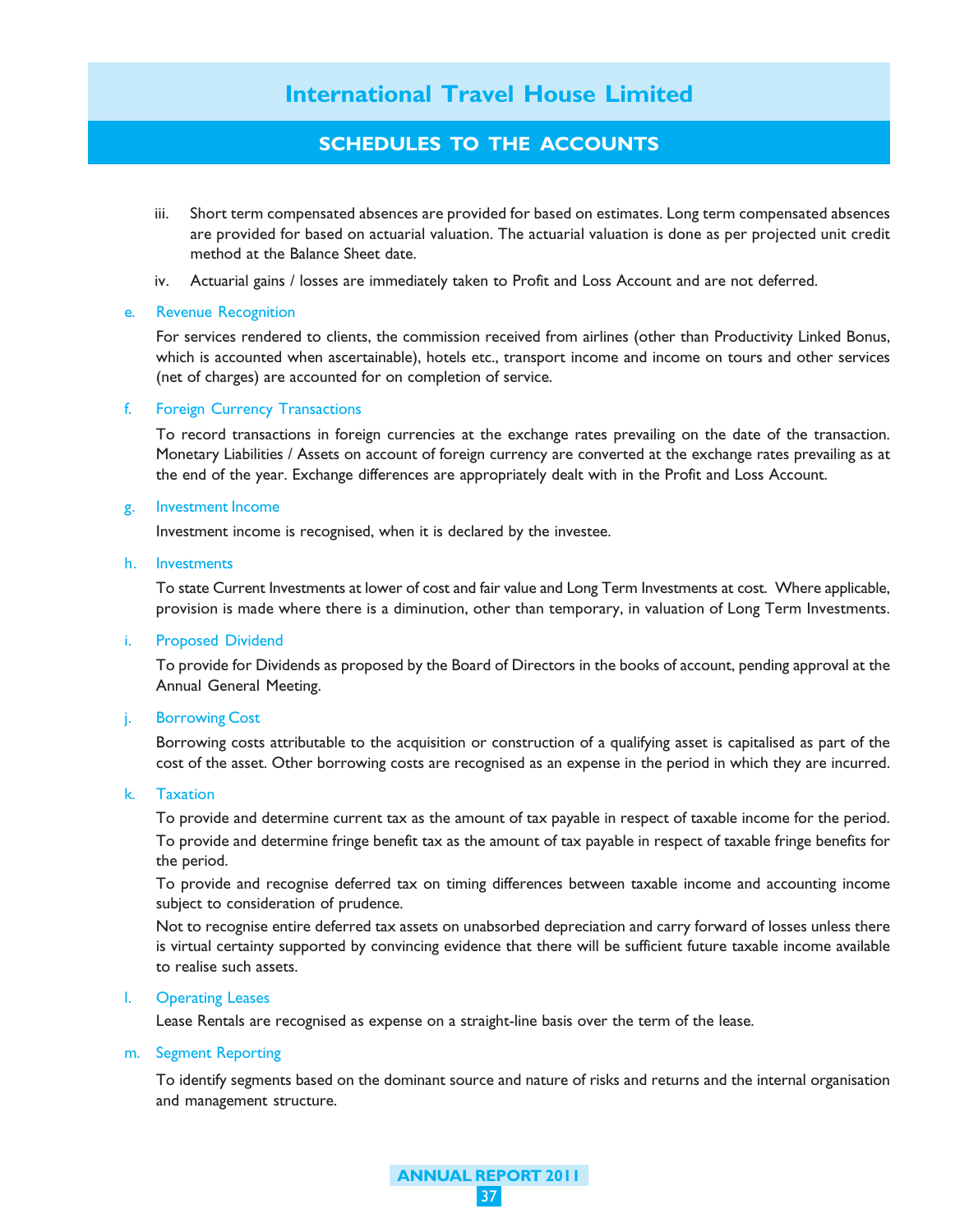iii. Short term compensated absences are provided for based on estimates. Long term compensated absences are provided for based on actuarial valuation. The actuarial valuation is done as per projected unit credit method at the Balance Sheet date.

iv. Actuarial gains / losses are immediately taken to Profit and Loss Account and are not deferred.

e. Revenue Recognition

For services rendered to clients, the commission received from airlines (other than Productivity Linked Bonus, which is accounted when ascertainable), hotels etc., transport income and income on tours and other services (net of charges) are accounted for on completion of service.

f. Foreign Currency Transactions

To record transactions in foreign currencies at the exchange rates prevailing on the date of the transaction. Monetary Liabilities / Assets on account of foreign currency are converted at the exchange rates prevailing as at the end of the year. Exchange differences are appropriately dealt with in the Profit and Loss Account.

g. Investment Income

Investment income is recognised, when it is declared by the investee.

h. Investments

To state Current Investments at lower of cost and fair value and Long Term Investments at cost. Where applicable, provision is made where there is a diminution, other than temporary, in valuation of Long Term Investments.

i. Proposed Dividend

To provide for Dividends as proposed by the Board of Directors in the books of account, pending approval at the Annual General Meeting.

j. Borrowing Cost

Borrowing costs attributable to the acquisition or construction of a qualifying asset is capitalised as part of the cost of the asset. Other borrowing costs are recognised as an expense in the period in which they are incurred.

k. Taxation

To provide and determine current tax as the amount of tax payable in respect of taxable income for the period.

To provide and determine fringe benefit tax as the amount of tax payable in respect of taxable fringe benefits for the period.

To provide and recognise deferred tax on timing differences between taxable income and accounting income subject to consideration of prudence.

Not to recognise entire deferred tax assets on unabsorbed depreciation and carry forward of losses unless there is virtual certainty supported by convincing evidence that there will be sufficient future taxable income available to realise such assets.

l. Operating Leases

Lease Rentals are recognised as expense on a straight-line basis over the term of the lease.

m. Segment Reporting

To identify segments based on the dominant source and nature of risks and returns and the internal organisation and management structure.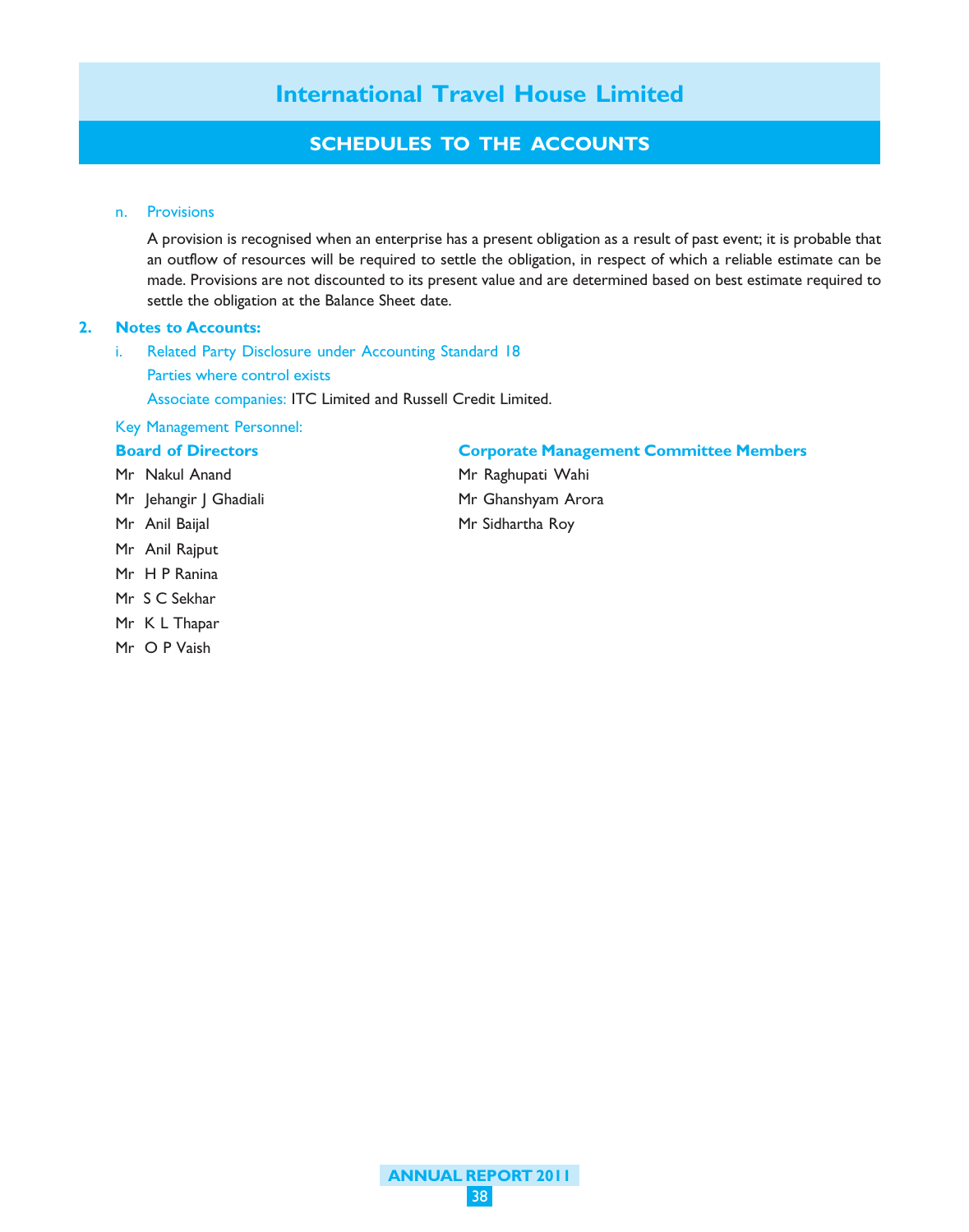n. Provisions

A provision is recognised when an enterprise has a present obligation as a result of past event; it is probable that an outflow of resources will be required to settle the obligation, in respect of which a reliable estimate can be made. Provisions are not discounted to its present value and are determined based on best estimate required to settle the obligation at the Balance Sheet date.

## 2. Notes to Accounts:

i. Related Party Disclosure under Accounting Standard 18

Parties where control exists

Associate companies: ITC Limited and Russell Credit Limited.

Key Management Personnel:

**Board of Directors**

Mr Nakul Anand
Mr Jehangir J Ghadiali
Mr Anil Baijal
Mr Anil Rajput
Mr H P Ranina
Mr S C Sekhar
Mr K L Thapar
Mr O P Vaish

**Corporate Management Committee Members**

Mr Raghupati Wahi
Mr Ghanshyam Arora
Mr Sidhartha Roy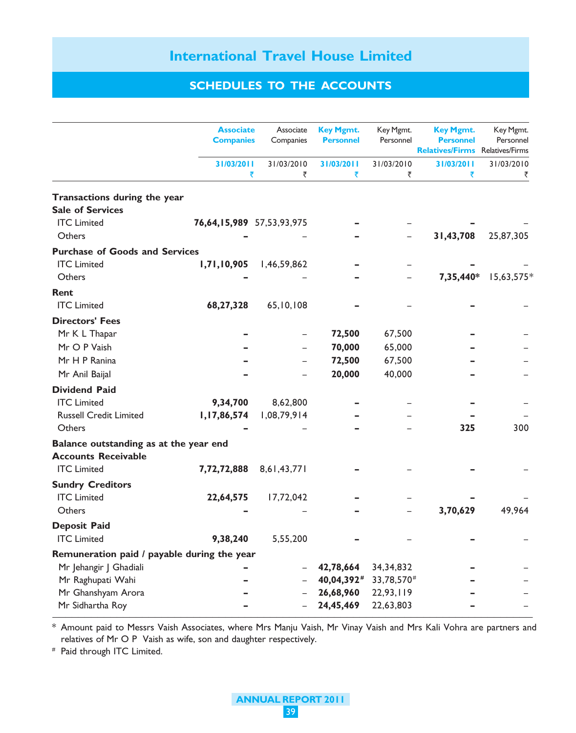# International Travel House Limited

## SCHEDULES TO THE ACCOUNTS

| | Associate Companies | Associate Companies | Key Mgmt. Personnel | Key Mgmt. Personnel | Key Mgmt. Personnel Relatives/Firms | Key Mgmt. Personnel Relatives/Firms |
|---|---|---|---|---|---|---|
| | 31/03/2011 ₹ | 31/03/2010 ₹ | 31/03/2011 ₹ | 31/03/2010 ₹ | 31/03/2011 ₹ | 31/03/2010 ₹ |
| **Transactions during the year** | | | | | | |
| **Sale of Services** | | | | | | |
| ITC Limited | **76,64,15,989** | 57,53,93,975 | **–** | – | **–** | – |
| Others | **–** | – | **–** | – | **31,43,708** | 25,87,305 |
| **Purchase of Goods and Services** | | | | | | |
| ITC Limited | **1,71,10,905** | 1,46,59,862 | **–** | – | **–** | – |
| Others | **–** | – | **–** | – | **7,35,440*** | 15,63,575* |
| **Rent** | | | | | | |
| ITC Limited | **68,27,328** | 65,10,108 | **–** | – | **–** | – |
| **Directors' Fees** | | | | | | |
| Mr K L Thapar | **–** | – | **72,500** | 67,500 | **–** | – |
| Mr O P Vaish | **–** | – | **70,000** | 65,000 | **–** | – |
| Mr H P Ranina | **–** | – | **72,500** | 67,500 | **–** | – |
| Mr Anil Baijal | **–** | – | **20,000** | 40,000 | **–** | – |
| **Dividend Paid** | | | | | | |
| ITC Limited | **9,34,700** | 8,62,800 | **–** | – | **–** | – |
| Russell Credit Limited | **1,17,86,574** | 1,08,79,914 | **–** | – | **–** | – |
| Others | **–** | – | **–** | – | **325** | 300 |
| **Balance outstanding as at the year end** | | | | | | |
| **Accounts Receivable** | | | | | | |
| ITC Limited | **7,72,72,888** | 8,61,43,771 | **–** | – | **–** | – |
| **Sundry Creditors** | | | | | | |
| ITC Limited | **22,64,575** | 17,72,042 | **–** | – | **–** | – |
| Others | **–** | – | **–** | – | **3,70,629** | 49,964 |
| **Deposit Paid** | | | | | | |
| ITC Limited | **9,38,240** | 5,55,200 | **–** | – | **–** | – |
| **Remuneration paid / payable during the year** | | | | | | |
| Mr Jehangir J Ghadiali | **–** | – | **42,78,664** | 34,34,832 | **–** | – |
| Mr Raghupati Wahi | **–** | – | **40,04,392#** | 33,78,570# | **–** | – |
| Mr Ghanshyam Arora | **–** | – | **26,68,960** | 22,93,119 | **–** | – |
| Mr Sidhartha Roy | **–** | – | **24,45,469** | 22,63,803 | **–** | – |

\* Amount paid to Messrs Vaish Associates, where Mrs Manju Vaish, Mr Vinay Vaish and Mrs Kali Vohra are partners and relatives of Mr O P Vaish as wife, son and daughter respectively.

\# Paid through ITC Limited.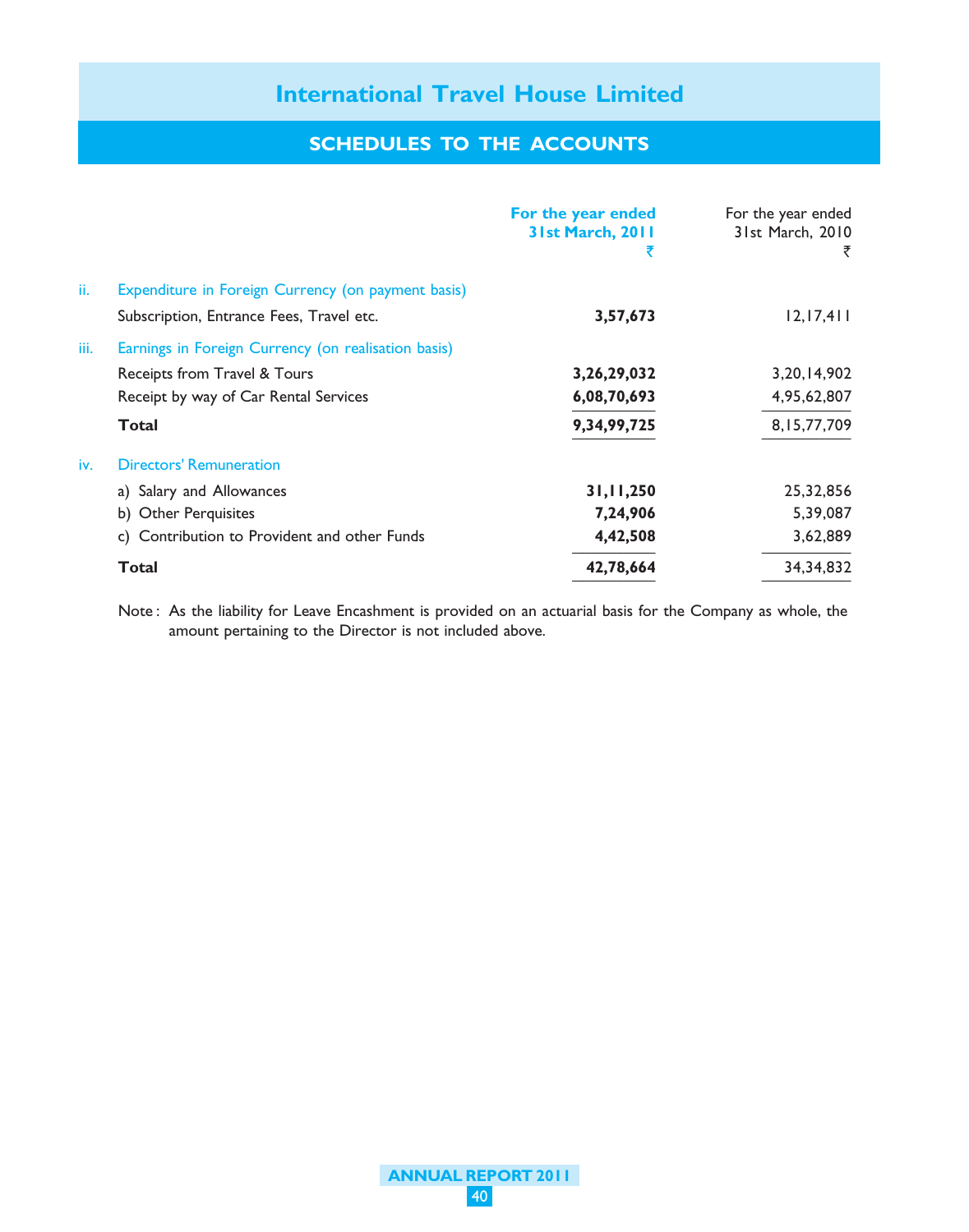# International Travel House Limited

## SCHEDULES TO THE ACCOUNTS

| | | For the year ended 31st March, 2011 ₹ | For the year ended 31st March, 2010 ₹ |
|---|---|---|---|
| ii. | Expenditure in Foreign Currency (on payment basis) | | |
| | Subscription, Entrance Fees, Travel etc. | **3,57,673** | 12,17,411 |
| iii. | Earnings in Foreign Currency (on realisation basis) | | |
| | Receipts from Travel & Tours | **3,26,29,032** | 3,20,14,902 |
| | Receipt by way of Car Rental Services | **6,08,70,693** | 4,95,62,807 |
| | **Total** | **9,34,99,725** | 8,15,77,709 |
| iv. | Directors' Remuneration | | |
| | a) Salary and Allowances | **31,11,250** | 25,32,856 |
| | b) Other Perquisites | **7,24,906** | 5,39,087 |
| | c) Contribution to Provident and other Funds | **4,42,508** | 3,62,889 |
| | **Total** | **42,78,664** | 34,34,832 |

Note : As the liability for Leave Encashment is provided on an actuarial basis for the Company as whole, the amount pertaining to the Director is not included above.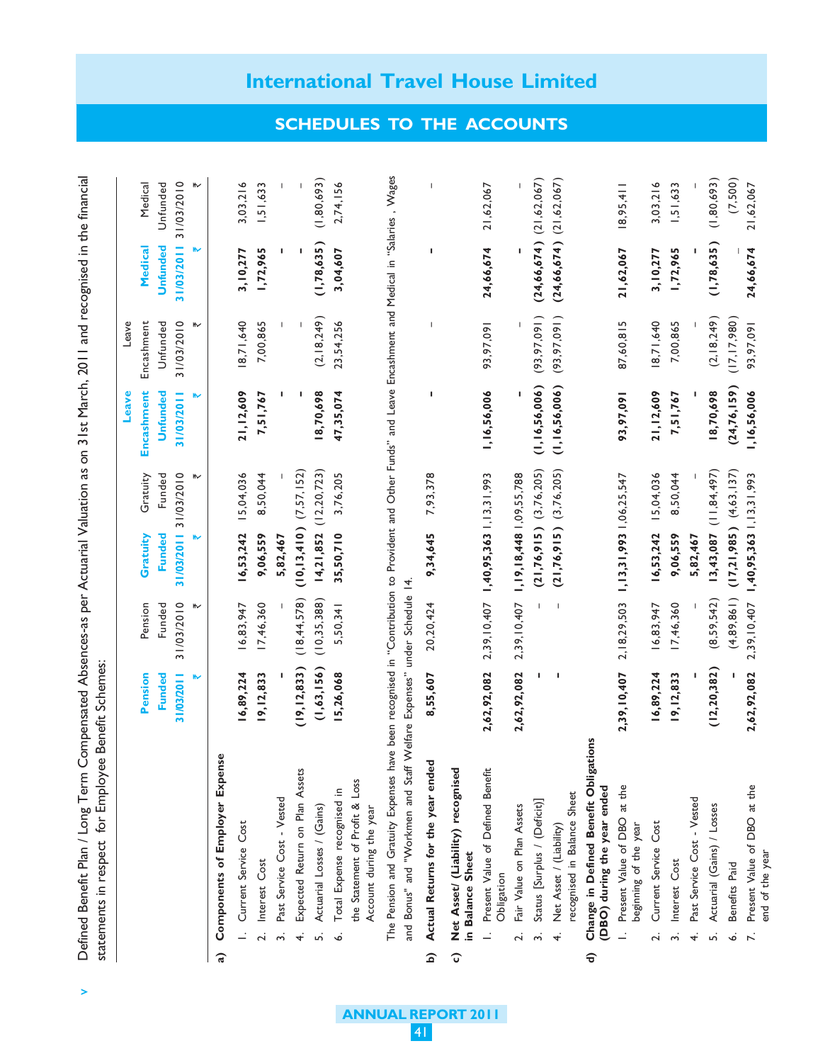## International Travel House Limited

## SCHEDULES TO THE ACCOUNTS

Defined Benefit Plan / Long Term Compensated Absences-as per Actuarial Valuation as on 31st March, 2011 and recognised in the financial statements in respect for Employee Benefit Schemes:

| | Pension Funded 31/03/2011 ₹ | Pension Funded 31/03/2010 ₹ | Gratuity Funded 31/03/2011 ₹ | Gratuity Funded 31/03/2010 ₹ | Leave Encashment Unfunded 31/03/2011 ₹ | Leave Encashment Unfunded 31/03/2010 ₹ | Medical Unfunded 31/03/2011 ₹ | Medical Unfunded 31/03/2010 ₹ |
|---|---|---|---|---|---|---|---|---|
| **a) Components of Employer Expense** | | | | | | | | |
| 1. Current Service Cost | **16,89,224** | 16,83,947 | **16,53,242** | 15,04,036 | **21,12,609** | 18,71,640 | **3,10,277** | 3,03,216 |
| 2. Interest Cost | **19,12,833** | 17,46,360 | **9,06,559** | 8,50,044 | **7,51,767** | 7,00,865 | **1,72,965** | 1,51,633 |
| 3. Past Service Cost - Vested | **-** | - | **5,82,467** | - | **-** | - | **-** | - |
| 4. Expected Return on Plan Assets | **(19,12,833)** | (18,44,578) | **(10,13,410)** | (7,57,152) | **-** | - | **-** | - |
| 5. Actuarial Losses / (Gains) | **(1,63,156)** | (10,35,388) | **14,21,852** | (12,20,723) | **18,70,698** | (2,18,249) | **(1,78,635)** | (1,80,693) |
| 6. Total Expense recognised in the Statement of Profit & Loss Account during the year | **15,26,068** | 5,50,341 | **35,50,710** | 3,76,205 | **47,35,074** | 23,54,256 | **3,04,607** | 2,74,156 |

The Pension and Gratuity Expenses have been recognised in "Contribution to Provident and Other Funds" and Leave Encashment and Medical in "Salaries , Wages and Bonus" and "Workmen and Staff Welfare Expenses" under Schedule 14.

| | Pension Funded 31/03/2011 ₹ | Pension Funded 31/03/2010 ₹ | Gratuity Funded 31/03/2011 ₹ | Gratuity Funded 31/03/2010 ₹ | Leave Encashment Unfunded 31/03/2011 ₹ | Leave Encashment Unfunded 31/03/2010 ₹ | Medical Unfunded 31/03/2011 ₹ | Medical Unfunded 31/03/2010 ₹ |
|---|---|---|---|---|---|---|---|---|
| **b) Actual Returns for the year ended** | **8,55,607** | 20,20,424 | **9,34,645** | 7,93,378 | **-** | - | **-** | - |
| **c) Net Asset/ (Liability) recognised in Balance Sheet** | | | | | | | | |
| 1. Present Value of Defined Benefit Obligation | **2,62,92,082** | 2,39,10,407 | **1,40,95,363** | 1,13,31,993 | **1,16,56,006** | 93,97,091 | **24,66,674** | 21,62,067 |
| 2. Fair Value on Plan Assets | **2,62,92,082** | 2,39,10,407 | **1,19,18,448** | 1,09,55,788 | **-** | - | **-** | - |
| 3. Status [Surplus / (Deficit)] | **-** | - | **(21,76,915)** | (3,76,205) | **(1,16,56,006)** | (93,97,091) | **(24,66,674)** | (21,62,067) |
| 4. Net Asset / (Liability) recognised in Balance Sheet | **-** | - | **(21,76,915)** | (3,76,205) | **(1,16,56,006)** | (93,97,091) | **(24,66,674)** | (21,62,067) |
| **d) Change in Defined Benefit Obligations (DBO) during the year ended** | | | | | | | | |
| 1. Present Value of DBO at the beginning of the year | **2,39,10,407** | 2,18,29,503 | **1,13,31,993** | 1,06,25,547 | **93,97,091** | 87,60,815 | **21,62,067** | 18,95,411 |
| 2. Current Service Cost | **16,89,224** | 16,83,947 | **16,53,242** | 15,04,036 | **21,12,609** | 18,71,640 | **3,10,277** | 3,03,216 |
| 3. Interest Cost | **19,12,833** | 17,46,360 | **9,06,559** | 8,50,044 | **7,51,767** | 7,00,865 | **1,72,965** | 1,51,633 |
| 4. Past Service Cost - Vested | **-** | - | **5,82,467** | - | **-** | - | **-** | - |
| 5. Actuarial (Gains) / Losses | **(12,20,382)** | (8,59,542) | **13,43,087** | (11,84,497) | **18,70,698** | (2,18,249) | **(1,78,635)** | (1,80,693) |
| 6. Benefits Paid | **-** | (4,89,861) | **(17,21,985)** | (4,63,137) | **(24,76,159)** | (17,17,980) | **-** | (7,500) |
| 7. Present Value of DBO at the end of the year | **2,62,92,082** | 2,39,10,407 | **1,40,95,363** | 1,13,31,993 | **1,16,56,006** | 93,97,091 | **24,66,674** | 21,62,067 |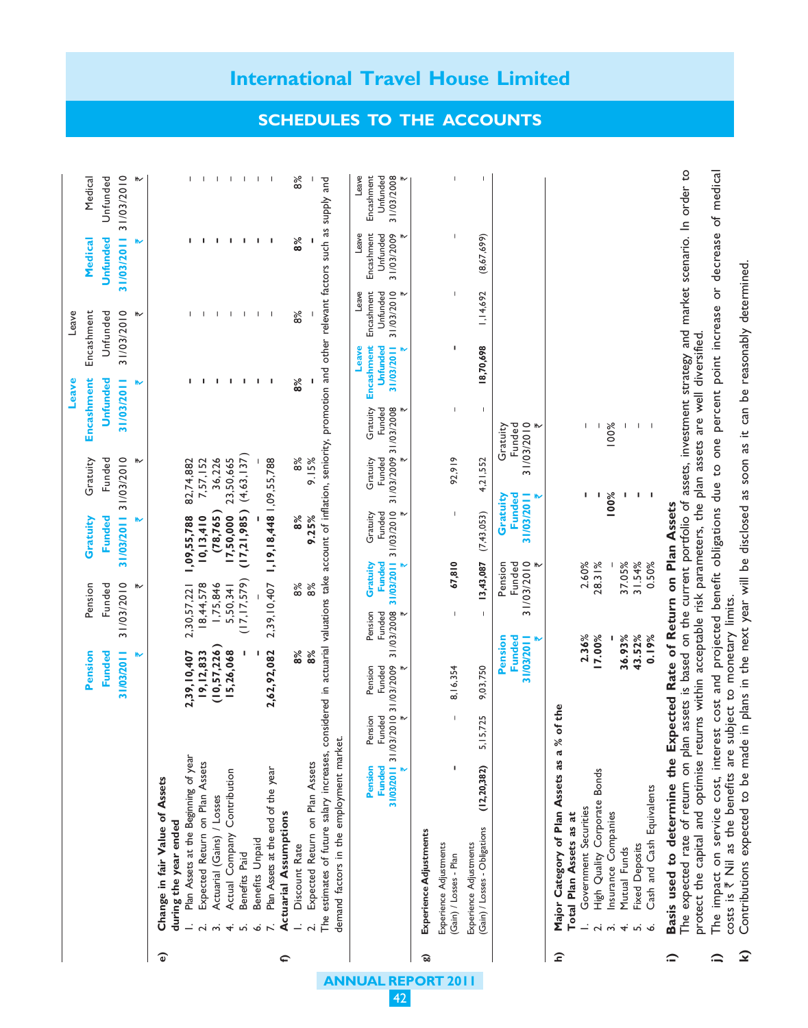## International Travel House Limited

## SCHEDULES TO THE ACCOUNTS

**e) Change in fair Value of Assets during the year ended**

| | Pension Funded 31/03/2011 ₹ | Pension Funded 31/03/2010 ₹ | Gratuity Funded 31/03/2011 ₹ | Gratuity Funded 31/03/2010 ₹ | Leave Encashment Unfunded 31/03/2011 ₹ | Leave Encashment Unfunded 31/03/2010 ₹ | Medical Unfunded 31/03/2011 ₹ | Medical Unfunded 31/03/2010 ₹ |
|---|---|---|---|---|---|---|---|---|
| 1. Plan Assets at the Beginning of year | 2,39,10,407 | 2,30,57,221 | 1,09,55,788 | 82,74,882 | - | - | - | - |
| 2. Expected Return on Plan Assets | 19,12,833 | 18,44,578 | 10,13,410 | 7,57,152 | - | - | - | - |
| 3. Actuarial (Gains) / Losses | (10,57,226) | 1,75,846 | (78,765) | 36,226 | - | - | - | - |
| 4. Actual Company Contribution | 15,26,068 | 5,50,341 | 17,50,000 | 23,50,665 | - | - | - | - |
| 5. Benefits Paid | - | (17,17,579) | (17,21,985) | (4,63,137) | - | - | - | - |
| 6. Benefits Unpaid | - | - | - | - | - | - | - | - |
| 7. Plan Assets at the end of the year | 2,62,92,082 | 2,39,10,407 | 1,19,18,448 | 1,09,55,788 | - | - | - | - |

**f) Actuarial Assumptions**

| | Pension Funded 31/03/2011 | Pension Funded 31/03/2010 | Gratuity Funded 31/03/2011 | Gratuity Funded 31/03/2010 | Leave Encashment Unfunded 31/03/2011 | Leave Encashment Unfunded 31/03/2010 | Medical Unfunded 31/03/2011 | Medical Unfunded 31/03/2010 |
|---|---|---|---|---|---|---|---|---|
| 1. Discount Rate | 8% | 8% | 8% | 8% | 8% | 8% | 8% | 8% |
| 2. Expected Return on Plan Assets | 8% | 8% | 9.25% | 9.15% | - | - | - | - |

The estimates of future salary increases, considered in actuarial valuations take account of inflation, seniority, promotion and other relevant factors such as supply and demand factors in the employment market.

**g) Experience Adjustments**

| | Pension Funded 31/03/2011 ₹ | Pension Funded 31/03/2010 ₹ | Pension Funded 31/03/2009 ₹ | Pension Funded 31/03/2008 ₹ | Gratuity Funded 31/03/2011 ₹ | Gratuity Funded 31/03/2010 ₹ | Gratuity Funded 31/03/2009 ₹ | Gratuity Funded 31/03/2008 ₹ | Leave Encashment Unfunded 31/03/2011 ₹ | Leave Encashment Unfunded 31/03/2010 ₹ | Leave Encashment Unfunded 31/03/2009 ₹ | Leave Encashment Unfunded 31/03/2008 ₹ |
|---|---|---|---|---|---|---|---|---|---|---|---|---|
| Experience Adjustments (Gain) / Losses - Plan | - | - | 8,16,354 | - | 67,810 | - | 92,919 | - | - | - | - | - |
| Experience Adjustments (Gain) / Losses - Obligations | (12,20,382) | 5,15,725 | 9,03,750 | - | 13,43,087 | (7,43,053) | 4,21,552 | - | 18,70,698 | 1,14,692 | (8,67,699) | - |

**h) Major Category of Plan Assets as a % of the Total Plan Assets as at**

| | Pension Funded 31/03/2011 ₹ | Pension Funded 31/03/2010 ₹ | Gratuity Funded 31/03/2011 ₹ | Gratuity Funded 31/03/2010 ₹ |
|---|---|---|---|---|
| 1. Government Securities | 2.36% | 2.60% | - | - |
| 2. High Quality Corporate Bonds | 17.00% | 28.31% | - | - |
| 3. Insurance Companies | - | - | 100% | 100% |
| 4. Mutual Funds | 36.93% | 37.05% | - | - |
| 5. Fixed Deposits | 43.52% | 31.54% | - | - |
| 6. Cash and Cash Equivalents | 0.19% | 0.50% | - | - |

**i) Basis used to determine the Expected Rate of Return on Plan Assets**

The expected rate of return on plan assets is based on the current portfolio of assets, investment strategy and market scenario. In order to protect the capital and optimise returns within acceptable risk parameters, the plan assets are well diversified.

**j)** The impact on service cost, interest cost and projected benefit obligations due to one percent point increase or decrease of medical costs is ₹ Nil as the benefits are subject to monetary limits.

**k)** Contributions expected to be made in plans in the next year will be disclosed as soon as it can be reasonably determined.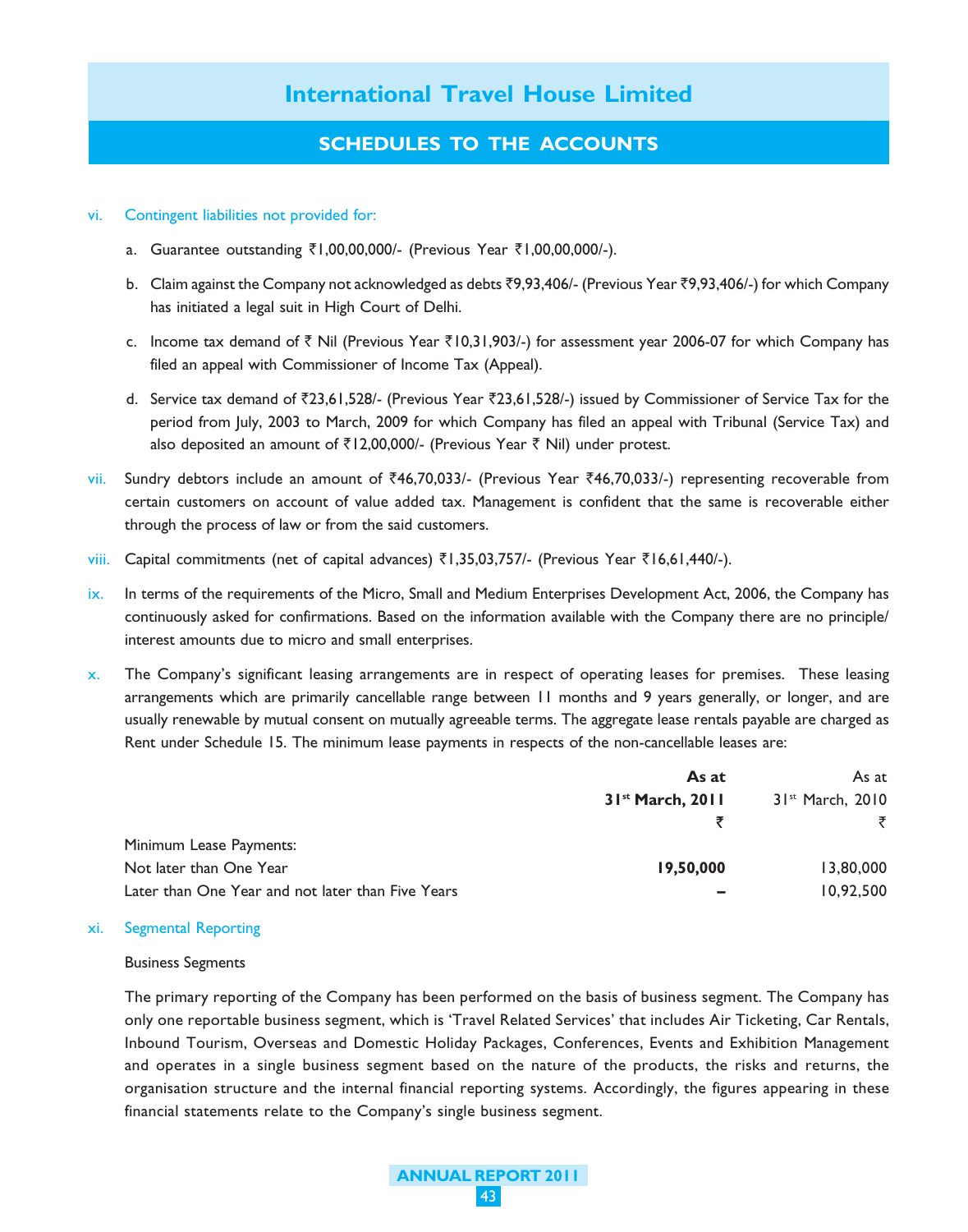vi. Contingent liabilities not provided for:

a. Guarantee outstanding ₹1,00,00,000/- (Previous Year ₹1,00,00,000/-).

b. Claim against the Company not acknowledged as debts ₹9,93,406/- (Previous Year ₹9,93,406/-) for which Company has initiated a legal suit in High Court of Delhi.

c. Income tax demand of ₹ Nil (Previous Year ₹10,31,903/-) for assessment year 2006-07 for which Company has filed an appeal with Commissioner of Income Tax (Appeal).

d. Service tax demand of ₹23,61,528/- (Previous Year ₹23,61,528/-) issued by Commissioner of Service Tax for the period from July, 2003 to March, 2009 for which Company has filed an appeal with Tribunal (Service Tax) and also deposited an amount of ₹12,00,000/- (Previous Year ₹ Nil) under protest.

vii. Sundry debtors include an amount of ₹46,70,033/- (Previous Year ₹46,70,033/-) representing recoverable from certain customers on account of value added tax. Management is confident that the same is recoverable either through the process of law or from the said customers.

viii. Capital commitments (net of capital advances) ₹1,35,03,757/- (Previous Year ₹16,61,440/-).

ix. In terms of the requirements of the Micro, Small and Medium Enterprises Development Act, 2006, the Company has continuously asked for confirmations. Based on the information available with the Company there are no principle/ interest amounts due to micro and small enterprises.

x. The Company's significant leasing arrangements are in respect of operating leases for premises. These leasing arrangements which are primarily cancellable range between 11 months and 9 years generally, or longer, and are usually renewable by mutual consent on mutually agreeable terms. The aggregate lease rentals payable are charged as Rent under Schedule 15. The minimum lease payments in respects of the non-cancellable leases are:

| | **As at 31st March, 2011** ₹ | As at 31st March, 2010 ₹ |
|---|---|---|
| Minimum Lease Payments: | | |
| Not later than One Year | **19,50,000** | 13,80,000 |
| Later than One Year and not later than Five Years | **–** | 10,92,500 |

xi. Segmental Reporting

Business Segments

The primary reporting of the Company has been performed on the basis of business segment. The Company has only one reportable business segment, which is 'Travel Related Services' that includes Air Ticketing, Car Rentals, Inbound Tourism, Overseas and Domestic Holiday Packages, Conferences, Events and Exhibition Management and operates in a single business segment based on the nature of the products, the risks and returns, the organisation structure and the internal financial reporting systems. Accordingly, the figures appearing in these financial statements relate to the Company's single business segment.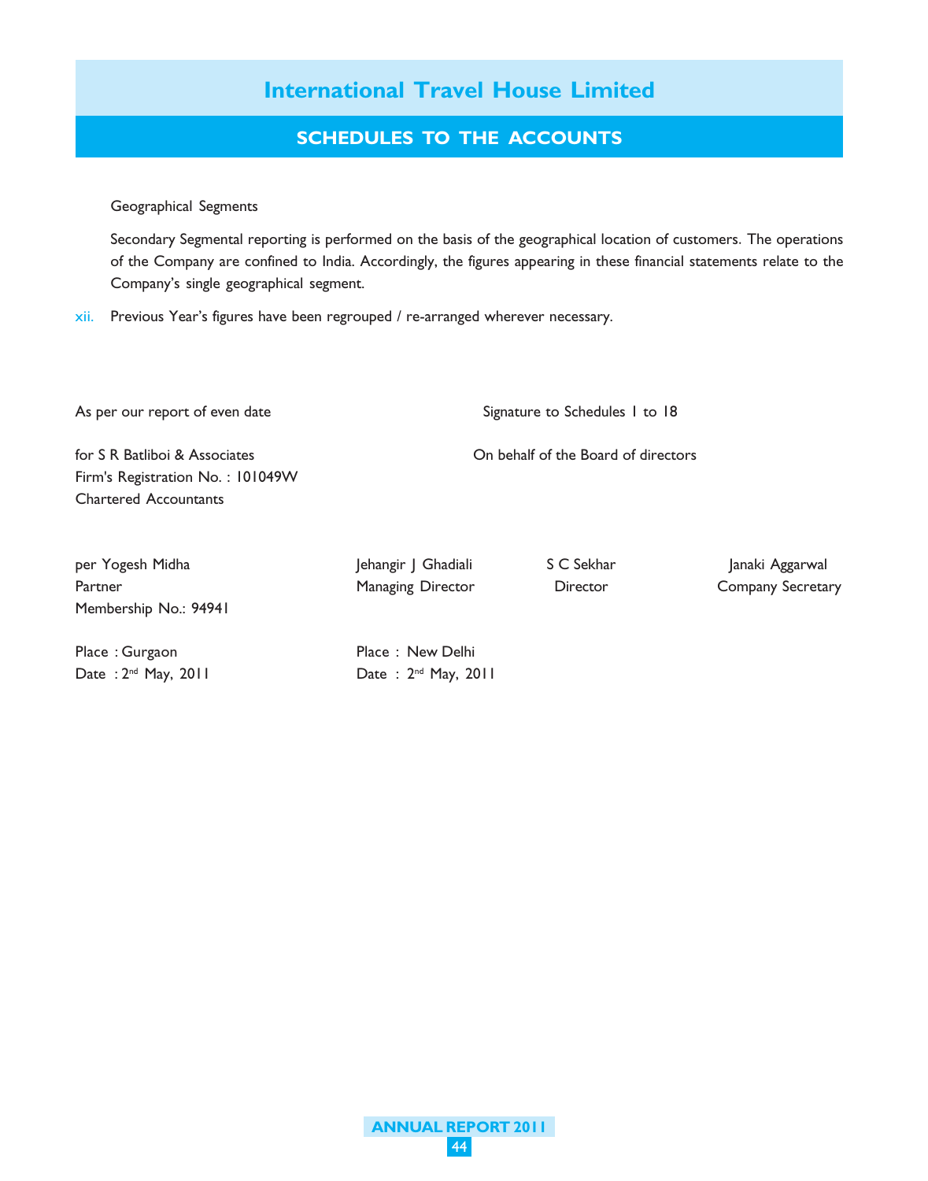Geographical Segments

Secondary Segmental reporting is performed on the basis of the geographical location of customers. The operations of the Company are confined to India. Accordingly, the figures appearing in these financial statements relate to the Company's single geographical segment.

xii. Previous Year's figures have been regrouped / re-arranged wherever necessary.

As per our report of even date

Signature to Schedules 1 to 18

for S R Batliboi & Associates
Firm's Registration No. : 101049W
Chartered Accountants

On behalf of the Board of directors

| per Yogesh Midha | Jehangir J Ghadiali | S C Sekhar | Janaki Aggarwal |
|---|---|---|---|
| Partner | Managing Director | Director | Company Secretary |
| Membership No.: 94941 | | | |

Place : Gurgaon
Date : 2nd May, 2011

Place : New Delhi
Date : 2nd May, 2011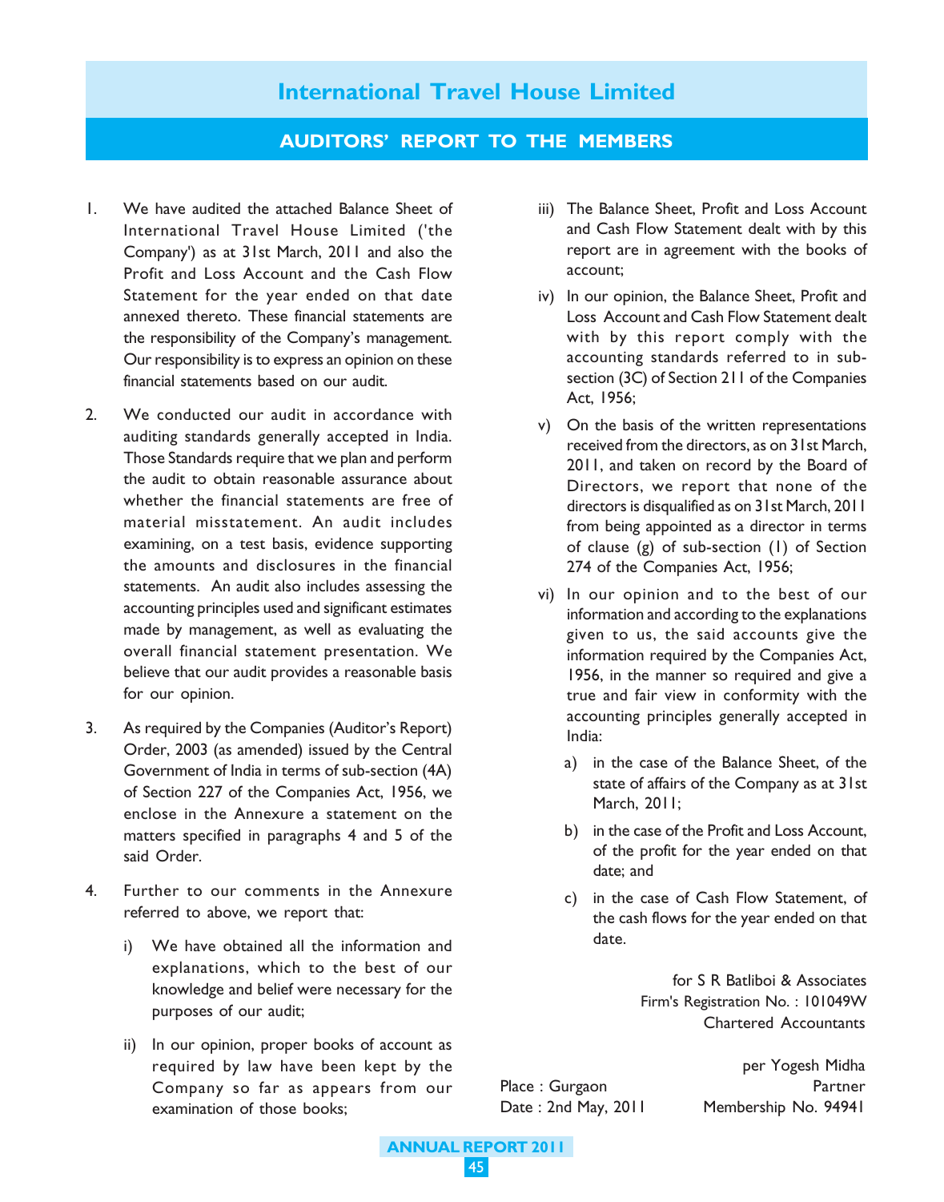# International Travel House Limited

## AUDITORS' REPORT TO THE MEMBERS

1. We have audited the attached Balance Sheet of International Travel House Limited ('the Company') as at 31st March, 2011 and also the Profit and Loss Account and the Cash Flow Statement for the year ended on that date annexed thereto. These financial statements are the responsibility of the Company's management. Our responsibility is to express an opinion on these financial statements based on our audit.

2. We conducted our audit in accordance with auditing standards generally accepted in India. Those Standards require that we plan and perform the audit to obtain reasonable assurance about whether the financial statements are free of material misstatement. An audit includes examining, on a test basis, evidence supporting the amounts and disclosures in the financial statements. An audit also includes assessing the accounting principles used and significant estimates made by management, as well as evaluating the overall financial statement presentation. We believe that our audit provides a reasonable basis for our opinion.

3. As required by the Companies (Auditor's Report) Order, 2003 (as amended) issued by the Central Government of India in terms of sub-section (4A) of Section 227 of the Companies Act, 1956, we enclose in the Annexure a statement on the matters specified in paragraphs 4 and 5 of the said Order.

4. Further to our comments in the Annexure referred to above, we report that:

   i) We have obtained all the information and explanations, which to the best of our knowledge and belief were necessary for the purposes of our audit;

   ii) In our opinion, proper books of account as required by law have been kept by the Company so far as appears from our examination of those books;

   iii) The Balance Sheet, Profit and Loss Account and Cash Flow Statement dealt with by this report are in agreement with the books of account;

   iv) In our opinion, the Balance Sheet, Profit and Loss Account and Cash Flow Statement dealt with by this report comply with the accounting standards referred to in sub-section (3C) of Section 211 of the Companies Act, 1956;

   v) On the basis of the written representations received from the directors, as on 31st March, 2011, and taken on record by the Board of Directors, we report that none of the directors is disqualified as on 31st March, 2011 from being appointed as a director in terms of clause (g) of sub-section (1) of Section 274 of the Companies Act, 1956;

   vi) In our opinion and to the best of our information and according to the explanations given to us, the said accounts give the information required by the Companies Act, 1956, in the manner so required and give a true and fair view in conformity with the accounting principles generally accepted in India:

      a) in the case of the Balance Sheet, of the state of affairs of the Company as at 31st March, 2011;

      b) in the case of the Profit and Loss Account, of the profit for the year ended on that date; and

      c) in the case of Cash Flow Statement, of the cash flows for the year ended on that date.

for S R Batliboi & Associates
Firm's Registration No. : 101049W
Chartered Accountants

per Yogesh Midha
Partner
Membership No. 94941

Place : Gurgaon
Date : 2nd May, 2011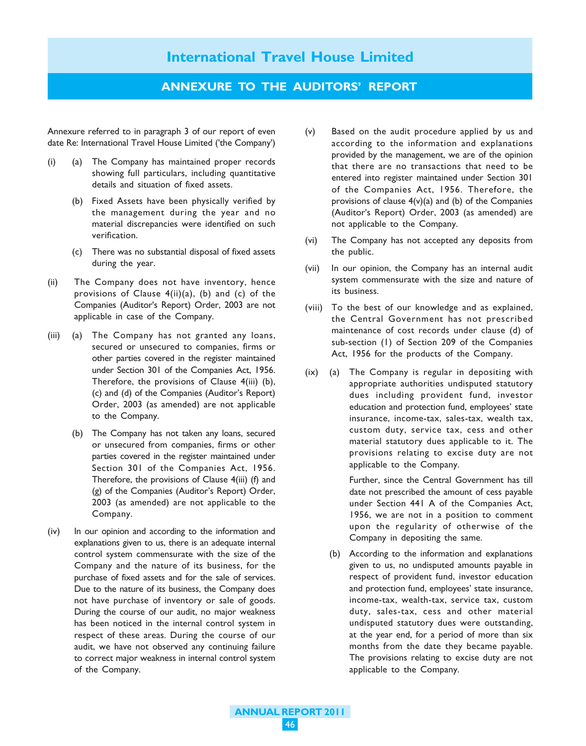# International Travel House Limited

## ANNEXURE TO THE AUDITORS' REPORT

Annexure referred to in paragraph 3 of our report of even date Re: International Travel House Limited ('the Company')

(i) (a) The Company has maintained proper records showing full particulars, including quantitative details and situation of fixed assets.

(b) Fixed Assets have been physically verified by the management during the year and no material discrepancies were identified on such verification.

(c) There was no substantial disposal of fixed assets during the year.

(ii) The Company does not have inventory, hence provisions of Clause 4(ii)(a), (b) and (c) of the Companies (Auditor's Report) Order, 2003 are not applicable in case of the Company.

(iii) (a) The Company has not granted any loans, secured or unsecured to companies, firms or other parties covered in the register maintained under Section 301 of the Companies Act, 1956. Therefore, the provisions of Clause 4(iii) (b), (c) and (d) of the Companies (Auditor's Report) Order, 2003 (as amended) are not applicable to the Company.

(b) The Company has not taken any loans, secured or unsecured from companies, firms or other parties covered in the register maintained under Section 301 of the Companies Act, 1956. Therefore, the provisions of Clause 4(iii) (f) and (g) of the Companies (Auditor's Report) Order, 2003 (as amended) are not applicable to the Company.

(iv) In our opinion and according to the information and explanations given to us, there is an adequate internal control system commensurate with the size of the Company and the nature of its business, for the purchase of fixed assets and for the sale of services. Due to the nature of its business, the Company does not have purchase of inventory or sale of goods. During the course of our audit, no major weakness has been noticed in the internal control system in respect of these areas. During the course of our audit, we have not observed any continuing failure to correct major weakness in internal control system of the Company.

(v) Based on the audit procedure applied by us and according to the information and explanations provided by the management, we are of the opinion that there are no transactions that need to be entered into register maintained under Section 301 of the Companies Act, 1956. Therefore, the provisions of clause 4(v)(a) and (b) of the Companies (Auditor's Report) Order, 2003 (as amended) are not applicable to the Company.

(vi) The Company has not accepted any deposits from the public.

(vii) In our opinion, the Company has an internal audit system commensurate with the size and nature of its business.

(viii) To the best of our knowledge and as explained, the Central Government has not prescribed maintenance of cost records under clause (d) of sub-section (1) of Section 209 of the Companies Act, 1956 for the products of the Company.

(ix) (a) The Company is regular in depositing with appropriate authorities undisputed statutory dues including provident fund, investor education and protection fund, employees' state insurance, income-tax, sales-tax, wealth tax, custom duty, service tax, cess and other material statutory dues applicable to it. The provisions relating to excise duty are not applicable to the Company.

Further, since the Central Government has till date not prescribed the amount of cess payable under Section 441 A of the Companies Act, 1956, we are not in a position to comment upon the regularity of otherwise of the Company in depositing the same.

(b) According to the information and explanations given to us, no undisputed amounts payable in respect of provident fund, investor education and protection fund, employees' state insurance, income-tax, wealth-tax, service tax, custom duty, sales-tax, cess and other material undisputed statutory dues were outstanding, at the year end, for a period of more than six months from the date they became payable. The provisions relating to excise duty are not applicable to the Company.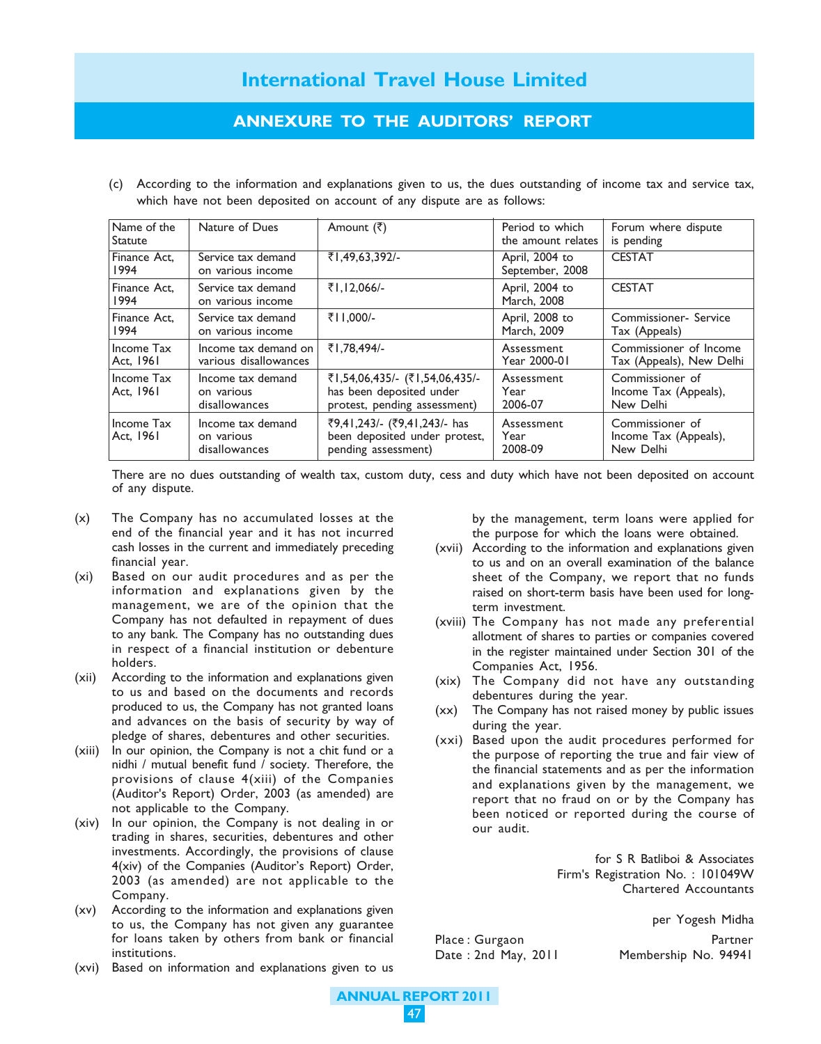# International Travel House Limited

## ANNEXURE TO THE AUDITORS' REPORT

(c) According to the information and explanations given to us, the dues outstanding of income tax and service tax, which have not been deposited on account of any dispute are as follows:

| Name of the Statute | Nature of Dues | Amount (₹) | Period to which the amount relates | Forum where dispute is pending |
|---|---|---|---|---|
| Finance Act, 1994 | Service tax demand on various income | ₹1,49,63,392/- | April, 2004 to September, 2008 | CESTAT |
| Finance Act, 1994 | Service tax demand on various income | ₹1,12,066/- | April, 2004 to March, 2008 | CESTAT |
| Finance Act, 1994 | Service tax demand on various income | ₹11,000/- | April, 2008 to March, 2009 | Commissioner- Service Tax (Appeals) |
| Income Tax Act, 1961 | Income tax demand on various disallowances | ₹1,78,494/- | Assessment Year 2000-01 | Commissioner of Income Tax (Appeals), New Delhi |
| Income Tax Act, 1961 | Income tax demand on various disallowances | ₹1,54,06,435/- (₹1,54,06,435/- has been deposited under protest, pending assessment) | Assessment Year 2006-07 | Commissioner of Income Tax (Appeals), New Delhi |
| Income Tax Act, 1961 | Income tax demand on various disallowances | ₹9,41,243/- (₹9,41,243/- has been deposited under protest, pending assessment) | Assessment Year 2008-09 | Commissioner of Income Tax (Appeals), New Delhi |

There are no dues outstanding of wealth tax, custom duty, cess and duty which have not been deposited on account of any dispute.

(x) The Company has no accumulated losses at the end of the financial year and it has not incurred cash losses in the current and immediately preceding financial year.

(xi) Based on our audit procedures and as per the information and explanations given by the management, we are of the opinion that the Company has not defaulted in repayment of dues to any bank. The Company has no outstanding dues in respect of a financial institution or debenture holders.

(xii) According to the information and explanations given to us and based on the documents and records produced to us, the Company has not granted loans and advances on the basis of security by way of pledge of shares, debentures and other securities.

(xiii) In our opinion, the Company is not a chit fund or a nidhi / mutual benefit fund / society. Therefore, the provisions of clause 4(xiii) of the Companies (Auditor's Report) Order, 2003 (as amended) are not applicable to the Company.

(xiv) In our opinion, the Company is not dealing in or trading in shares, securities, debentures and other investments. Accordingly, the provisions of clause 4(xiv) of the Companies (Auditor's Report) Order, 2003 (as amended) are not applicable to the Company.

(xv) According to the information and explanations given to us, the Company has not given any guarantee for loans taken by others from bank or financial institutions.

(xvi) Based on information and explanations given to us by the management, term loans were applied for the purpose for which the loans were obtained.

(xvii) According to the information and explanations given to us and on an overall examination of the balance sheet of the Company, we report that no funds raised on short-term basis have been used for long-term investment.

(xviii) The Company has not made any preferential allotment of shares to parties or companies covered in the register maintained under Section 301 of the Companies Act, 1956.

(xix) The Company did not have any outstanding debentures during the year.

(xx) The Company has not raised money by public issues during the year.

(xxi) Based upon the audit procedures performed for the purpose of reporting the true and fair view of the financial statements and as per the information and explanations given by the management, we report that no fraud on or by the Company has been noticed or reported during the course of our audit.

for S R Batliboi & Associates
Firm's Registration No. : 101049W
Chartered Accountants

per Yogesh Midha
Partner
Membership No. 94941

Place : Gurgaon
Date : 2nd May, 2011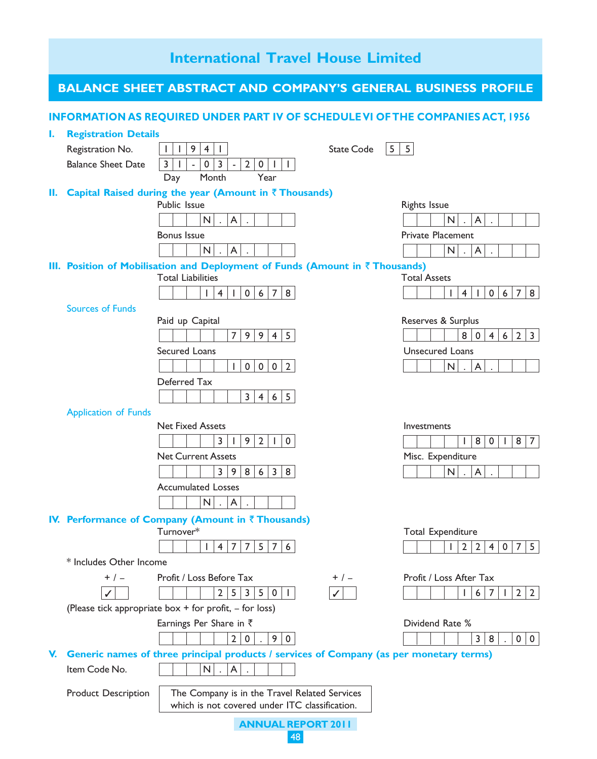# International Travel House Limited

## BALANCE SHEET ABSTRACT AND COMPANY'S GENERAL BUSINESS PROFILE

### INFORMATION AS REQUIRED UNDER PART IV OF SCHEDULE VI OF THE COMPANIES ACT, 1956

### I. Registration Details

| | | | |
|---|---|---|---|
| Registration No. | 11941 | State Code | 55 |
| Balance Sheet Date | 31-03-2011 (Day Month Year) | | |

### II. Capital Raised during the year (Amount in ₹ Thousands)

| | | | |
|---|---|---|---|
| Public Issue | N.A. | Rights Issue | N.A. |
| Bonus Issue | N.A. | Private Placement | N.A. |

### III. Position of Mobilisation and Deployment of Funds (Amount in ₹ Thousands)

| | | | |
|---|---|---|---|
| Total Liabilities | 1410678 | Total Assets | 1410678 |

**Sources of Funds**

| | | | |
|---|---|---|---|
| Paid up Capital | 79945 | Reserves & Surplus | 804623 |
| Secured Loans | 10002 | Unsecured Loans | N.A. |
| Deferred Tax | 3465 | | |

**Application of Funds**

| | | | |
|---|---|---|---|
| Net Fixed Assets | 319210 | Investments | 180187 |
| Net Current Assets | 398638 | Misc. Expenditure | N.A. |
| Accumulated Losses | N.A. | | |

### IV. Performance of Company (Amount in ₹ Thousands)

| | | | |
|---|---|---|---|
| Turnover* | 1477576 | Total Expenditure | 1224075 |

\* Includes Other Income

| +/– | | +/– | |
|---|---|---|---|
| ✓ (+) | Profit / Loss Before Tax: 253501 | ✓ (+) | Profit / Loss After Tax: 167122 |

(Please tick appropriate box + for profit, – for loss)

| | | | |
|---|---|---|---|
| Earnings Per Share in ₹ | 20.90 | Dividend Rate % | 38.00 |

### V. Generic names of three principal products / services of Company (as per monetary terms)

| | |
|---|---|
| Item Code No. | N.A. |
| Product Description | The Company is in the Travel Related Services which is not covered under ITC classification. |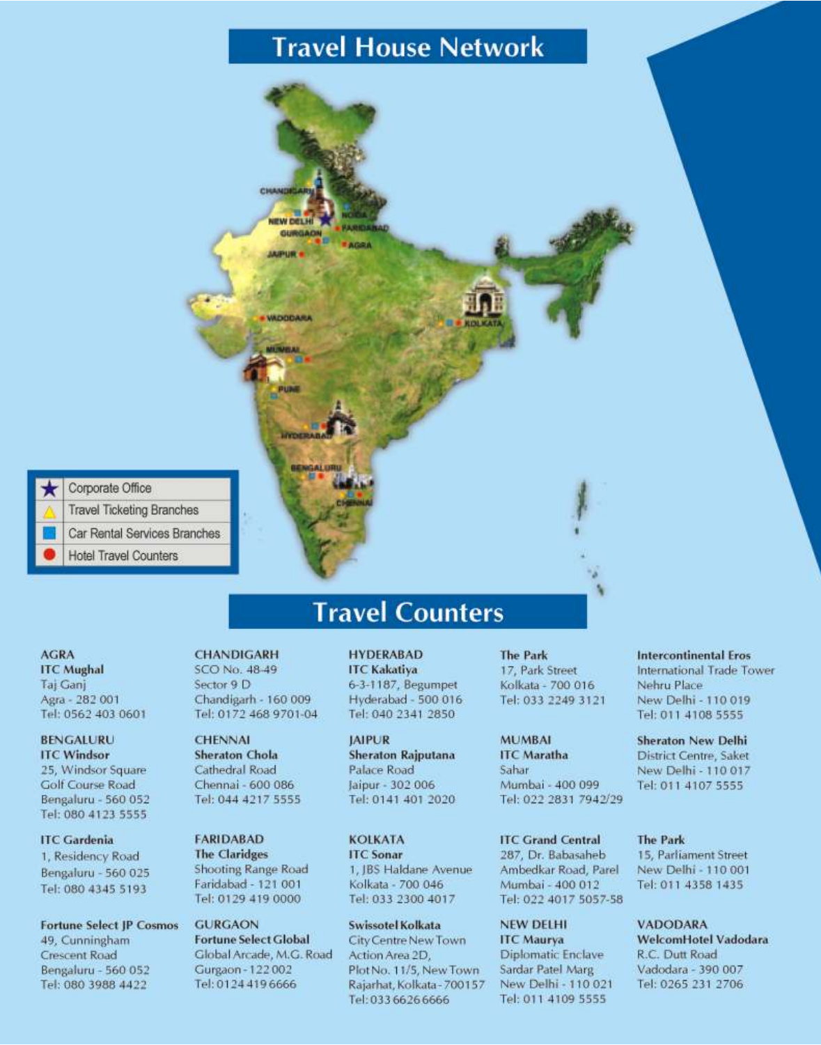# Travel House Network

| | |
|---|---|
| ★ | Corporate Office |
| ▲ | Travel Ticketing Branches |
| ■ | Car Rental Services Branches |
| ● | Hotel Travel Counters |

# Travel Counters

**AGRA**
**ITC Mughal**
Taj Ganj
Agra - 282 001
Tel: 0562 403 0601

**BENGALURU**
**ITC Windsor**
25, Windsor Square
Golf Course Road
Bengaluru - 560 052
Tel: 080 4123 5555

**ITC Gardenia**
1, Residency Road
Bengaluru - 560 025
Tel: 080 4345 5193

**Fortune Select JP Cosmos**
49, Cunningham
Crescent Road
Bengaluru - 560 052
Tel: 080 3988 4422

**CHANDIGARH**
SCO No. 48-49
Sector 9 D
Chandigarh - 160 009
Tel: 0172 468 9701-04

**CHENNAI**
**Sheraton Chola**
Cathedral Road
Chennai - 600 086
Tel: 044 4217 5555

**FARIDABAD**
**The Claridges**
Shooting Range Road
Faridabad - 121 001
Tel: 0129 419 0000

**GURGAON**
**Fortune Select Global**
Global Arcade, M.G. Road
Gurgaon - 122 002
Tel: 0124 419 6666

**HYDERABAD**
**ITC Kakatiya**
6-3-1187, Begumpet
Hyderabad - 500 016
Tel: 040 2341 2850

**JAIPUR**
**Sheraton Rajputana**
Palace Road
Jaipur - 302 006
Tel: 0141 401 2020

**KOLKATA**
**ITC Sonar**
1, JBS Haldane Avenue
Kolkata - 700 046
Tel: 033 2300 4017

**Swissotel Kolkata**
City Centre New Town
Action Area 2D,
Plot No. 11/5, New Town
Rajarhat, Kolkata - 700157
Tel: 033 6626 6666

**The Park**
17, Park Street
Kolkata - 700 016
Tel: 033 2249 3121

**MUMBAI**
**ITC Maratha**
Sahar
Mumbai - 400 099
Tel: 022 2831 7942/29

**ITC Grand Central**
287, Dr. Babasaheb
Ambedkar Road, Parel
Mumbai - 400 012
Tel: 022 4017 5057-58

**NEW DELHI**
**ITC Maurya**
Diplomatic Enclave
Sardar Patel Marg
New Delhi - 110 021
Tel: 011 4109 5555

**Intercontinental Eros**
International Trade Tower
Nehru Place
New Delhi - 110 019
Tel: 011 4108 5555

**Sheraton New Delhi**
District Centre, Saket
New Delhi - 110 017
Tel: 011 4107 5555

**The Park**
15, Parliament Street
New Delhi - 110 001
Tel: 011 4358 1435

**VADODARA**
**WelcomHotel Vadodara**
R.C. Dutt Road
Vadodara - 390 007
Tel: 0265 231 2706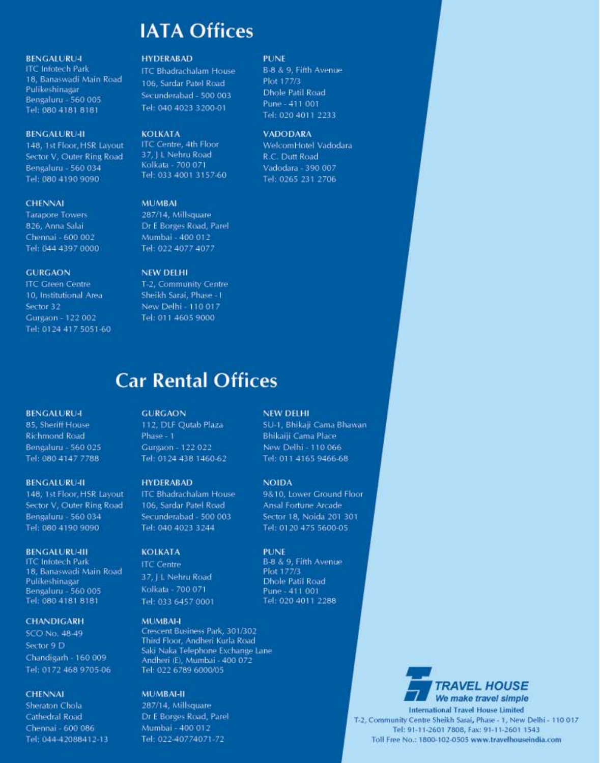# IATA Offices

**BENGALURU-I**
ITC Infotech Park
18, Banaswadi Main Road
Pulikeshinagar
Bengaluru - 560 005
Tel: 080 4181 8181

**BENGALURU-II**
148, 1st Floor, HSR Layout
Sector V, Outer Ring Road
Bengaluru - 560 034
Tel: 080 4190 9090

**CHENNAI**
Tarapore Towers
826, Anna Salai
Chennai - 600 002
Tel: 044 4397 0000

**GURGAON**
ITC Green Centre
10, Institutional Area
Sector 32
Gurgaon - 122 002
Tel: 0124 417 5051-60

**HYDERABAD**
ITC Bhadrachalam House
106, Sardar Patel Road
Secunderabad - 500 003
Tel: 040 4023 3200-01

**KOLKATA**
ITC Centre, 4th Floor
37, J L Nehru Road
Kolkata - 700 071
Tel: 033 4001 3157-60

**MUMBAI**
287/14, Millsquare
Dr E Borges Road, Parel
Mumbai - 400 012
Tel: 022 4077 4077

**NEW DELHI**
T-2, Community Centre
Sheikh Sarai, Phase - I
New Delhi - 110 017
Tel: 011 4605 9000

**PUNE**
B-8 & 9, Fifth Avenue
Plot 177/3
Dhole Patil Road
Pune - 411 001
Tel: 020 4011 2233

**VADODARA**
WelcomHotel Vadodara
R.C. Dutt Road
Vadodara - 390 007
Tel: 0265 231 2706

# Car Rental Offices

**BENGALURU-I**
85, Sheriff House
Richmond Road
Bengaluru - 560 025
Tel: 080 4147 7788

**BENGALURU-II**
148, 1st Floor, HSR Layout
Sector V, Outer Ring Road
Bengaluru - 560 034
Tel: 080 4190 9090

**BENGALURU-III**
ITC Infotech Park
18, Banaswadi Main Road
Pulikeshinagar
Bengaluru - 560 005
Tel: 080 4181 8181

**CHANDIGARH**
SCO No. 48-49
Sector 9 D
Chandigarh - 160 009
Tel: 0172 468 9705-06

**CHENNAI**
Sheraton Chola
Cathedral Road
Chennai - 600 086
Tel: 044-42088412-13

**GURGAON**
112, DLF Qutab Plaza
Phase - 1
Gurgaon - 122 022
Tel: 0124 438 1460-62

**HYDERABAD**
ITC Bhadrachalam House
106, Sardar Patel Road
Secunderabad - 500 003
Tel: 040 4023 3244

**KOLKATA**
ITC Centre
37, J L Nehru Road
Kolkata - 700 071
Tel: 033 6457 0001

**MUMBAI-I**
Crescent Business Park, 301/302
Third Floor, Andheri Kurla Road
Saki Naka Telephone Exchange Lane
Andheri (E), Mumbai - 400 072
Tel: 022 6789 6000/05

**MUMBAI-II**
287/14, Millsquare
Dr E Borges Road, Parel
Mumbai - 400 012
Tel: 022-40774071-72

**NEW DELHI**
SU-1, Bhikaji Cama Bhawan
Bhikaiji Cama Place
New Delhi - 110 066
Tel: 011 4165 9466-68

**NOIDA**
9&10, Lower Ground Floor
Ansal Fortune Arcade
Sector 18, Noida 201 301
Tel: 0120 475 5600-05

**PUNE**
B-8 & 9, Fifth Avenue
Plot 177/3
Dhole Patil Road
Pune - 411 001
Tel: 020 4011 2288

**TRAVEL HOUSE**
*We make travel simple*

**International Travel House Limited**
T-2, Community Centre Sheikh Sarai, Phase - 1, New Delhi - 110 017
Tel: 91-11-2601 7808, Fax: 91-11-2601 1543
Toll Free No.: 1800-102-0505 www.travelhouseindia.com